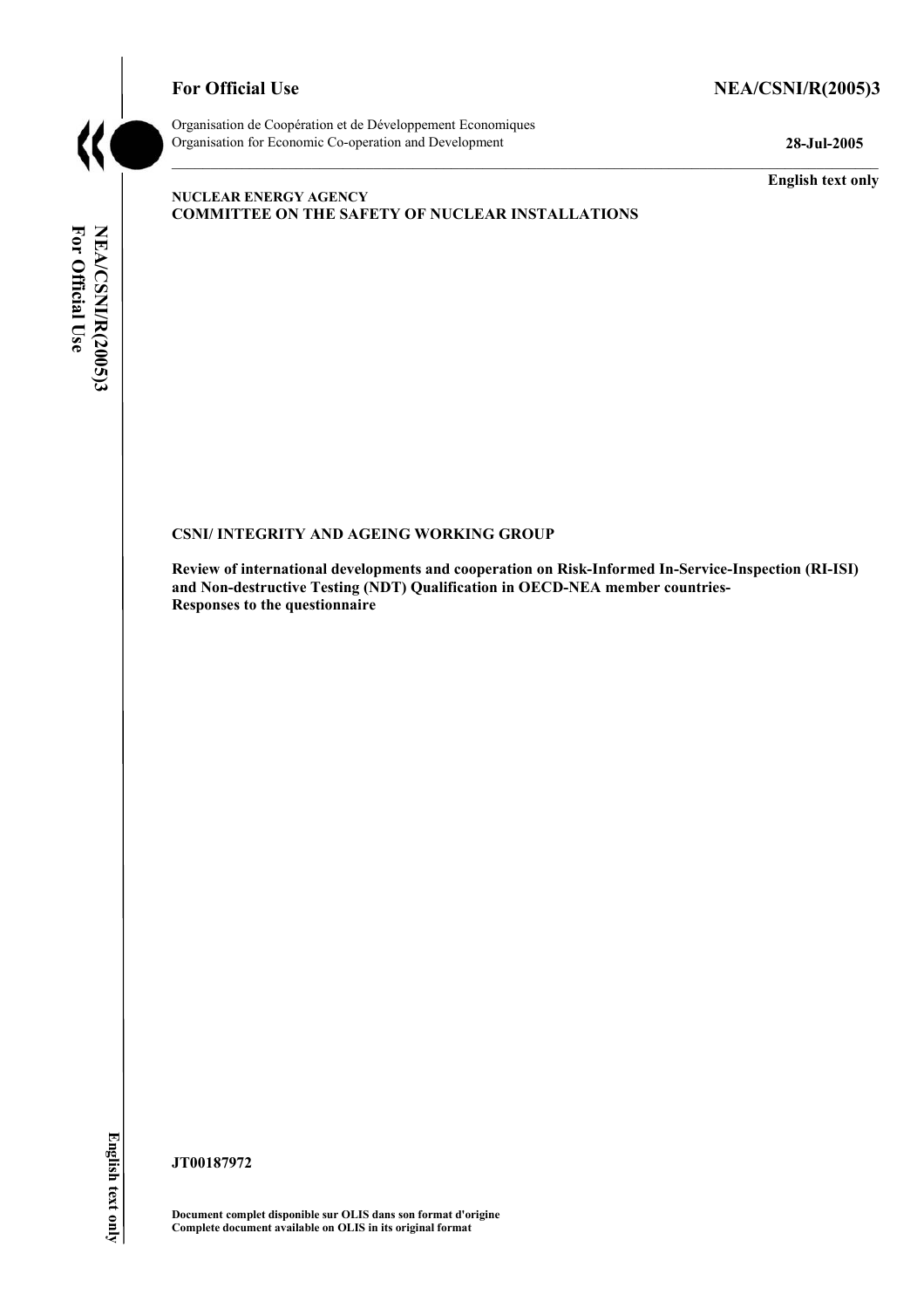**For Official Use** **NEA/CSNI/R(2005)3**

Organisation de Coopération et de Développement Economiques
Organisation for Economic Co-operation and Development **28-Jul-2005**

**English text only**

**NUCLEAR ENERGY AGENCY**
**COMMITTEE ON THE SAFETY OF NUCLEAR INSTALLATIONS**

**CSNI/ INTEGRITY AND AGEING WORKING GROUP**

**Review of international developments and cooperation on Risk-Informed In-Service-Inspection (RI-ISI) and Non-destructive Testing (NDT) Qualification in OECD-NEA member countries-**
**Responses to the questionnaire**

**JT00187972**

**Document complet disponible sur OLIS dans son format d'origine**
**Complete document available on OLIS in its original format**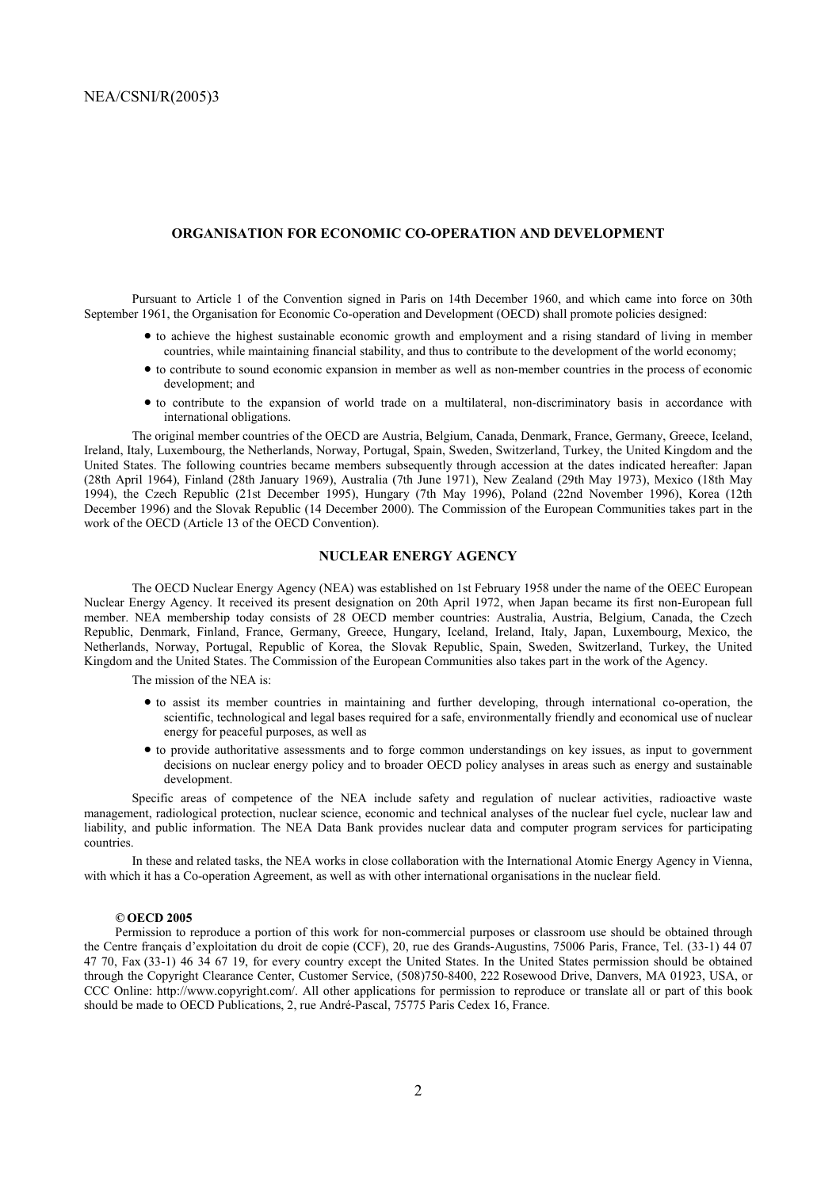## ORGANISATION FOR ECONOMIC CO-OPERATION AND DEVELOPMENT

Pursuant to Article 1 of the Convention signed in Paris on 14th December 1960, and which came into force on 30th September 1961, the Organisation for Economic Co-operation and Development (OECD) shall promote policies designed:

- to achieve the highest sustainable economic growth and employment and a rising standard of living in member countries, while maintaining financial stability, and thus to contribute to the development of the world economy;
- to contribute to sound economic expansion in member as well as non-member countries in the process of economic development; and
- to contribute to the expansion of world trade on a multilateral, non-discriminatory basis in accordance with international obligations.

The original member countries of the OECD are Austria, Belgium, Canada, Denmark, France, Germany, Greece, Iceland, Ireland, Italy, Luxembourg, the Netherlands, Norway, Portugal, Spain, Sweden, Switzerland, Turkey, the United Kingdom and the United States. The following countries became members subsequently through accession at the dates indicated hereafter: Japan (28th April 1964), Finland (28th January 1969), Australia (7th June 1971), New Zealand (29th May 1973), Mexico (18th May 1994), the Czech Republic (21st December 1995), Hungary (7th May 1996), Poland (22nd November 1996), Korea (12th December 1996) and the Slovak Republic (14 December 2000). The Commission of the European Communities takes part in the work of the OECD (Article 13 of the OECD Convention).

## NUCLEAR ENERGY AGENCY

The OECD Nuclear Energy Agency (NEA) was established on 1st February 1958 under the name of the OEEC European Nuclear Energy Agency. It received its present designation on 20th April 1972, when Japan became its first non-European full member. NEA membership today consists of 28 OECD member countries: Australia, Austria, Belgium, Canada, the Czech Republic, Denmark, Finland, France, Germany, Greece, Hungary, Iceland, Ireland, Italy, Japan, Luxembourg, Mexico, the Netherlands, Norway, Portugal, Republic of Korea, the Slovak Republic, Spain, Sweden, Switzerland, Turkey, the United Kingdom and the United States. The Commission of the European Communities also takes part in the work of the Agency.

The mission of the NEA is:

- to assist its member countries in maintaining and further developing, through international co-operation, the scientific, technological and legal bases required for a safe, environmentally friendly and economical use of nuclear energy for peaceful purposes, as well as
- to provide authoritative assessments and to forge common understandings on key issues, as input to government decisions on nuclear energy policy and to broader OECD policy analyses in areas such as energy and sustainable development.

Specific areas of competence of the NEA include safety and regulation of nuclear activities, radioactive waste management, radiological protection, nuclear science, economic and technical analyses of the nuclear fuel cycle, nuclear law and liability, and public information. The NEA Data Bank provides nuclear data and computer program services for participating countries.

In these and related tasks, the NEA works in close collaboration with the International Atomic Energy Agency in Vienna, with which it has a Co-operation Agreement, as well as with other international organisations in the nuclear field.

**© OECD 2005**

Permission to reproduce a portion of this work for non-commercial purposes or classroom use should be obtained through the Centre français d'exploitation du droit de copie (CCF), 20, rue des Grands-Augustins, 75006 Paris, France, Tel. (33-1) 44 07 47 70, Fax (33-1) 46 34 67 19, for every country except the United States. In the United States permission should be obtained through the Copyright Clearance Center, Customer Service, (508)750-8400, 222 Rosewood Drive, Danvers, MA 01923, USA, or CCC Online: http://www.copyright.com/. All other applications for permission to reproduce or translate all or part of this book should be made to OECD Publications, 2, rue André-Pascal, 75775 Paris Cedex 16, France.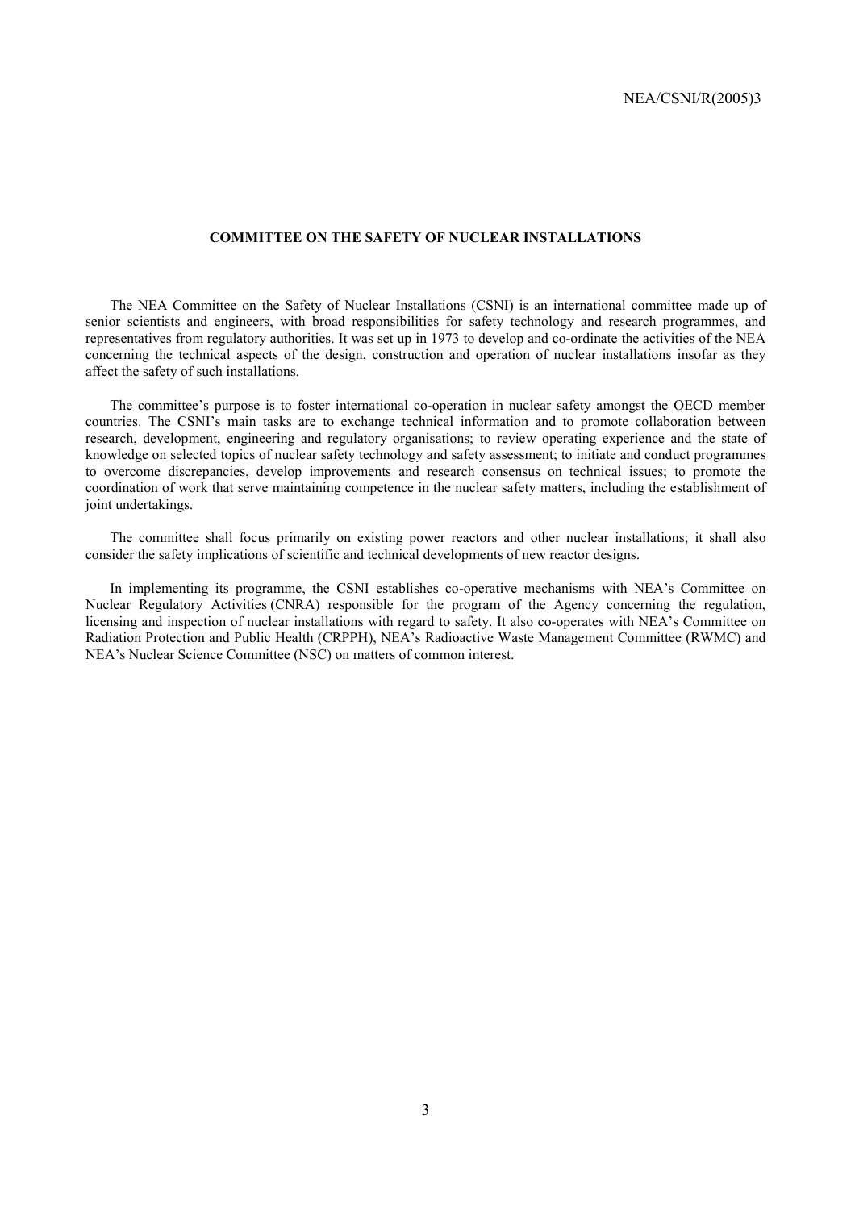## COMMITTEE ON THE SAFETY OF NUCLEAR INSTALLATIONS

The NEA Committee on the Safety of Nuclear Installations (CSNI) is an international committee made up of senior scientists and engineers, with broad responsibilities for safety technology and research programmes, and representatives from regulatory authorities. It was set up in 1973 to develop and co-ordinate the activities of the NEA concerning the technical aspects of the design, construction and operation of nuclear installations insofar as they affect the safety of such installations.

The committee's purpose is to foster international co-operation in nuclear safety amongst the OECD member countries. The CSNI's main tasks are to exchange technical information and to promote collaboration between research, development, engineering and regulatory organisations; to review operating experience and the state of knowledge on selected topics of nuclear safety technology and safety assessment; to initiate and conduct programmes to overcome discrepancies, develop improvements and research consensus on technical issues; to promote the coordination of work that serve maintaining competence in the nuclear safety matters, including the establishment of joint undertakings.

The committee shall focus primarily on existing power reactors and other nuclear installations; it shall also consider the safety implications of scientific and technical developments of new reactor designs.

In implementing its programme, the CSNI establishes co-operative mechanisms with NEA's Committee on Nuclear Regulatory Activities (CNRA) responsible for the program of the Agency concerning the regulation, licensing and inspection of nuclear installations with regard to safety. It also co-operates with NEA's Committee on Radiation Protection and Public Health (CRPPH), NEA's Radioactive Waste Management Committee (RWMC) and NEA's Nuclear Science Committee (NSC) on matters of common interest.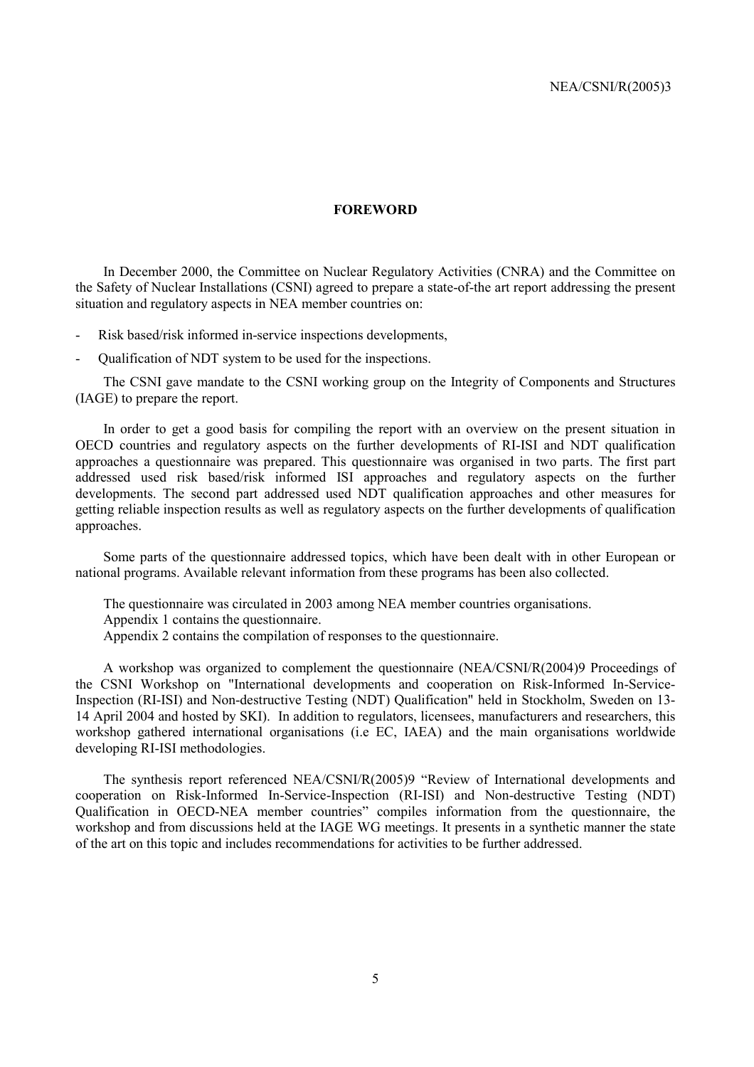# FOREWORD

In December 2000, the Committee on Nuclear Regulatory Activities (CNRA) and the Committee on the Safety of Nuclear Installations (CSNI) agreed to prepare a state-of-the art report addressing the present situation and regulatory aspects in NEA member countries on:

- Risk based/risk informed in-service inspections developments,
- Qualification of NDT system to be used for the inspections.

The CSNI gave mandate to the CSNI working group on the Integrity of Components and Structures (IAGE) to prepare the report.

In order to get a good basis for compiling the report with an overview on the present situation in OECD countries and regulatory aspects on the further developments of RI-ISI and NDT qualification approaches a questionnaire was prepared. This questionnaire was organised in two parts. The first part addressed used risk based/risk informed ISI approaches and regulatory aspects on the further developments. The second part addressed used NDT qualification approaches and other measures for getting reliable inspection results as well as regulatory aspects on the further developments of qualification approaches.

Some parts of the questionnaire addressed topics, which have been dealt with in other European or national programs. Available relevant information from these programs has been also collected.

The questionnaire was circulated in 2003 among NEA member countries organisations.
Appendix 1 contains the questionnaire.
Appendix 2 contains the compilation of responses to the questionnaire.

A workshop was organized to complement the questionnaire (NEA/CSNI/R(2004)9 Proceedings of the CSNI Workshop on "International developments and cooperation on Risk-Informed In-Service-Inspection (RI-ISI) and Non-destructive Testing (NDT) Qualification" held in Stockholm, Sweden on 13-14 April 2004 and hosted by SKI). In addition to regulators, licensees, manufacturers and researchers, this workshop gathered international organisations (i.e EC, IAEA) and the main organisations worldwide developing RI-ISI methodologies.

The synthesis report referenced NEA/CSNI/R(2005)9 "Review of International developments and cooperation on Risk-Informed In-Service-Inspection (RI-ISI) and Non-destructive Testing (NDT) Qualification in OECD-NEA member countries" compiles information from the questionnaire, the workshop and from discussions held at the IAGE WG meetings. It presents in a synthetic manner the state of the art on this topic and includes recommendations for activities to be further addressed.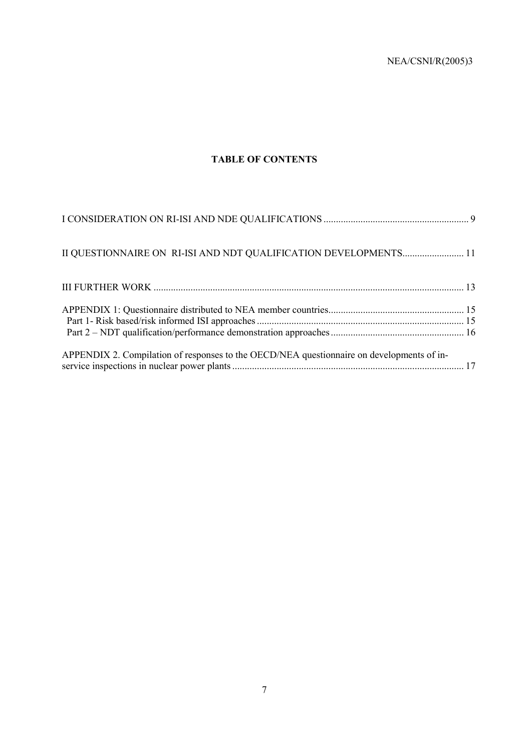## TABLE OF CONTENTS

I CONSIDERATION ON RI-ISI AND NDE QUALIFICATIONS ........................................................ 9

II QUESTIONNAIRE ON RI-ISI AND NDT QUALIFICATION DEVELOPMENTS........................ 11

III FURTHER WORK ........................................................................................................ 13

APPENDIX 1: Questionnaire distributed to NEA member countries...................................................... 15
 Part 1- Risk based/risk informed ISI approaches ................................................................................... 15
 Part 2 – NDT qualification/performance demonstration approaches ..................................................... 16

APPENDIX 2. Compilation of responses to the OECD/NEA questionnaire on developments of in-service inspections in nuclear power plants ............................................................................................ 17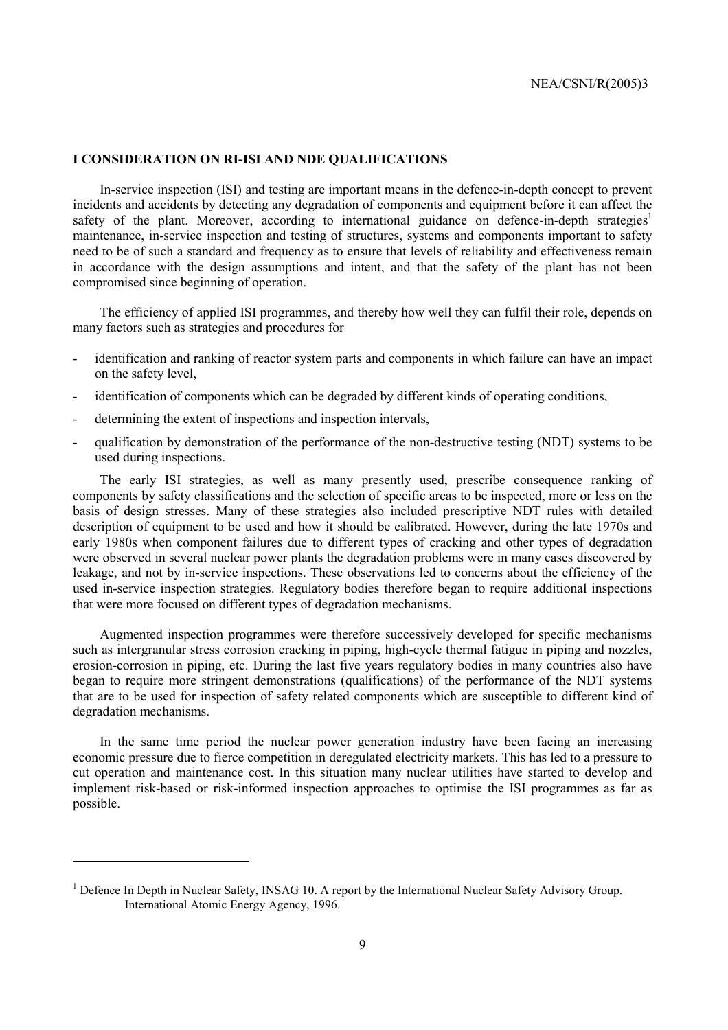## I CONSIDERATION ON RI-ISI AND NDE QUALIFICATIONS

In-service inspection (ISI) and testing are important means in the defence-in-depth concept to prevent incidents and accidents by detecting any degradation of components and equipment before it can affect the safety of the plant. Moreover, according to international guidance on defence-in-depth strategies[1] maintenance, in-service inspection and testing of structures, systems and components important to safety need to be of such a standard and frequency as to ensure that levels of reliability and effectiveness remain in accordance with the design assumptions and intent, and that the safety of the plant has not been compromised since beginning of operation.

The efficiency of applied ISI programmes, and thereby how well they can fulfil their role, depends on many factors such as strategies and procedures for

- identification and ranking of reactor system parts and components in which failure can have an impact on the safety level,
- identification of components which can be degraded by different kinds of operating conditions,
- determining the extent of inspections and inspection intervals,
- qualification by demonstration of the performance of the non-destructive testing (NDT) systems to be used during inspections.

The early ISI strategies, as well as many presently used, prescribe consequence ranking of components by safety classifications and the selection of specific areas to be inspected, more or less on the basis of design stresses. Many of these strategies also included prescriptive NDT rules with detailed description of equipment to be used and how it should be calibrated. However, during the late 1970s and early 1980s when component failures due to different types of cracking and other types of degradation were observed in several nuclear power plants the degradation problems were in many cases discovered by leakage, and not by in-service inspections. These observations led to concerns about the efficiency of the used in-service inspection strategies. Regulatory bodies therefore began to require additional inspections that were more focused on different types of degradation mechanisms.

Augmented inspection programmes were therefore successively developed for specific mechanisms such as intergranular stress corrosion cracking in piping, high-cycle thermal fatigue in piping and nozzles, erosion-corrosion in piping, etc. During the last five years regulatory bodies in many countries also have began to require more stringent demonstrations (qualifications) of the performance of the NDT systems that are to be used for inspection of safety related components which are susceptible to different kind of degradation mechanisms.

In the same time period the nuclear power generation industry have been facing an increasing economic pressure due to fierce competition in deregulated electricity markets. This has led to a pressure to cut operation and maintenance cost. In this situation many nuclear utilities have started to develop and implement risk-based or risk-informed inspection approaches to optimise the ISI programmes as far as possible.

---

[1] Defence In Depth in Nuclear Safety, INSAG 10. A report by the International Nuclear Safety Advisory Group. International Atomic Energy Agency, 1996.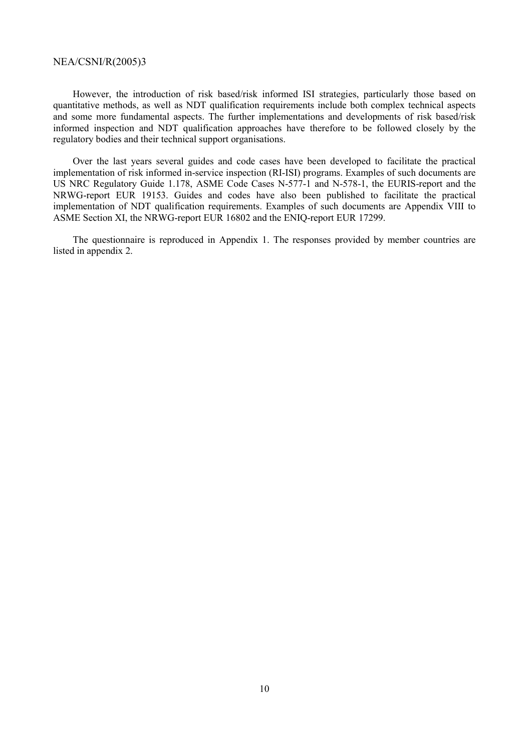However, the introduction of risk based/risk informed ISI strategies, particularly those based on quantitative methods, as well as NDT qualification requirements include both complex technical aspects and some more fundamental aspects. The further implementations and developments of risk based/risk informed inspection and NDT qualification approaches have therefore to be followed closely by the regulatory bodies and their technical support organisations.

Over the last years several guides and code cases have been developed to facilitate the practical implementation of risk informed in-service inspection (RI-ISI) programs. Examples of such documents are US NRC Regulatory Guide 1.178, ASME Code Cases N-577-1 and N-578-1, the EURIS-report and the NRWG-report EUR 19153. Guides and codes have also been published to facilitate the practical implementation of NDT qualification requirements. Examples of such documents are Appendix VIII to ASME Section XI, the NRWG-report EUR 16802 and the ENIQ-report EUR 17299.

The questionnaire is reproduced in Appendix 1. The responses provided by member countries are listed in appendix 2.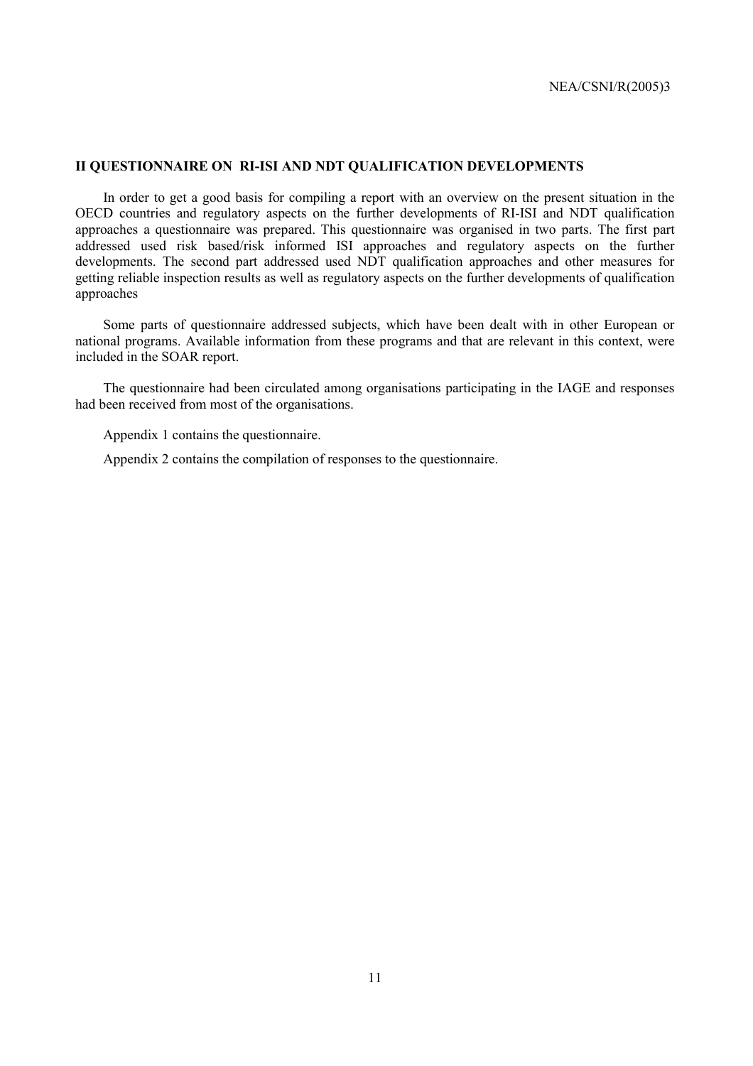## II QUESTIONNAIRE ON RI-ISI AND NDT QUALIFICATION DEVELOPMENTS

In order to get a good basis for compiling a report with an overview on the present situation in the OECD countries and regulatory aspects on the further developments of RI-ISI and NDT qualification approaches a questionnaire was prepared. This questionnaire was organised in two parts. The first part addressed used risk based/risk informed ISI approaches and regulatory aspects on the further developments. The second part addressed used NDT qualification approaches and other measures for getting reliable inspection results as well as regulatory aspects on the further developments of qualification approaches

Some parts of questionnaire addressed subjects, which have been dealt with in other European or national programs. Available information from these programs and that are relevant in this context, were included in the SOAR report.

The questionnaire had been circulated among organisations participating in the IAGE and responses had been received from most of the organisations.

Appendix 1 contains the questionnaire.

Appendix 2 contains the compilation of responses to the questionnaire.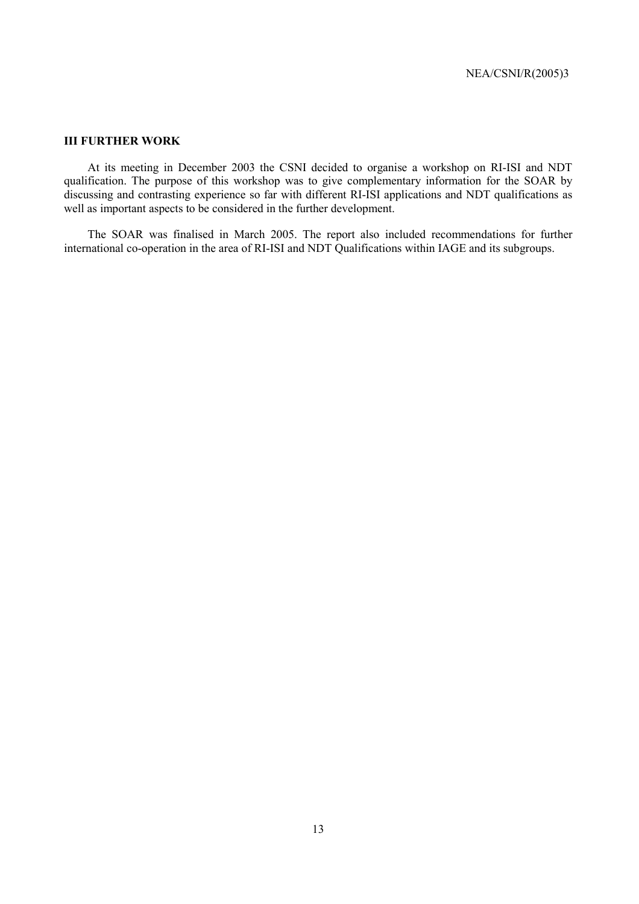## III FURTHER WORK

At its meeting in December 2003 the CSNI decided to organise a workshop on RI-ISI and NDT qualification. The purpose of this workshop was to give complementary information for the SOAR by discussing and contrasting experience so far with different RI-ISI applications and NDT qualifications as well as important aspects to be considered in the further development.

The SOAR was finalised in March 2005. The report also included recommendations for further international co-operation in the area of RI-ISI and NDT Qualifications within IAGE and its subgroups.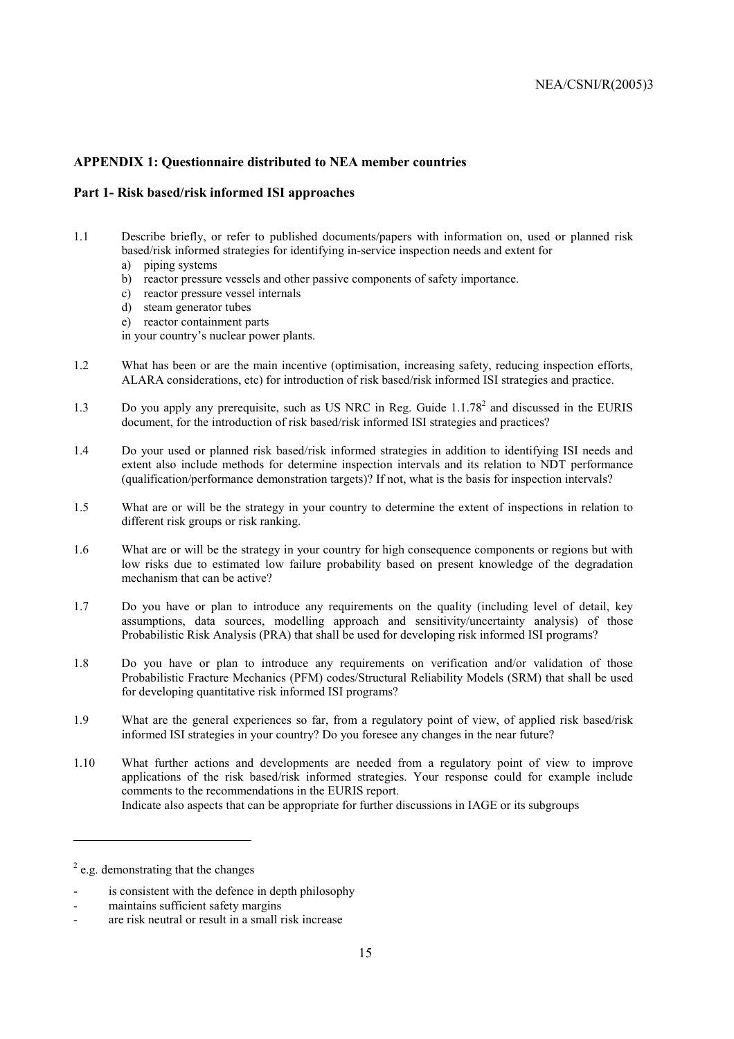## APPENDIX 1: Questionnaire distributed to NEA member countries

### Part 1- Risk based/risk informed ISI approaches

1.1 Describe briefly, or refer to published documents/papers with information on, used or planned risk based/risk informed strategies for identifying in-service inspection needs and extent for
   a) piping systems
   b) reactor pressure vessels and other passive components of safety importance.
   c) reactor pressure vessel internals
   d) steam generator tubes
   e) reactor containment parts

   in your country's nuclear power plants.

1.2 What has been or are the main incentive (optimisation, increasing safety, reducing inspection efforts, ALARA considerations, etc) for introduction of risk based/risk informed ISI strategies and practice.

1.3 Do you apply any prerequisite, such as US NRC in Reg. Guide 1.1.78[2] and discussed in the EURIS document, for the introduction of risk based/risk informed ISI strategies and practices?

1.4 Do your used or planned risk based/risk informed strategies in addition to identifying ISI needs and extent also include methods for determine inspection intervals and its relation to NDT performance (qualification/performance demonstration targets)? If not, what is the basis for inspection intervals?

1.5 What are or will be the strategy in your country to determine the extent of inspections in relation to different risk groups or risk ranking.

1.6 What are or will be the strategy in your country for high consequence components or regions but with low risks due to estimated low failure probability based on present knowledge of the degradation mechanism that can be active?

1.7 Do you have or plan to introduce any requirements on the quality (including level of detail, key assumptions, data sources, modelling approach and sensitivity/uncertainty analysis) of those Probabilistic Risk Analysis (PRA) that shall be used for developing risk informed ISI programs?

1.8 Do you have or plan to introduce any requirements on verification and/or validation of those Probabilistic Fracture Mechanics (PFM) codes/Structural Reliability Models (SRM) that shall be used for developing quantitative risk informed ISI programs?

1.9 What are the general experiences so far, from a regulatory point of view, of applied risk based/risk informed ISI strategies in your country? Do you foresee any changes in the near future?

1.10 What further actions and developments are needed from a regulatory point of view to improve applications of the risk based/risk informed strategies. Your response could for example include comments to the recommendations in the EURIS report.
   Indicate also aspects that can be appropriate for further discussions in IAGE or its subgroups

---

[2] e.g. demonstrating that the changes

- is consistent with the defence in depth philosophy
- maintains sufficient safety margins
- are risk neutral or result in a small risk increase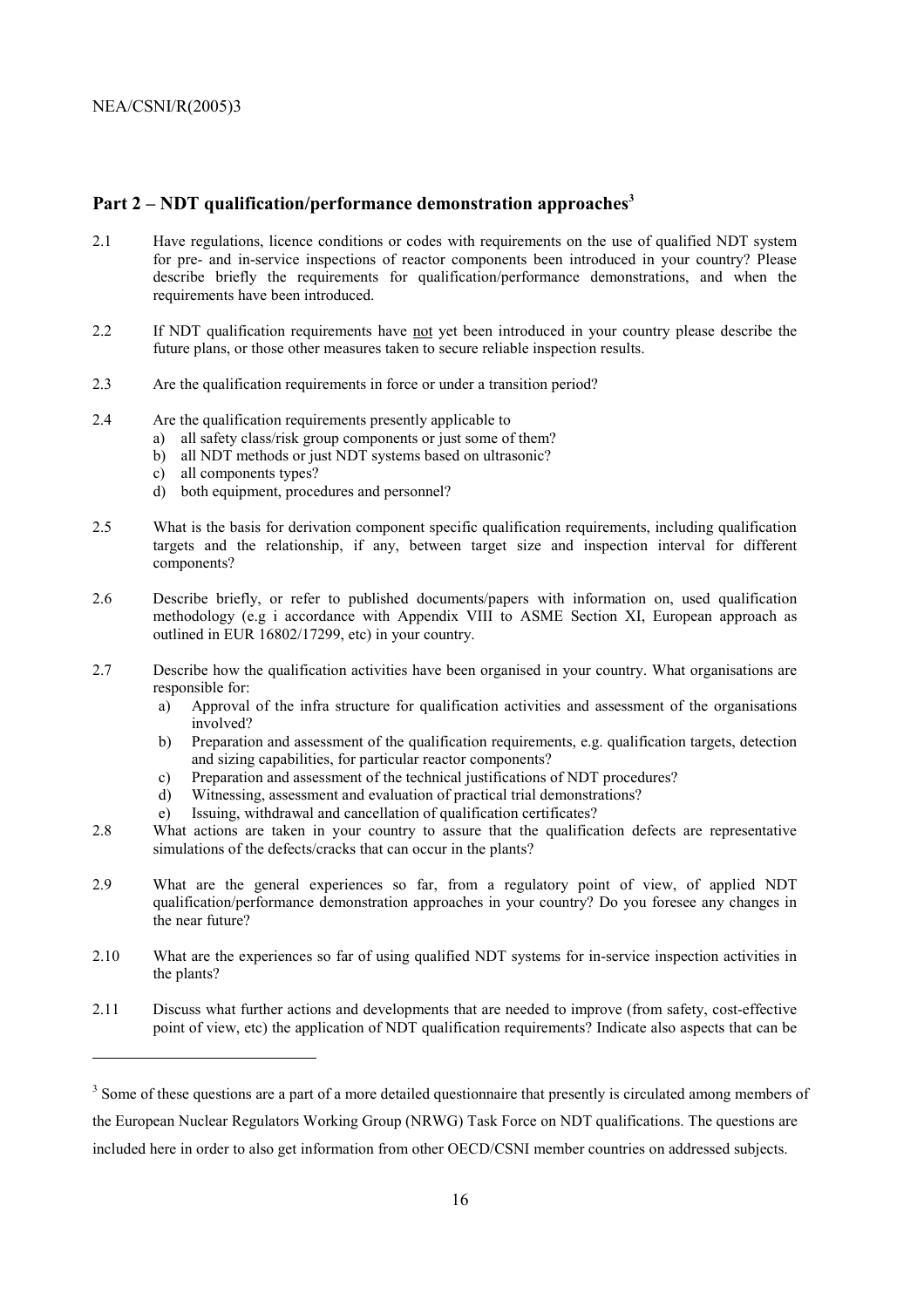## Part 2 – NDT qualification/performance demonstration approaches[3]

2.1 Have regulations, licence conditions or codes with requirements on the use of qualified NDT system for pre- and in-service inspections of reactor components been introduced in your country? Please describe briefly the requirements for qualification/performance demonstrations, and when the requirements have been introduced.

2.2 If NDT qualification requirements have not yet been introduced in your country please describe the future plans, or those other measures taken to secure reliable inspection results.

2.3 Are the qualification requirements in force or under a transition period?

2.4 Are the qualification requirements presently applicable to

a) all safety class/risk group components or just some of them?
b) all NDT methods or just NDT systems based on ultrasonic?
c) all components types?
d) both equipment, procedures and personnel?

2.5 What is the basis for derivation component specific qualification requirements, including qualification targets and the relationship, if any, between target size and inspection interval for different components?

2.6 Describe briefly, or refer to published documents/papers with information on, used qualification methodology (e.g i accordance with Appendix VIII to ASME Section XI, European approach as outlined in EUR 16802/17299, etc) in your country.

2.7 Describe how the qualification activities have been organised in your country. What organisations are responsible for:

a) Approval of the infra structure for qualification activities and assessment of the organisations involved?
b) Preparation and assessment of the qualification requirements, e.g. qualification targets, detection and sizing capabilities, for particular reactor components?
c) Preparation and assessment of the technical justifications of NDT procedures?
d) Witnessing, assessment and evaluation of practical trial demonstrations?
e) Issuing, withdrawal and cancellation of qualification certificates?

2.8 What actions are taken in your country to assure that the qualification defects are representative simulations of the defects/cracks that can occur in the plants?

2.9 What are the general experiences so far, from a regulatory point of view, of applied NDT qualification/performance demonstration approaches in your country? Do you foresee any changes in the near future?

2.10 What are the experiences so far of using qualified NDT systems for in-service inspection activities in the plants?

2.11 Discuss what further actions and developments that are needed to improve (from safety, cost-effective point of view, etc) the application of NDT qualification requirements? Indicate also aspects that can be

---

[3] Some of these questions are a part of a more detailed questionnaire that presently is circulated among members of the European Nuclear Regulators Working Group (NRWG) Task Force on NDT qualifications. The questions are included here in order to also get information from other OECD/CSNI member countries on addressed subjects.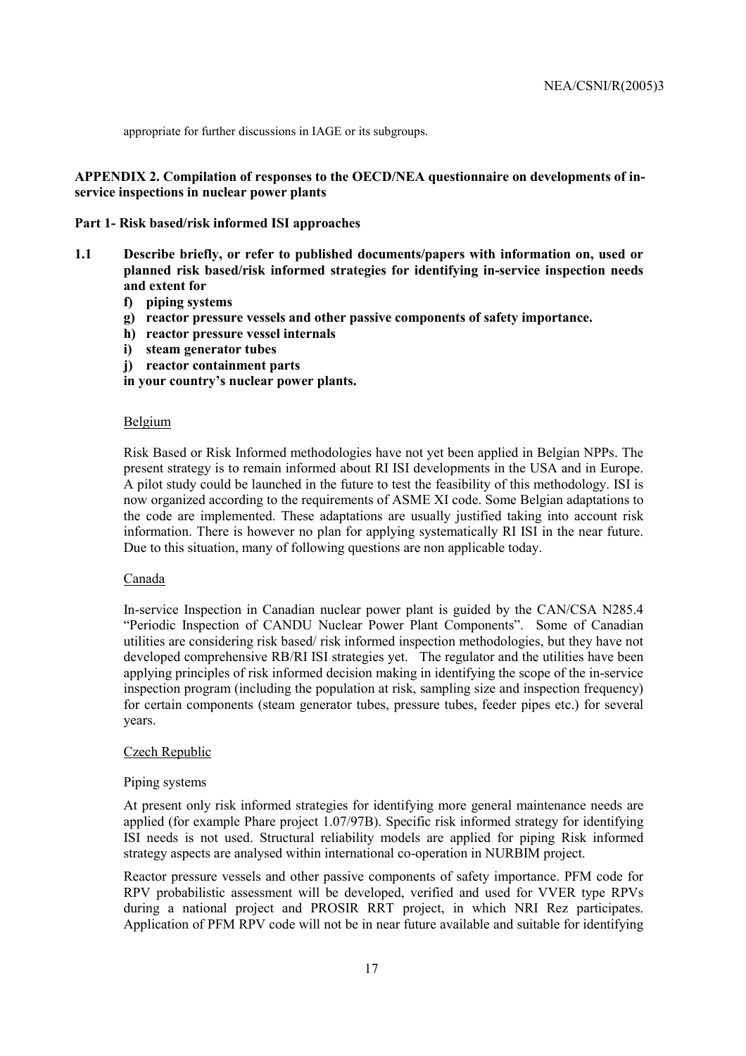appropriate for further discussions in IAGE or its subgroups.

## APPENDIX 2. Compilation of responses to the OECD/NEA questionnaire on developments of in-service inspections in nuclear power plants

### Part 1- Risk based/risk informed ISI approaches

**1.1 Describe briefly, or refer to published documents/papers with information on, used or planned risk based/risk informed strategies for identifying in-service inspection needs and extent for**

**f) piping systems**

**g) reactor pressure vessels and other passive components of safety importance.**

**h) reactor pressure vessel internals**

**i) steam generator tubes**

**j) reactor containment parts**

**in your country's nuclear power plants.**

Belgium

Risk Based or Risk Informed methodologies have not yet been applied in Belgian NPPs. The present strategy is to remain informed about RI ISI developments in the USA and in Europe. A pilot study could be launched in the future to test the feasibility of this methodology. ISI is now organized according to the requirements of ASME XI code. Some Belgian adaptations to the code are implemented. These adaptations are usually justified taking into account risk information. There is however no plan for applying systematically RI ISI in the near future. Due to this situation, many of following questions are non applicable today.

Canada

In-service Inspection in Canadian nuclear power plant is guided by the CAN/CSA N285.4 "Periodic Inspection of CANDU Nuclear Power Plant Components". Some of Canadian utilities are considering risk based/ risk informed inspection methodologies, but they have not developed comprehensive RB/RI ISI strategies yet. The regulator and the utilities have been applying principles of risk informed decision making in identifying the scope of the in-service inspection program (including the population at risk, sampling size and inspection frequency) for certain components (steam generator tubes, pressure tubes, feeder pipes etc.) for several years.

Czech Republic

Piping systems

At present only risk informed strategies for identifying more general maintenance needs are applied (for example Phare project 1.07/97B). Specific risk informed strategy for identifying ISI needs is not used. Structural reliability models are applied for piping Risk informed strategy aspects are analysed within international co-operation in NURBIM project.

Reactor pressure vessels and other passive components of safety importance. PFM code for RPV probabilistic assessment will be developed, verified and used for VVER type RPVs during a national project and PROSIR RRT project, in which NRI Rez participates. Application of PFM RPV code will not be in near future available and suitable for identifying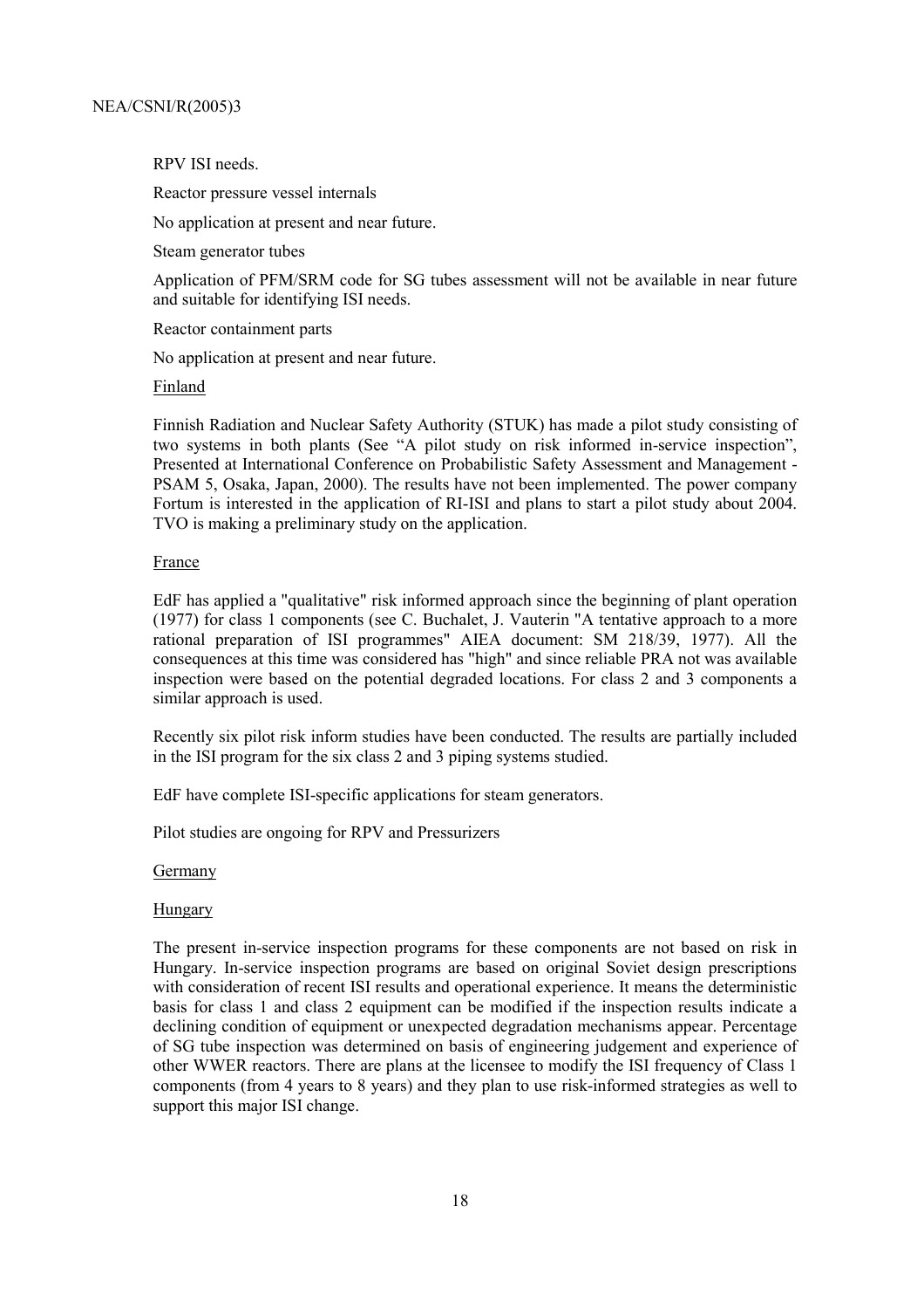RPV ISI needs.

Reactor pressure vessel internals

No application at present and near future.

Steam generator tubes

Application of PFM/SRM code for SG tubes assessment will not be available in near future and suitable for identifying ISI needs.

Reactor containment parts

No application at present and near future.

Finland

Finnish Radiation and Nuclear Safety Authority (STUK) has made a pilot study consisting of two systems in both plants (See "A pilot study on risk informed in-service inspection", Presented at International Conference on Probabilistic Safety Assessment and Management - PSAM 5, Osaka, Japan, 2000). The results have not been implemented. The power company Fortum is interested in the application of RI-ISI and plans to start a pilot study about 2004. TVO is making a preliminary study on the application.

France

EdF has applied a "qualitative" risk informed approach since the beginning of plant operation (1977) for class 1 components (see C. Buchalet, J. Vauterin "A tentative approach to a more rational preparation of ISI programmes" AIEA document: SM 218/39, 1977). All the consequences at this time was considered has "high" and since reliable PRA not was available inspection were based on the potential degraded locations. For class 2 and 3 components a similar approach is used.

Recently six pilot risk inform studies have been conducted. The results are partially included in the ISI program for the six class 2 and 3 piping systems studied.

EdF have complete ISI-specific applications for steam generators.

Pilot studies are ongoing for RPV and Pressurizers

Germany

Hungary

The present in-service inspection programs for these components are not based on risk in Hungary. In-service inspection programs are based on original Soviet design prescriptions with consideration of recent ISI results and operational experience. It means the deterministic basis for class 1 and class 2 equipment can be modified if the inspection results indicate a declining condition of equipment or unexpected degradation mechanisms appear. Percentage of SG tube inspection was determined on basis of engineering judgement and experience of other WWER reactors. There are plans at the licensee to modify the ISI frequency of Class 1 components (from 4 years to 8 years) and they plan to use risk-informed strategies as well to support this major ISI change.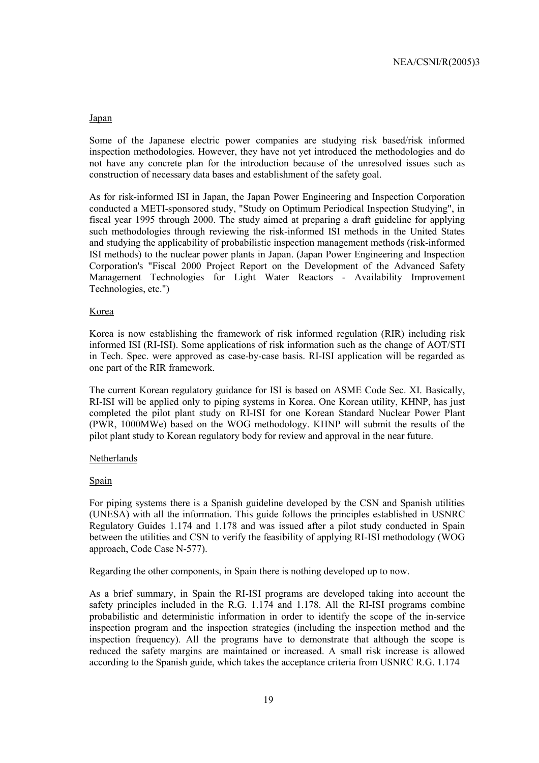Japan

Some of the Japanese electric power companies are studying risk based/risk informed inspection methodologies. However, they have not yet introduced the methodologies and do not have any concrete plan for the introduction because of the unresolved issues such as construction of necessary data bases and establishment of the safety goal.

As for risk-informed ISI in Japan, the Japan Power Engineering and Inspection Corporation conducted a METI-sponsored study, "Study on Optimum Periodical Inspection Studying", in fiscal year 1995 through 2000. The study aimed at preparing a draft guideline for applying such methodologies through reviewing the risk-informed ISI methods in the United States and studying the applicability of probabilistic inspection management methods (risk-informed ISI methods) to the nuclear power plants in Japan. (Japan Power Engineering and Inspection Corporation's "Fiscal 2000 Project Report on the Development of the Advanced Safety Management Technologies for Light Water Reactors - Availability Improvement Technologies, etc.")

Korea

Korea is now establishing the framework of risk informed regulation (RIR) including risk informed ISI (RI-ISI). Some applications of risk information such as the change of AOT/STI in Tech. Spec. were approved as case-by-case basis. RI-ISI application will be regarded as one part of the RIR framework.

The current Korean regulatory guidance for ISI is based on ASME Code Sec. XI. Basically, RI-ISI will be applied only to piping systems in Korea. One Korean utility, KHNP, has just completed the pilot plant study on RI-ISI for one Korean Standard Nuclear Power Plant (PWR, 1000MWe) based on the WOG methodology. KHNP will submit the results of the pilot plant study to Korean regulatory body for review and approval in the near future.

Netherlands

Spain

For piping systems there is a Spanish guideline developed by the CSN and Spanish utilities (UNESA) with all the information. This guide follows the principles established in USNRC Regulatory Guides 1.174 and 1.178 and was issued after a pilot study conducted in Spain between the utilities and CSN to verify the feasibility of applying RI-ISI methodology (WOG approach, Code Case N-577).

Regarding the other components, in Spain there is nothing developed up to now.

As a brief summary, in Spain the RI-ISI programs are developed taking into account the safety principles included in the R.G. 1.174 and 1.178. All the RI-ISI programs combine probabilistic and deterministic information in order to identify the scope of the in-service inspection program and the inspection strategies (including the inspection method and the inspection frequency). All the programs have to demonstrate that although the scope is reduced the safety margins are maintained or increased. A small risk increase is allowed according to the Spanish guide, which takes the acceptance criteria from USNRC R.G. 1.174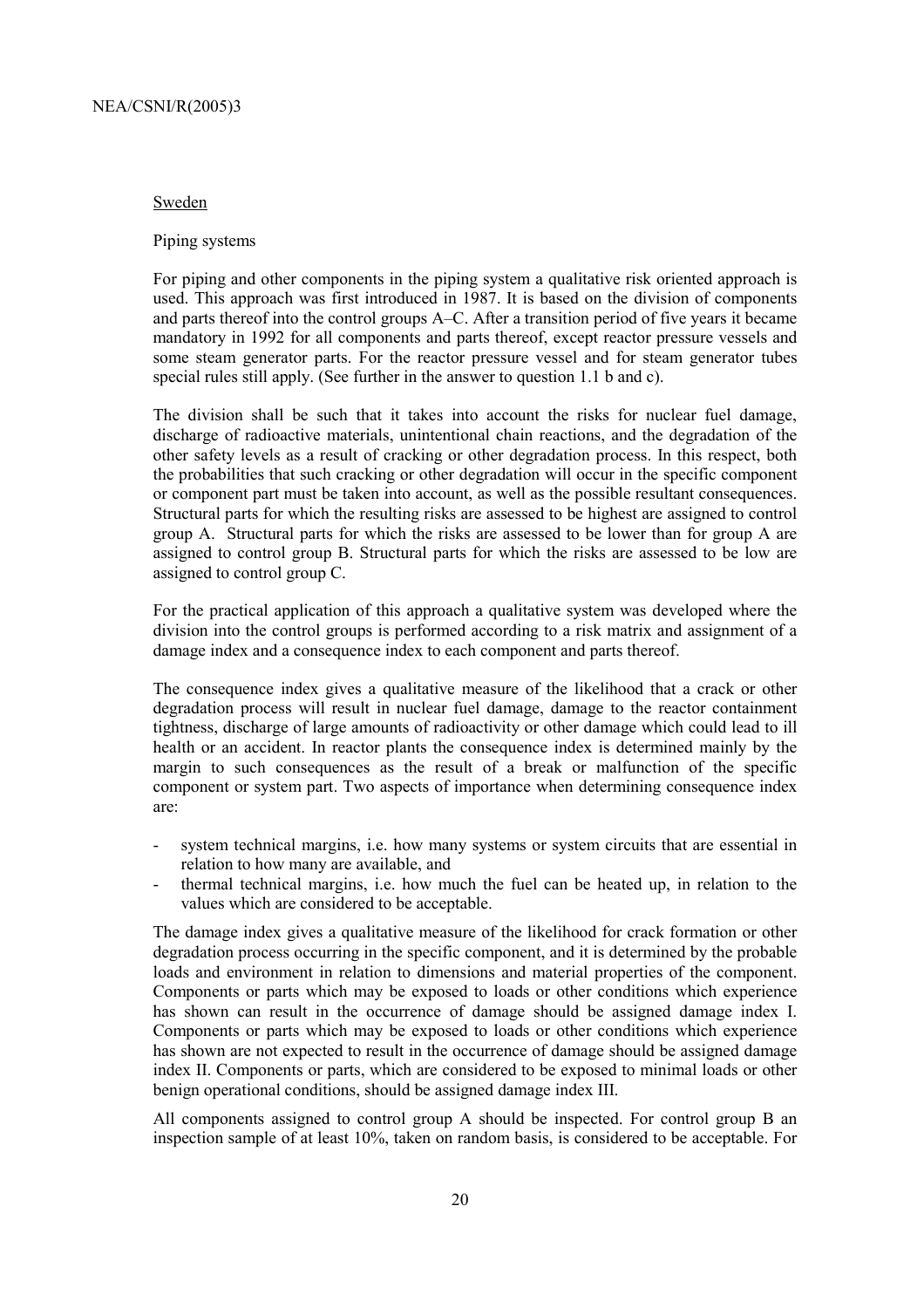Sweden

Piping systems

For piping and other components in the piping system a qualitative risk oriented approach is used. This approach was first introduced in 1987. It is based on the division of components and parts thereof into the control groups A–C. After a transition period of five years it became mandatory in 1992 for all components and parts thereof, except reactor pressure vessels and some steam generator parts. For the reactor pressure vessel and for steam generator tubes special rules still apply. (See further in the answer to question 1.1 b and c).

The division shall be such that it takes into account the risks for nuclear fuel damage, discharge of radioactive materials, unintentional chain reactions, and the degradation of the other safety levels as a result of cracking or other degradation process. In this respect, both the probabilities that such cracking or other degradation will occur in the specific component or component part must be taken into account, as well as the possible resultant consequences. Structural parts for which the resulting risks are assessed to be highest are assigned to control group A. Structural parts for which the risks are assessed to be lower than for group A are assigned to control group B. Structural parts for which the risks are assessed to be low are assigned to control group C.

For the practical application of this approach a qualitative system was developed where the division into the control groups is performed according to a risk matrix and assignment of a damage index and a consequence index to each component and parts thereof.

The consequence index gives a qualitative measure of the likelihood that a crack or other degradation process will result in nuclear fuel damage, damage to the reactor containment tightness, discharge of large amounts of radioactivity or other damage which could lead to ill health or an accident. In reactor plants the consequence index is determined mainly by the margin to such consequences as the result of a break or malfunction of the specific component or system part. Two aspects of importance when determining consequence index are:

- system technical margins, i.e. how many systems or system circuits that are essential in relation to how many are available, and
- thermal technical margins, i.e. how much the fuel can be heated up, in relation to the values which are considered to be acceptable.

The damage index gives a qualitative measure of the likelihood for crack formation or other degradation process occurring in the specific component, and it is determined by the probable loads and environment in relation to dimensions and material properties of the component. Components or parts which may be exposed to loads or other conditions which experience has shown can result in the occurrence of damage should be assigned damage index I. Components or parts which may be exposed to loads or other conditions which experience has shown are not expected to result in the occurrence of damage should be assigned damage index II. Components or parts, which are considered to be exposed to minimal loads or other benign operational conditions, should be assigned damage index III.

All components assigned to control group A should be inspected. For control group B an inspection sample of at least 10%, taken on random basis, is considered to be acceptable. For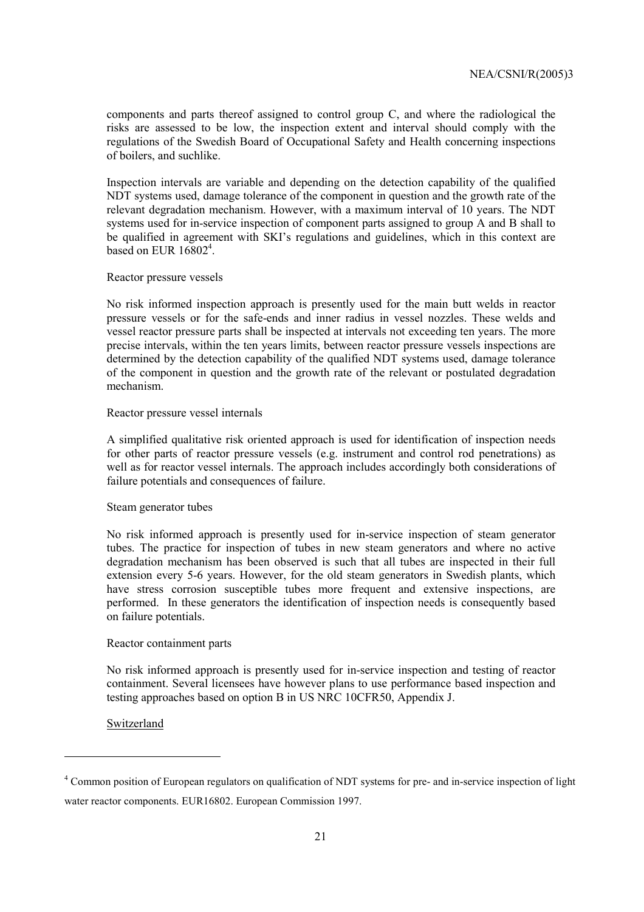components and parts thereof assigned to control group C, and where the radiological the risks are assessed to be low, the inspection extent and interval should comply with the regulations of the Swedish Board of Occupational Safety and Health concerning inspections of boilers, and suchlike.

Inspection intervals are variable and depending on the detection capability of the qualified NDT systems used, damage tolerance of the component in question and the growth rate of the relevant degradation mechanism. However, with a maximum interval of 10 years. The NDT systems used for in-service inspection of component parts assigned to group A and B shall to be qualified in agreement with SKI's regulations and guidelines, which in this context are based on EUR 16802[4].

Reactor pressure vessels

No risk informed inspection approach is presently used for the main butt welds in reactor pressure vessels or for the safe-ends and inner radius in vessel nozzles. These welds and vessel reactor pressure parts shall be inspected at intervals not exceeding ten years. The more precise intervals, within the ten years limits, between reactor pressure vessels inspections are determined by the detection capability of the qualified NDT systems used, damage tolerance of the component in question and the growth rate of the relevant or postulated degradation mechanism.

Reactor pressure vessel internals

A simplified qualitative risk oriented approach is used for identification of inspection needs for other parts of reactor pressure vessels (e.g. instrument and control rod penetrations) as well as for reactor vessel internals. The approach includes accordingly both considerations of failure potentials and consequences of failure.

Steam generator tubes

No risk informed approach is presently used for in-service inspection of steam generator tubes. The practice for inspection of tubes in new steam generators and where no active degradation mechanism has been observed is such that all tubes are inspected in their full extension every 5-6 years. However, for the old steam generators in Swedish plants, which have stress corrosion susceptible tubes more frequent and extensive inspections, are performed. In these generators the identification of inspection needs is consequently based on failure potentials.

Reactor containment parts

No risk informed approach is presently used for in-service inspection and testing of reactor containment. Several licensees have however plans to use performance based inspection and testing approaches based on option B in US NRC 10CFR50, Appendix J.

Switzerland

---

[4] Common position of European regulators on qualification of NDT systems for pre- and in-service inspection of light water reactor components. EUR16802. European Commission 1997.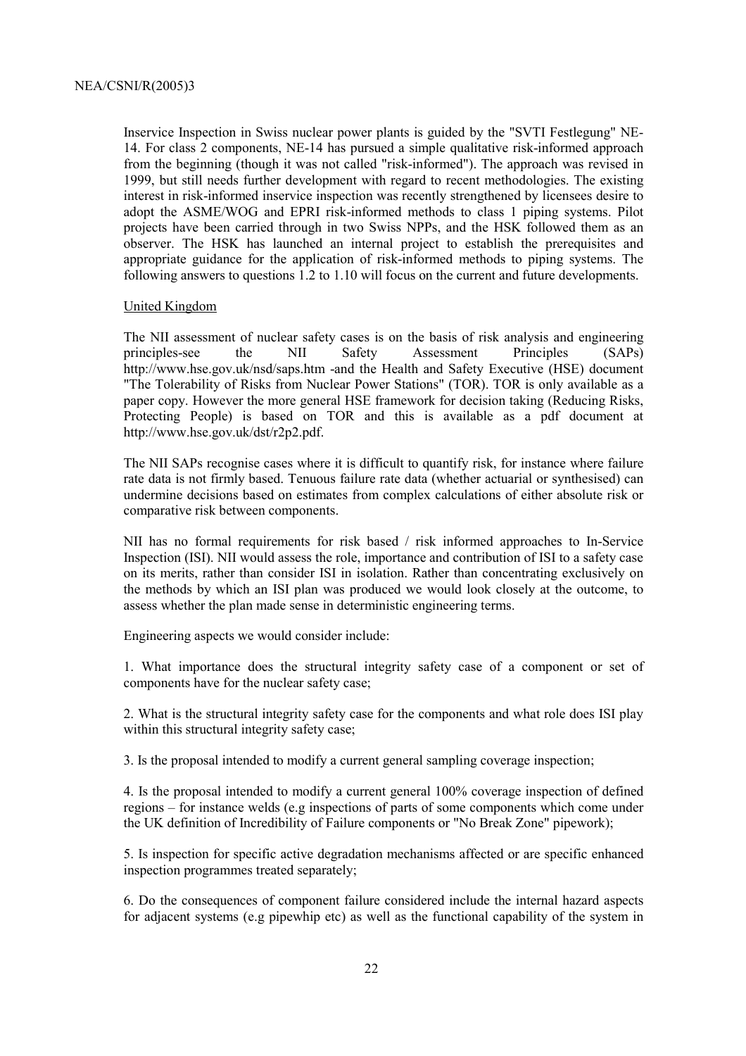Inservice Inspection in Swiss nuclear power plants is guided by the "SVTI Festlegung" NE-14. For class 2 components, NE-14 has pursued a simple qualitative risk-informed approach from the beginning (though it was not called "risk-informed"). The approach was revised in 1999, but still needs further development with regard to recent methodologies. The existing interest in risk-informed inservice inspection was recently strengthened by licensees desire to adopt the ASME/WOG and EPRI risk-informed methods to class 1 piping systems. Pilot projects have been carried through in two Swiss NPPs, and the HSK followed them as an observer. The HSK has launched an internal project to establish the prerequisites and appropriate guidance for the application of risk-informed methods to piping systems. The following answers to questions 1.2 to 1.10 will focus on the current and future developments.

United Kingdom

The NII assessment of nuclear safety cases is on the basis of risk analysis and engineering principles-see the NII Safety Assessment Principles (SAPs) http://www.hse.gov.uk/nsd/saps.htm -and the Health and Safety Executive (HSE) document "The Tolerability of Risks from Nuclear Power Stations" (TOR). TOR is only available as a paper copy. However the more general HSE framework for decision taking (Reducing Risks, Protecting People) is based on TOR and this is available as a pdf document at http://www.hse.gov.uk/dst/r2p2.pdf.

The NII SAPs recognise cases where it is difficult to quantify risk, for instance where failure rate data is not firmly based. Tenuous failure rate data (whether actuarial or synthesised) can undermine decisions based on estimates from complex calculations of either absolute risk or comparative risk between components.

NII has no formal requirements for risk based / risk informed approaches to In-Service Inspection (ISI). NII would assess the role, importance and contribution of ISI to a safety case on its merits, rather than consider ISI in isolation. Rather than concentrating exclusively on the methods by which an ISI plan was produced we would look closely at the outcome, to assess whether the plan made sense in deterministic engineering terms.

Engineering aspects we would consider include:

1. What importance does the structural integrity safety case of a component or set of components have for the nuclear safety case;

2. What is the structural integrity safety case for the components and what role does ISI play within this structural integrity safety case;

3. Is the proposal intended to modify a current general sampling coverage inspection;

4. Is the proposal intended to modify a current general 100% coverage inspection of defined regions – for instance welds (e.g inspections of parts of some components which come under the UK definition of Incredibility of Failure components or "No Break Zone" pipework);

5. Is inspection for specific active degradation mechanisms affected or are specific enhanced inspection programmes treated separately;

6. Do the consequences of component failure considered include the internal hazard aspects for adjacent systems (e.g pipewhip etc) as well as the functional capability of the system in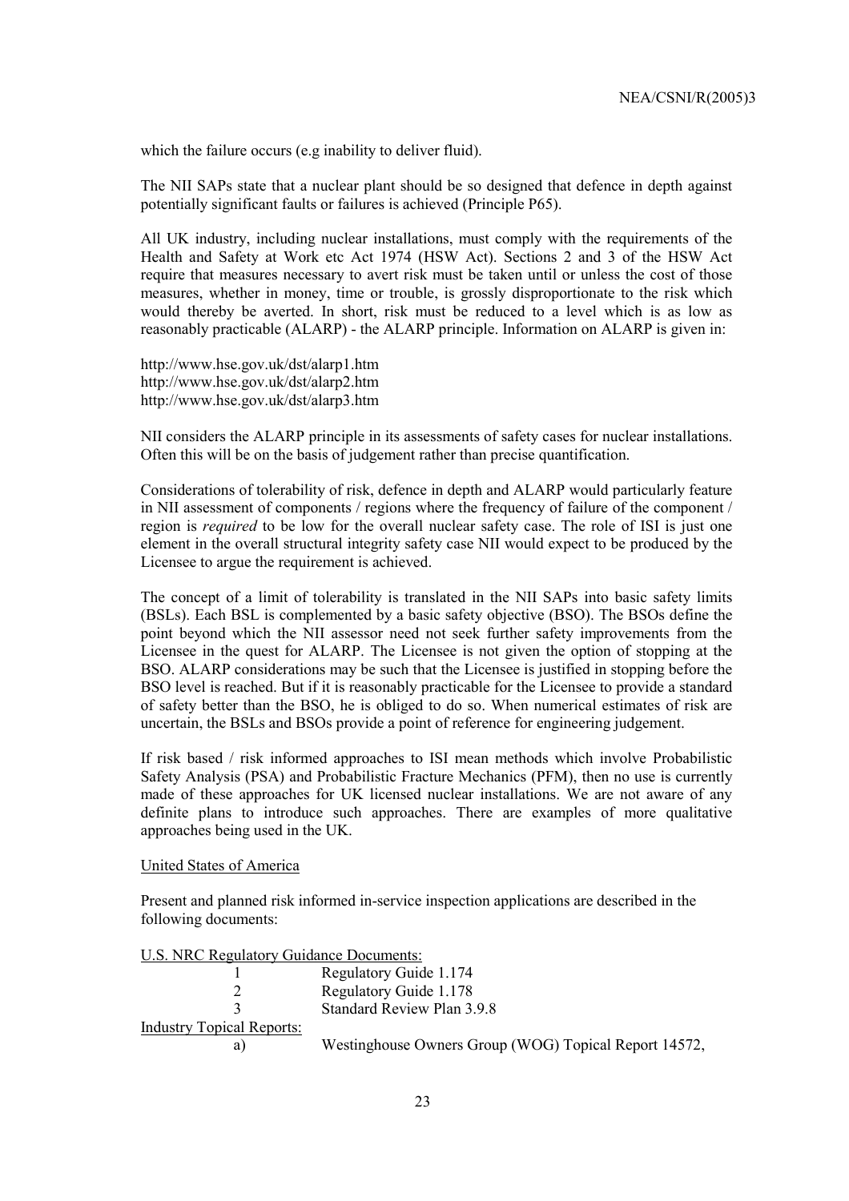which the failure occurs (e.g inability to deliver fluid).

The NII SAPs state that a nuclear plant should be so designed that defence in depth against potentially significant faults or failures is achieved (Principle P65).

All UK industry, including nuclear installations, must comply with the requirements of the Health and Safety at Work etc Act 1974 (HSW Act). Sections 2 and 3 of the HSW Act require that measures necessary to avert risk must be taken until or unless the cost of those measures, whether in money, time or trouble, is grossly disproportionate to the risk which would thereby be averted. In short, risk must be reduced to a level which is as low as reasonably practicable (ALARP) - the ALARP principle. Information on ALARP is given in:

http://www.hse.gov.uk/dst/alarp1.htm
http://www.hse.gov.uk/dst/alarp2.htm
http://www.hse.gov.uk/dst/alarp3.htm

NII considers the ALARP principle in its assessments of safety cases for nuclear installations. Often this will be on the basis of judgement rather than precise quantification.

Considerations of tolerability of risk, defence in depth and ALARP would particularly feature in NII assessment of components / regions where the frequency of failure of the component / region is *required* to be low for the overall nuclear safety case. The role of ISI is just one element in the overall structural integrity safety case NII would expect to be produced by the Licensee to argue the requirement is achieved.

The concept of a limit of tolerability is translated in the NII SAPs into basic safety limits (BSLs). Each BSL is complemented by a basic safety objective (BSO). The BSOs define the point beyond which the NII assessor need not seek further safety improvements from the Licensee in the quest for ALARP. The Licensee is not given the option of stopping at the BSO. ALARP considerations may be such that the Licensee is justified in stopping before the BSO level is reached. But if it is reasonably practicable for the Licensee to provide a standard of safety better than the BSO, he is obliged to do so. When numerical estimates of risk are uncertain, the BSLs and BSOs provide a point of reference for engineering judgement.

If risk based / risk informed approaches to ISI mean methods which involve Probabilistic Safety Analysis (PSA) and Probabilistic Fracture Mechanics (PFM), then no use is currently made of these approaches for UK licensed nuclear installations. We are not aware of any definite plans to introduce such approaches. There are examples of more qualitative approaches being used in the UK.

United States of America

Present and planned risk informed in-service inspection applications are described in the following documents:

U.S. NRC Regulatory Guidance Documents:

1. Regulatory Guide 1.174
2. Regulatory Guide 1.178
3. Standard Review Plan 3.9.8

Industry Topical Reports:

a) Westinghouse Owners Group (WOG) Topical Report 14572,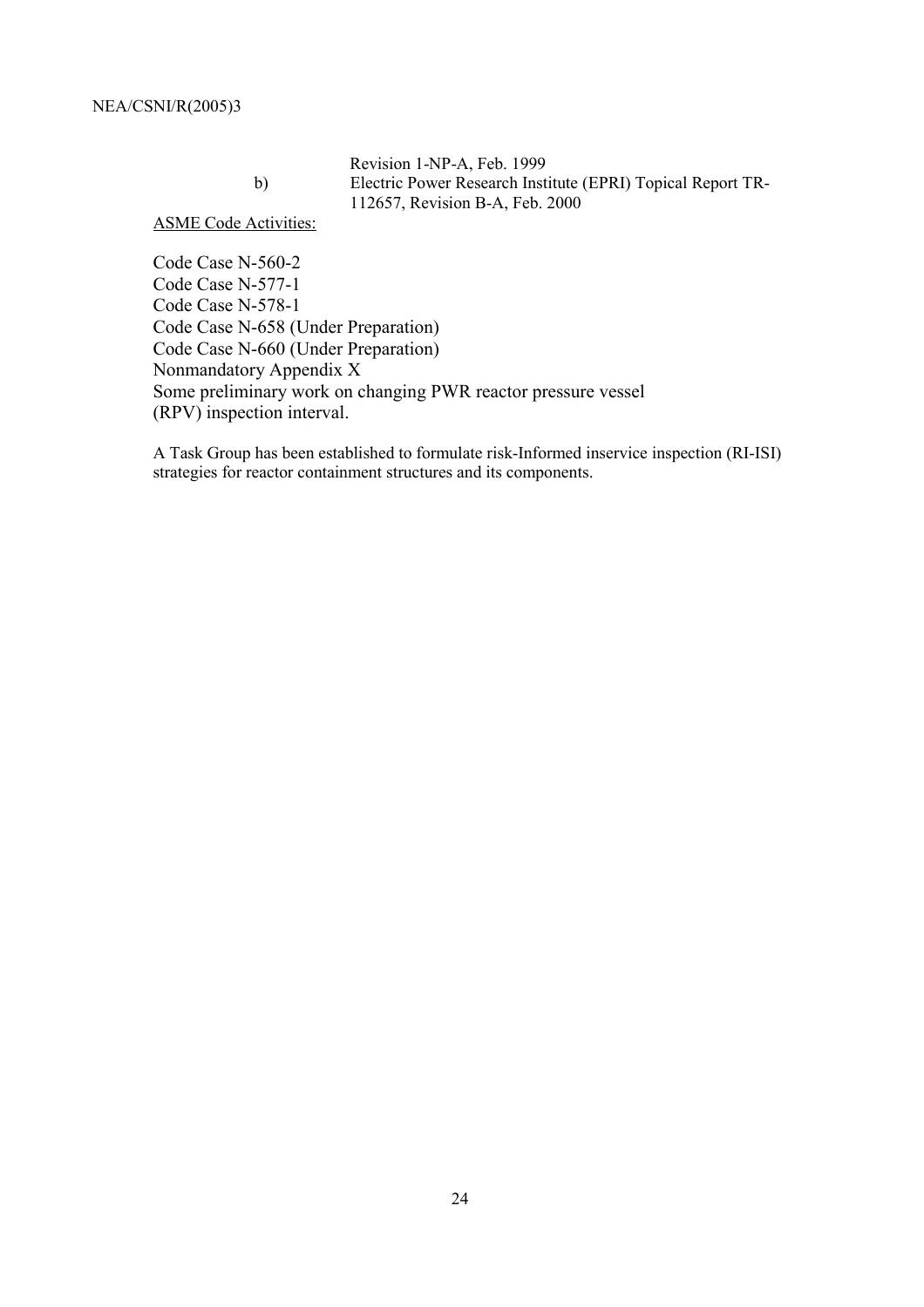Revision 1-NP-A, Feb. 1999

b) Electric Power Research Institute (EPRI) Topical Report TR-112657, Revision B-A, Feb. 2000

ASME Code Activities:

Code Case N-560-2
Code Case N-577-1
Code Case N-578-1
Code Case N-658 (Under Preparation)
Code Case N-660 (Under Preparation)
Nonmandatory Appendix X
Some preliminary work on changing PWR reactor pressure vessel (RPV) inspection interval.

A Task Group has been established to formulate risk-Informed inservice inspection (RI-ISI) strategies for reactor containment structures and its components.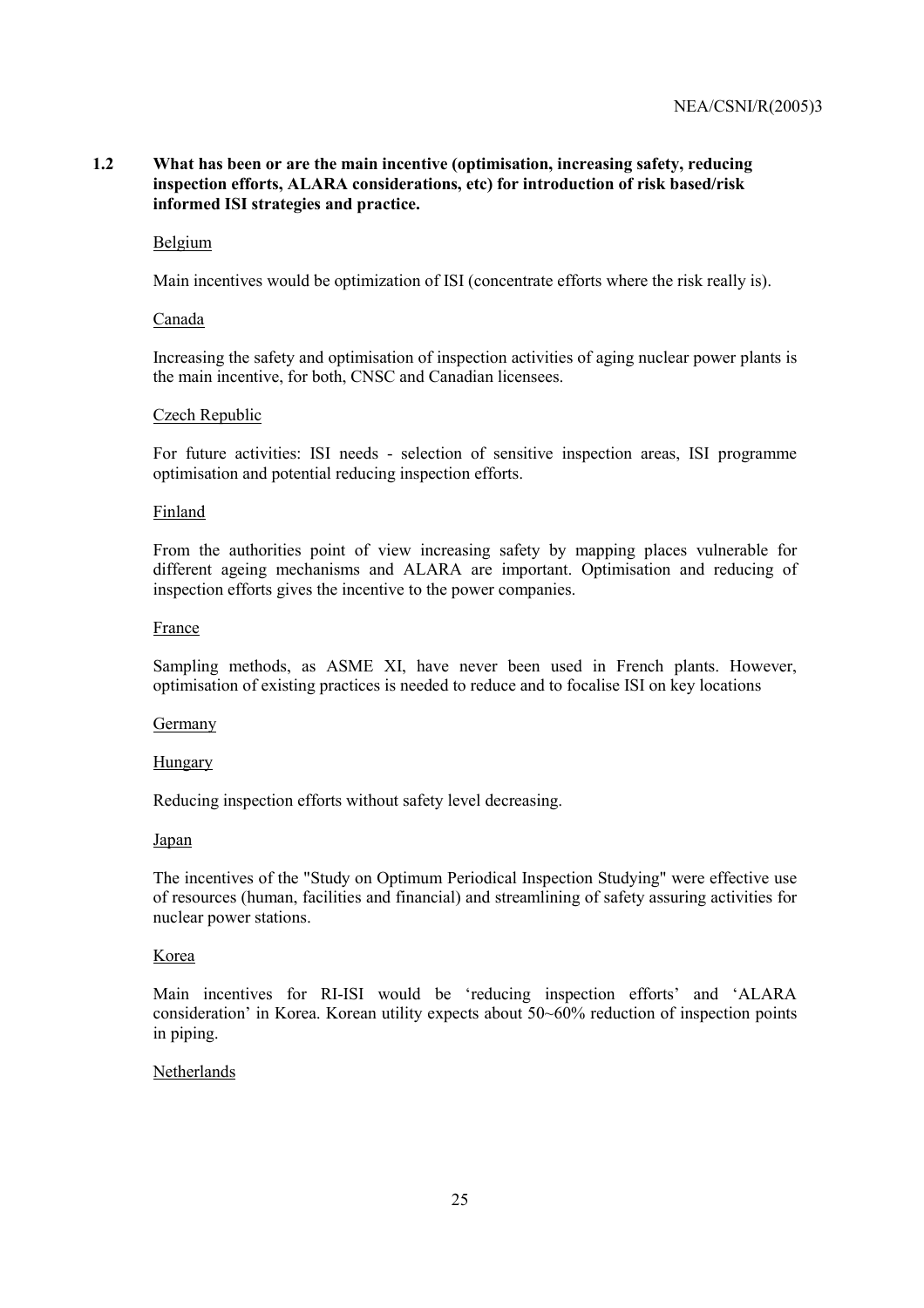### 1.2 What has been or are the main incentive (optimisation, increasing safety, reducing inspection efforts, ALARA considerations, etc) for introduction of risk based/risk informed ISI strategies and practice.

Belgium

Main incentives would be optimization of ISI (concentrate efforts where the risk really is).

Canada

Increasing the safety and optimisation of inspection activities of aging nuclear power plants is the main incentive, for both, CNSC and Canadian licensees.

Czech Republic

For future activities: ISI needs - selection of sensitive inspection areas, ISI programme optimisation and potential reducing inspection efforts.

Finland

From the authorities point of view increasing safety by mapping places vulnerable for different ageing mechanisms and ALARA are important. Optimisation and reducing of inspection efforts gives the incentive to the power companies.

France

Sampling methods, as ASME XI, have never been used in French plants. However, optimisation of existing practices is needed to reduce and to focalise ISI on key locations

Germany

Hungary

Reducing inspection efforts without safety level decreasing.

Japan

The incentives of the "Study on Optimum Periodical Inspection Studying" were effective use of resources (human, facilities and financial) and streamlining of safety assuring activities for nuclear power stations.

Korea

Main incentives for RI-ISI would be 'reducing inspection efforts' and 'ALARA consideration' in Korea. Korean utility expects about 50~60% reduction of inspection points in piping.

Netherlands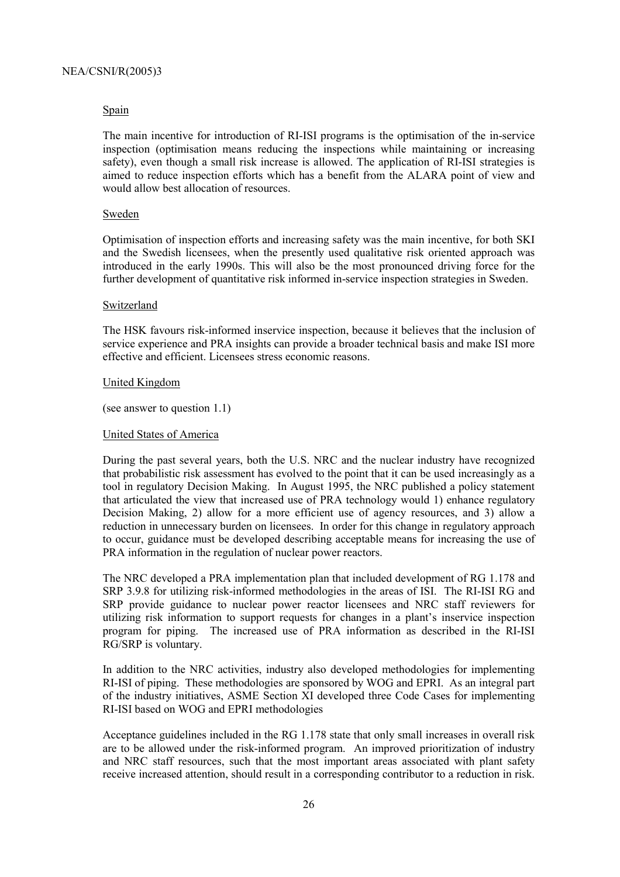Spain

The main incentive for introduction of RI-ISI programs is the optimisation of the in-service inspection (optimisation means reducing the inspections while maintaining or increasing safety), even though a small risk increase is allowed. The application of RI-ISI strategies is aimed to reduce inspection efforts which has a benefit from the ALARA point of view and would allow best allocation of resources.

Sweden

Optimisation of inspection efforts and increasing safety was the main incentive, for both SKI and the Swedish licensees, when the presently used qualitative risk oriented approach was introduced in the early 1990s. This will also be the most pronounced driving force for the further development of quantitative risk informed in-service inspection strategies in Sweden.

Switzerland

The HSK favours risk-informed inservice inspection, because it believes that the inclusion of service experience and PRA insights can provide a broader technical basis and make ISI more effective and efficient. Licensees stress economic reasons.

United Kingdom

(see answer to question 1.1)

United States of America

During the past several years, both the U.S. NRC and the nuclear industry have recognized that probabilistic risk assessment has evolved to the point that it can be used increasingly as a tool in regulatory Decision Making. In August 1995, the NRC published a policy statement that articulated the view that increased use of PRA technology would 1) enhance regulatory Decision Making, 2) allow for a more efficient use of agency resources, and 3) allow a reduction in unnecessary burden on licensees. In order for this change in regulatory approach to occur, guidance must be developed describing acceptable means for increasing the use of PRA information in the regulation of nuclear power reactors.

The NRC developed a PRA implementation plan that included development of RG 1.178 and SRP 3.9.8 for utilizing risk-informed methodologies in the areas of ISI. The RI-ISI RG and SRP provide guidance to nuclear power reactor licensees and NRC staff reviewers for utilizing risk information to support requests for changes in a plant's inservice inspection program for piping. The increased use of PRA information as described in the RI-ISI RG/SRP is voluntary.

In addition to the NRC activities, industry also developed methodologies for implementing RI-ISI of piping. These methodologies are sponsored by WOG and EPRI. As an integral part of the industry initiatives, ASME Section XI developed three Code Cases for implementing RI-ISI based on WOG and EPRI methodologies

Acceptance guidelines included in the RG 1.178 state that only small increases in overall risk are to be allowed under the risk-informed program. An improved prioritization of industry and NRC staff resources, such that the most important areas associated with plant safety receive increased attention, should result in a corresponding contributor to a reduction in risk.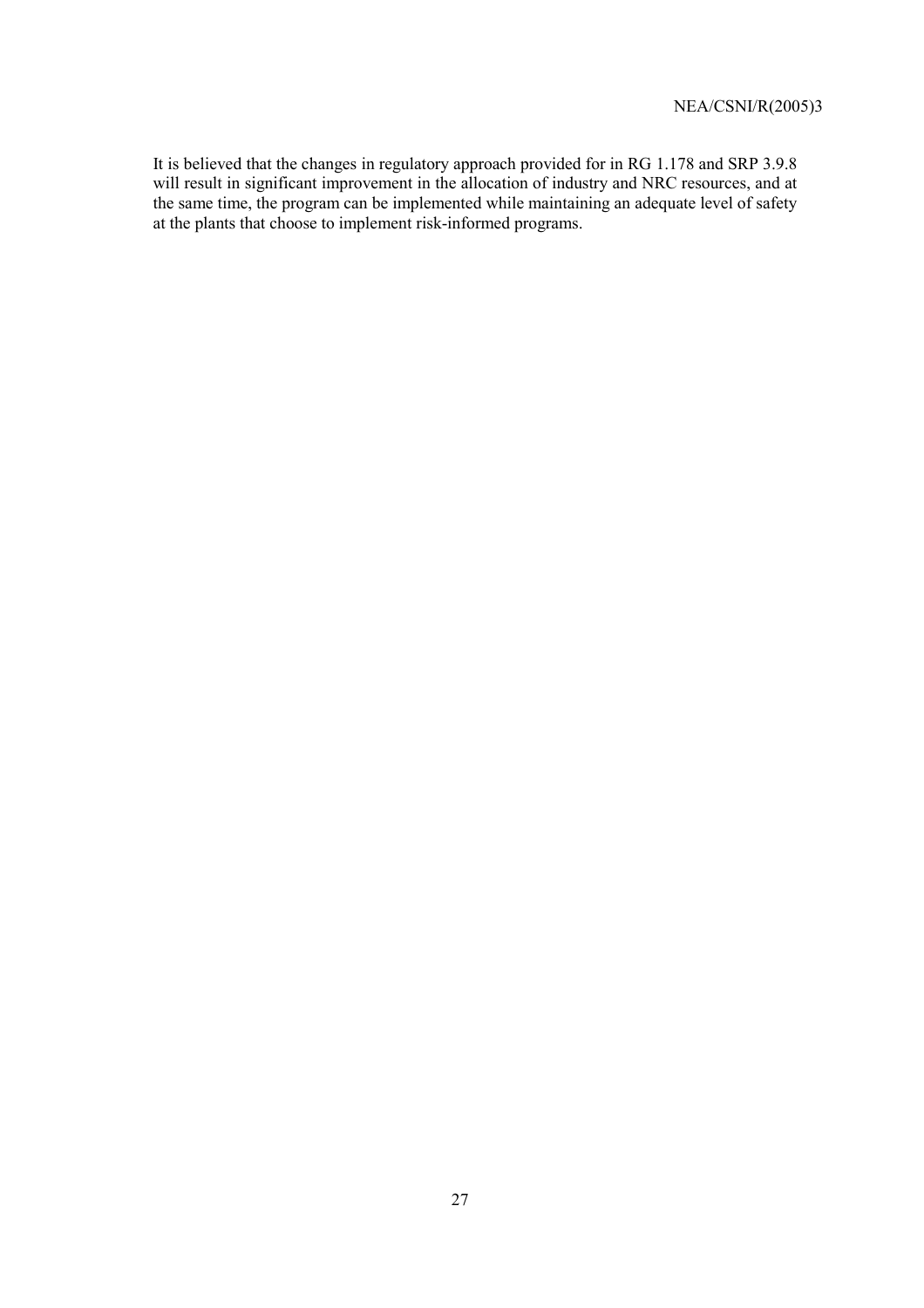It is believed that the changes in regulatory approach provided for in RG 1.178 and SRP 3.9.8 will result in significant improvement in the allocation of industry and NRC resources, and at the same time, the program can be implemented while maintaining an adequate level of safety at the plants that choose to implement risk-informed programs.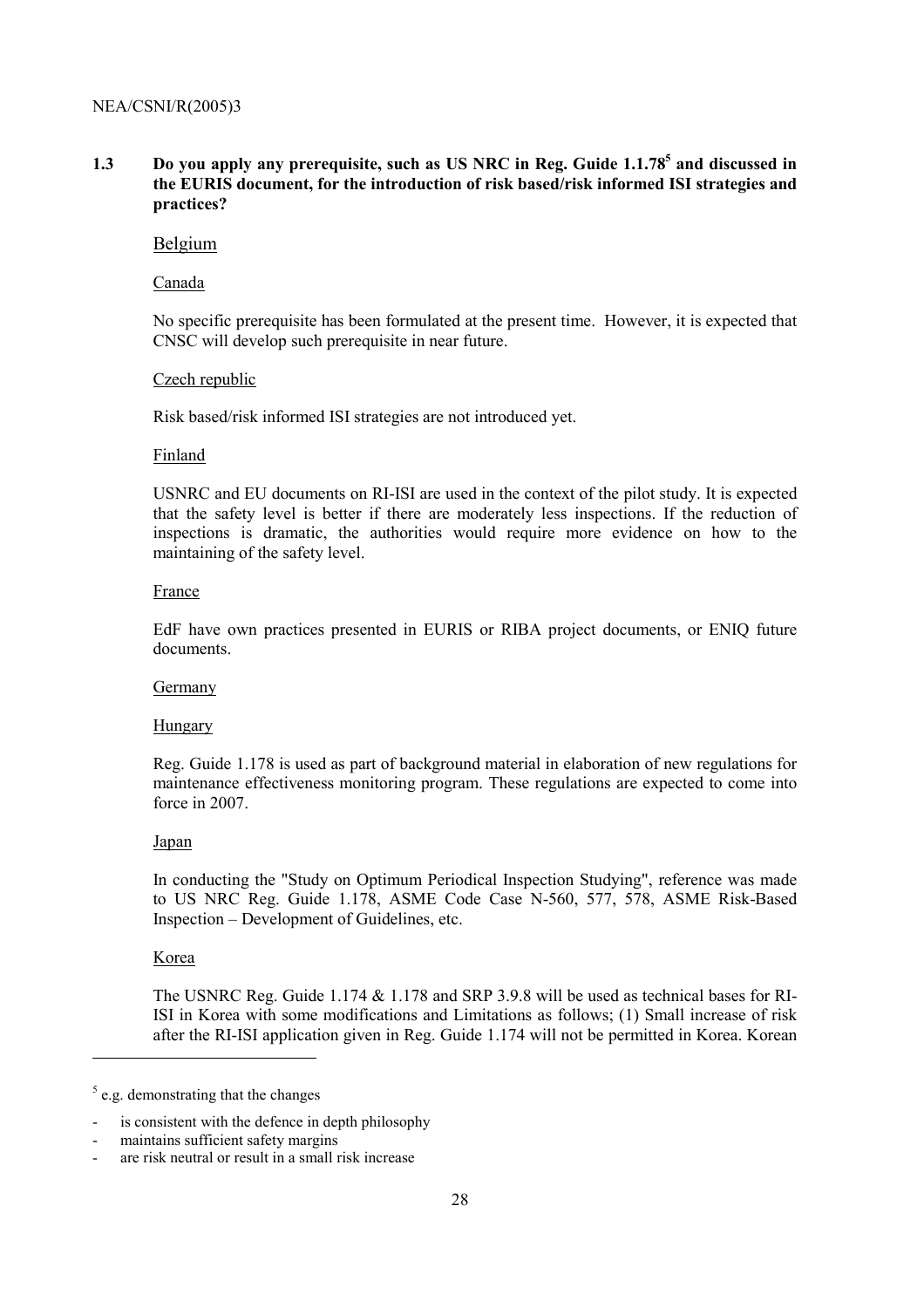## 1.3 Do you apply any prerequisite, such as US NRC in Reg. Guide 1.1.78[5] and discussed in the EURIS document, for the introduction of risk based/risk informed ISI strategies and practices?

Belgium

Canada

No specific prerequisite has been formulated at the present time. However, it is expected that CNSC will develop such prerequisite in near future.

Czech republic

Risk based/risk informed ISI strategies are not introduced yet.

Finland

USNRC and EU documents on RI-ISI are used in the context of the pilot study. It is expected that the safety level is better if there are moderately less inspections. If the reduction of inspections is dramatic, the authorities would require more evidence on how to the maintaining of the safety level.

France

EdF have own practices presented in EURIS or RIBA project documents, or ENIQ future documents.

Germany

Hungary

Reg. Guide 1.178 is used as part of background material in elaboration of new regulations for maintenance effectiveness monitoring program. These regulations are expected to come into force in 2007.

Japan

In conducting the "Study on Optimum Periodical Inspection Studying", reference was made to US NRC Reg. Guide 1.178, ASME Code Case N-560, 577, 578, ASME Risk-Based Inspection – Development of Guidelines, etc.

Korea

The USNRC Reg. Guide 1.174 & 1.178 and SRP 3.9.8 will be used as technical bases for RI-ISI in Korea with some modifications and Limitations as follows; (1) Small increase of risk after the RI-ISI application given in Reg. Guide 1.174 will not be permitted in Korea. Korean

---

[5] e.g. demonstrating that the changes

- is consistent with the defence in depth philosophy
- maintains sufficient safety margins
- are risk neutral or result in a small risk increase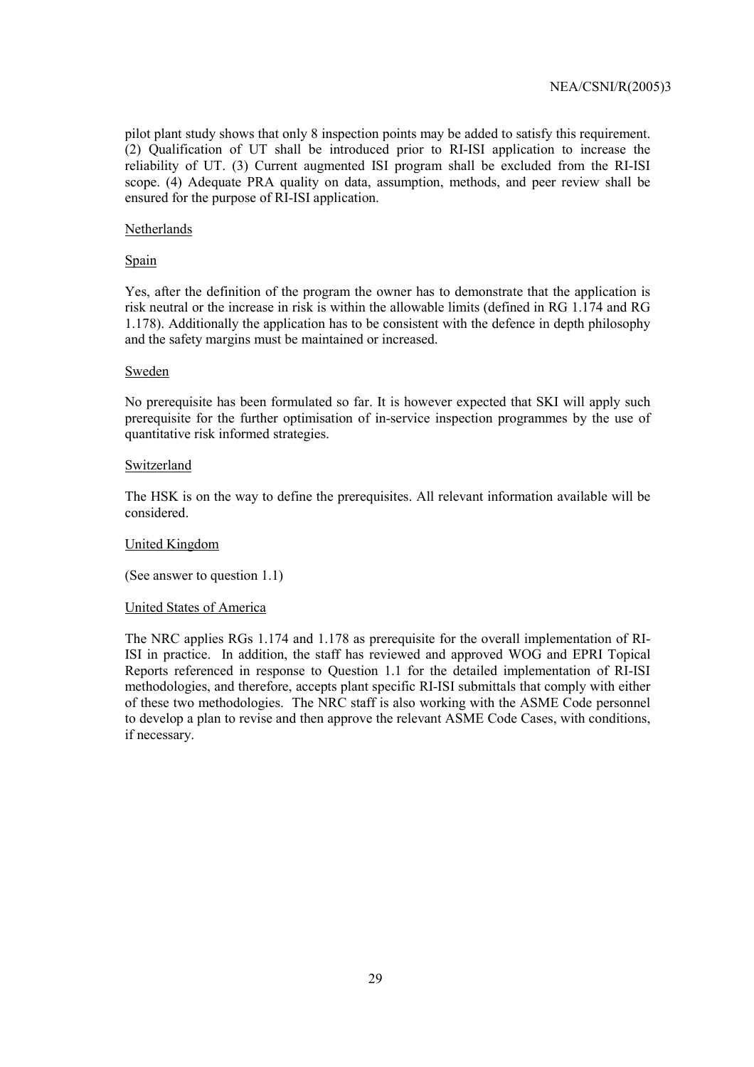pilot plant study shows that only 8 inspection points may be added to satisfy this requirement. (2) Qualification of UT shall be introduced prior to RI-ISI application to increase the reliability of UT. (3) Current augmented ISI program shall be excluded from the RI-ISI scope. (4) Adequate PRA quality on data, assumption, methods, and peer review shall be ensured for the purpose of RI-ISI application.

Netherlands

Spain

Yes, after the definition of the program the owner has to demonstrate that the application is risk neutral or the increase in risk is within the allowable limits (defined in RG 1.174 and RG 1.178). Additionally the application has to be consistent with the defence in depth philosophy and the safety margins must be maintained or increased.

Sweden

No prerequisite has been formulated so far. It is however expected that SKI will apply such prerequisite for the further optimisation of in-service inspection programmes by the use of quantitative risk informed strategies.

Switzerland

The HSK is on the way to define the prerequisites. All relevant information available will be considered.

United Kingdom

(See answer to question 1.1)

United States of America

The NRC applies RGs 1.174 and 1.178 as prerequisite for the overall implementation of RI-ISI in practice. In addition, the staff has reviewed and approved WOG and EPRI Topical Reports referenced in response to Question 1.1 for the detailed implementation of RI-ISI methodologies, and therefore, accepts plant specific RI-ISI submittals that comply with either of these two methodologies. The NRC staff is also working with the ASME Code personnel to develop a plan to revise and then approve the relevant ASME Code Cases, with conditions, if necessary.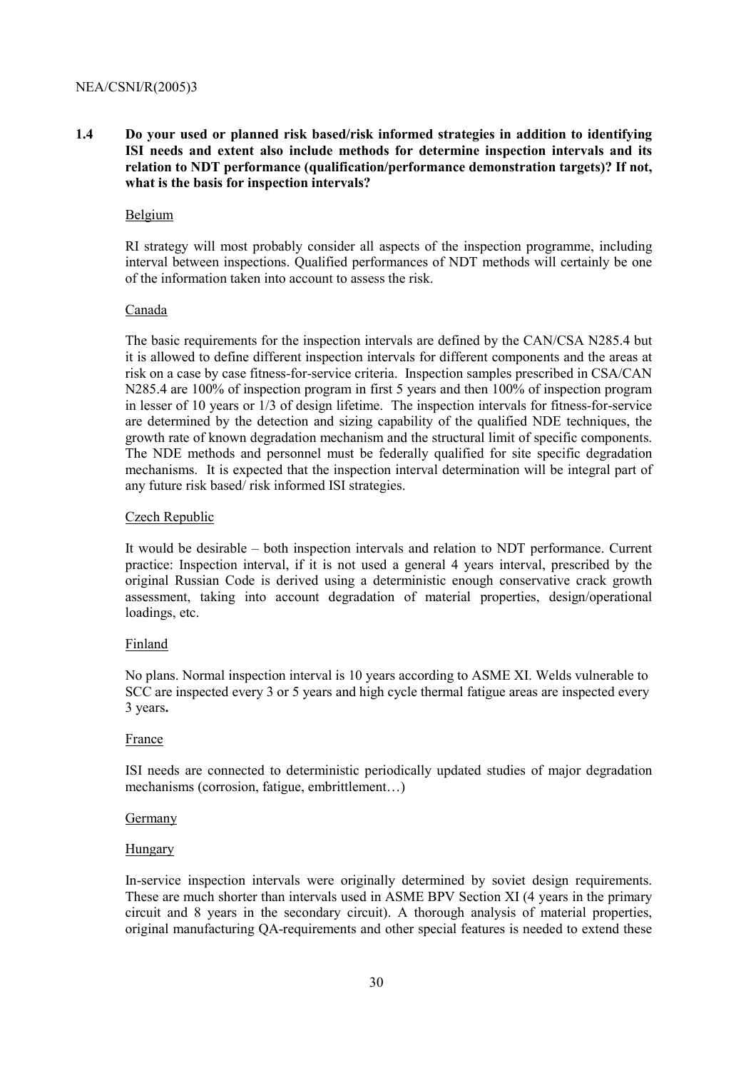**1.4 Do your used or planned risk based/risk informed strategies in addition to identifying ISI needs and extent also include methods for determine inspection intervals and its relation to NDT performance (qualification/performance demonstration targets)? If not, what is the basis for inspection intervals?**

Belgium

RI strategy will most probably consider all aspects of the inspection programme, including interval between inspections. Qualified performances of NDT methods will certainly be one of the information taken into account to assess the risk.

Canada

The basic requirements for the inspection intervals are defined by the CAN/CSA N285.4 but it is allowed to define different inspection intervals for different components and the areas at risk on a case by case fitness-for-service criteria. Inspection samples prescribed in CSA/CAN N285.4 are 100% of inspection program in first 5 years and then 100% of inspection program in lesser of 10 years or 1/3 of design lifetime. The inspection intervals for fitness-for-service are determined by the detection and sizing capability of the qualified NDE techniques, the growth rate of known degradation mechanism and the structural limit of specific components. The NDE methods and personnel must be federally qualified for site specific degradation mechanisms. It is expected that the inspection interval determination will be integral part of any future risk based/ risk informed ISI strategies.

Czech Republic

It would be desirable – both inspection intervals and relation to NDT performance. Current practice: Inspection interval, if it is not used a general 4 years interval, prescribed by the original Russian Code is derived using a deterministic enough conservative crack growth assessment, taking into account degradation of material properties, design/operational loadings, etc.

Finland

No plans. Normal inspection interval is 10 years according to ASME XI. Welds vulnerable to SCC are inspected every 3 or 5 years and high cycle thermal fatigue areas are inspected every 3 years**.**

France

ISI needs are connected to deterministic periodically updated studies of major degradation mechanisms (corrosion, fatigue, embrittlement…)

Germany

Hungary

In-service inspection intervals were originally determined by soviet design requirements. These are much shorter than intervals used in ASME BPV Section XI (4 years in the primary circuit and 8 years in the secondary circuit). A thorough analysis of material properties, original manufacturing QA-requirements and other special features is needed to extend these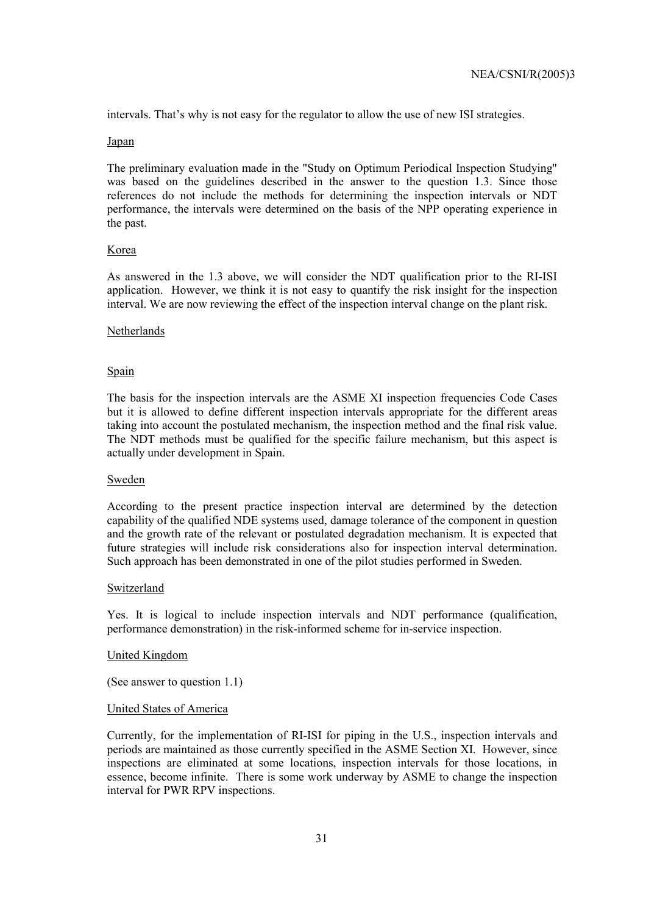intervals. That's why is not easy for the regulator to allow the use of new ISI strategies.

Japan

The preliminary evaluation made in the "Study on Optimum Periodical Inspection Studying" was based on the guidelines described in the answer to the question 1.3. Since those references do not include the methods for determining the inspection intervals or NDT performance, the intervals were determined on the basis of the NPP operating experience in the past.

Korea

As answered in the 1.3 above, we will consider the NDT qualification prior to the RI-ISI application. However, we think it is not easy to quantify the risk insight for the inspection interval. We are now reviewing the effect of the inspection interval change on the plant risk.

Netherlands

Spain

The basis for the inspection intervals are the ASME XI inspection frequencies Code Cases but it is allowed to define different inspection intervals appropriate for the different areas taking into account the postulated mechanism, the inspection method and the final risk value. The NDT methods must be qualified for the specific failure mechanism, but this aspect is actually under development in Spain.

Sweden

According to the present practice inspection interval are determined by the detection capability of the qualified NDE systems used, damage tolerance of the component in question and the growth rate of the relevant or postulated degradation mechanism. It is expected that future strategies will include risk considerations also for inspection interval determination. Such approach has been demonstrated in one of the pilot studies performed in Sweden.

Switzerland

Yes. It is logical to include inspection intervals and NDT performance (qualification, performance demonstration) in the risk-informed scheme for in-service inspection.

United Kingdom

(See answer to question 1.1)

United States of America

Currently, for the implementation of RI-ISI for piping in the U.S., inspection intervals and periods are maintained as those currently specified in the ASME Section XI. However, since inspections are eliminated at some locations, inspection intervals for those locations, in essence, become infinite. There is some work underway by ASME to change the inspection interval for PWR RPV inspections.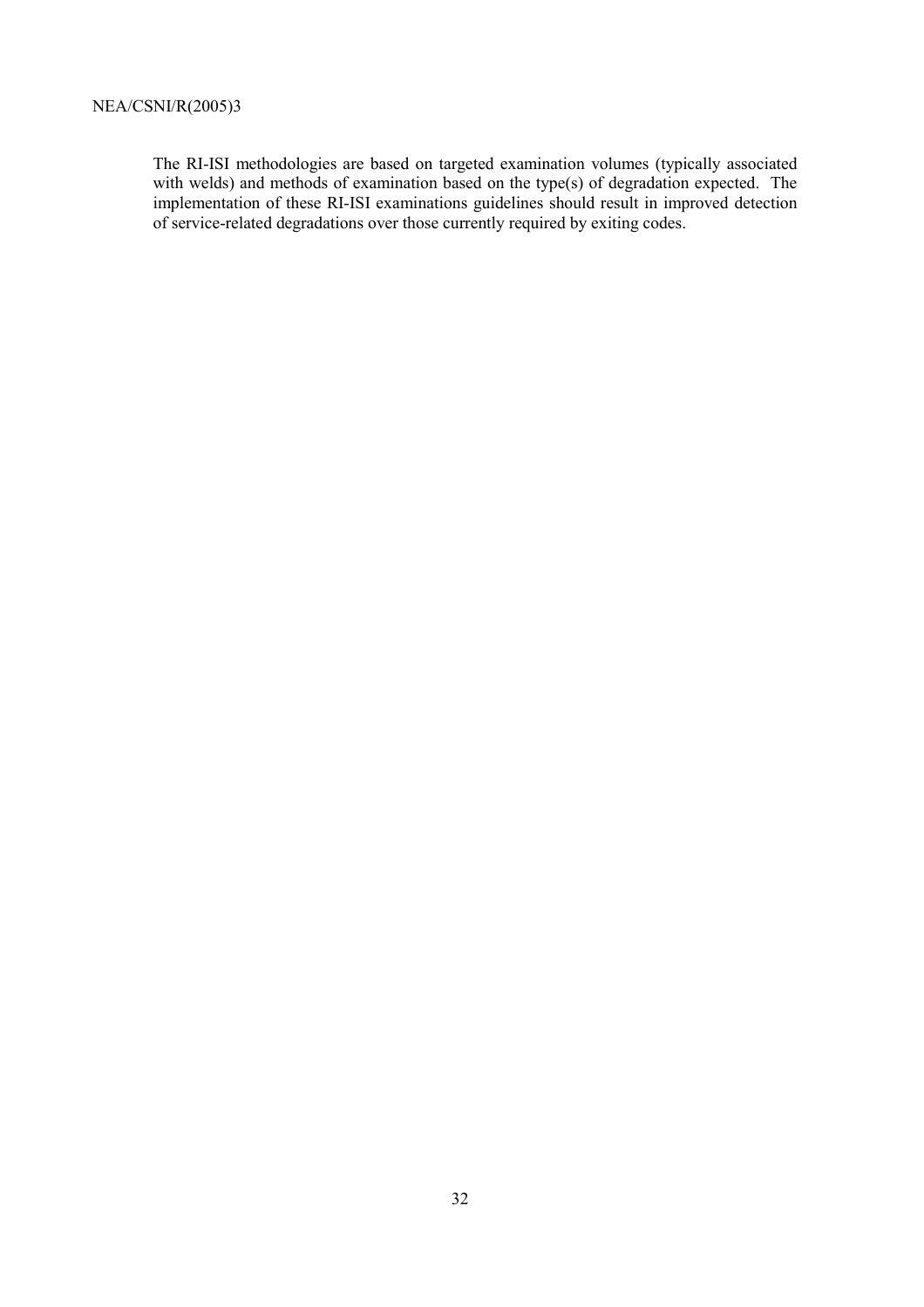The RI-ISI methodologies are based on targeted examination volumes (typically associated with welds) and methods of examination based on the type(s) of degradation expected. The implementation of these RI-ISI examinations guidelines should result in improved detection of service-related degradations over those currently required by exiting codes.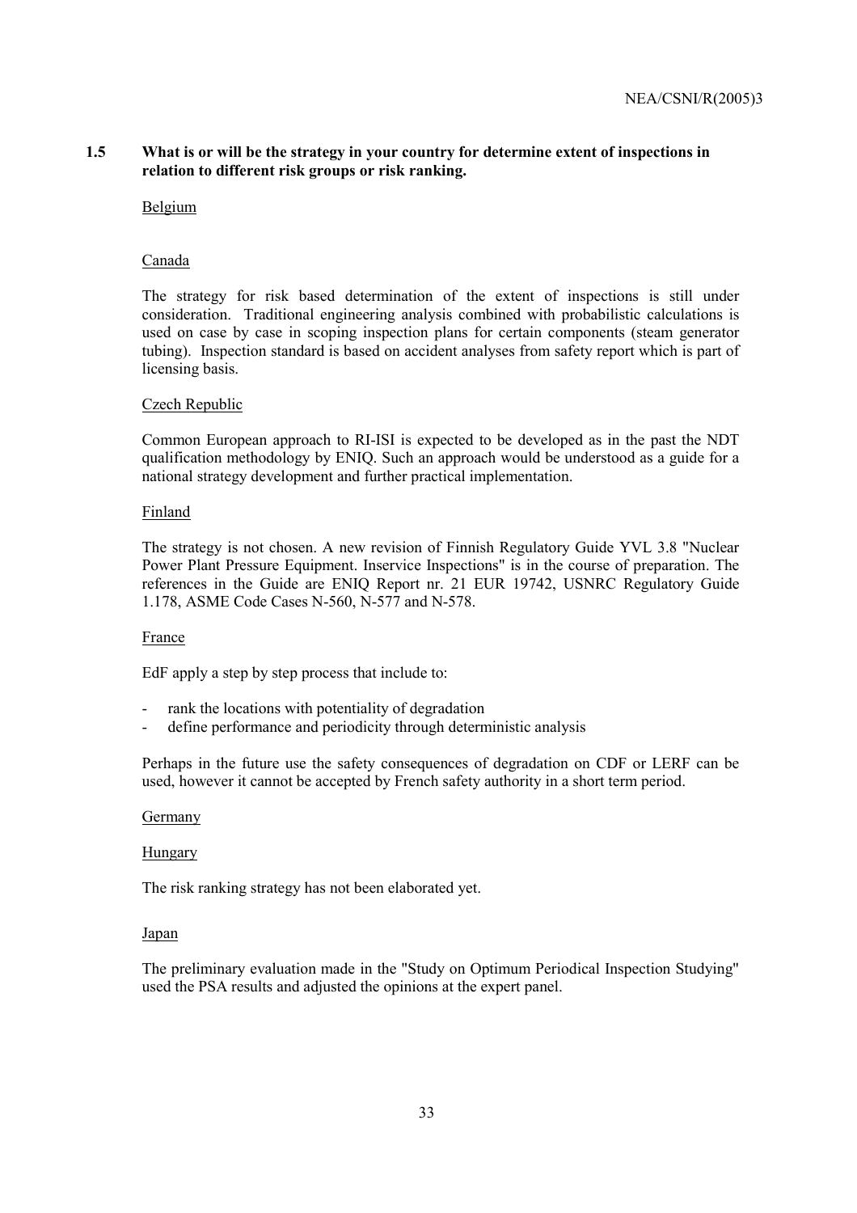### 1.5 What is or will be the strategy in your country for determine extent of inspections in relation to different risk groups or risk ranking.

Belgium

Canada

The strategy for risk based determination of the extent of inspections is still under consideration. Traditional engineering analysis combined with probabilistic calculations is used on case by case in scoping inspection plans for certain components (steam generator tubing). Inspection standard is based on accident analyses from safety report which is part of licensing basis.

Czech Republic

Common European approach to RI-ISI is expected to be developed as in the past the NDT qualification methodology by ENIQ. Such an approach would be understood as a guide for a national strategy development and further practical implementation.

Finland

The strategy is not chosen. A new revision of Finnish Regulatory Guide YVL 3.8 "Nuclear Power Plant Pressure Equipment. Inservice Inspections" is in the course of preparation. The references in the Guide are ENIQ Report nr. 21 EUR 19742, USNRC Regulatory Guide 1.178, ASME Code Cases N-560, N-577 and N-578.

France

EdF apply a step by step process that include to:

- rank the locations with potentiality of degradation
- define performance and periodicity through deterministic analysis

Perhaps in the future use the safety consequences of degradation on CDF or LERF can be used, however it cannot be accepted by French safety authority in a short term period.

Germany

Hungary

The risk ranking strategy has not been elaborated yet.

Japan

The preliminary evaluation made in the "Study on Optimum Periodical Inspection Studying" used the PSA results and adjusted the opinions at the expert panel.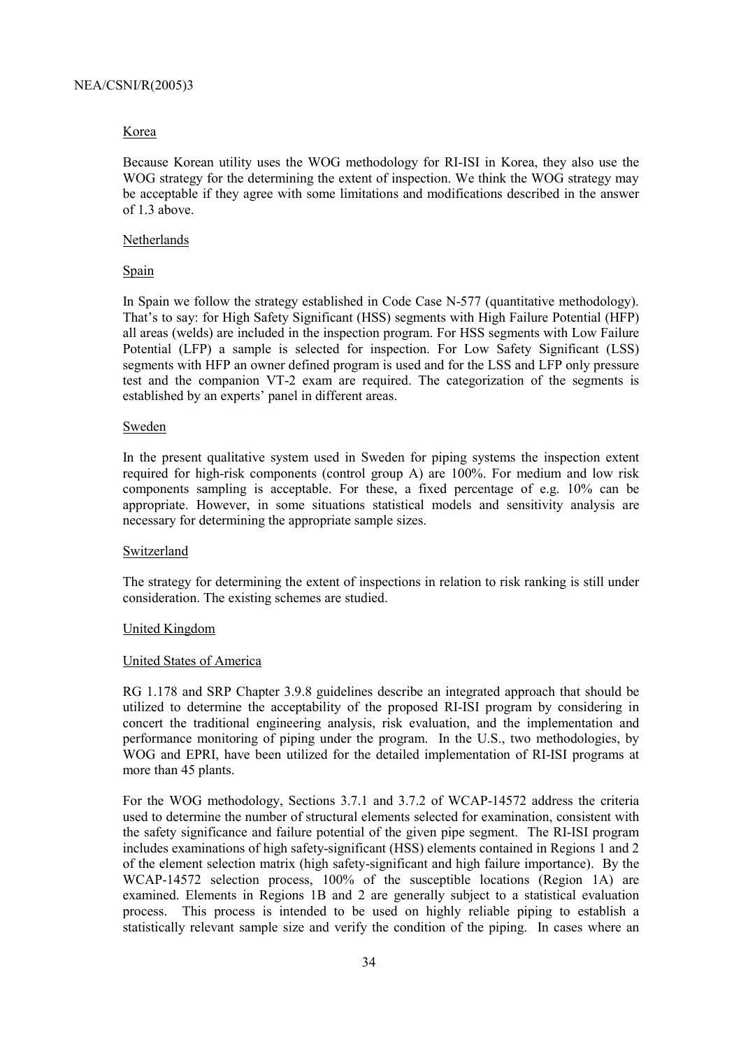Korea

Because Korean utility uses the WOG methodology for RI-ISI in Korea, they also use the WOG strategy for the determining the extent of inspection. We think the WOG strategy may be acceptable if they agree with some limitations and modifications described in the answer of 1.3 above.

Netherlands

Spain

In Spain we follow the strategy established in Code Case N-577 (quantitative methodology). That's to say: for High Safety Significant (HSS) segments with High Failure Potential (HFP) all areas (welds) are included in the inspection program. For HSS segments with Low Failure Potential (LFP) a sample is selected for inspection. For Low Safety Significant (LSS) segments with HFP an owner defined program is used and for the LSS and LFP only pressure test and the companion VT-2 exam are required. The categorization of the segments is established by an experts' panel in different areas.

Sweden

In the present qualitative system used in Sweden for piping systems the inspection extent required for high-risk components (control group A) are 100%. For medium and low risk components sampling is acceptable. For these, a fixed percentage of e.g. 10% can be appropriate. However, in some situations statistical models and sensitivity analysis are necessary for determining the appropriate sample sizes.

Switzerland

The strategy for determining the extent of inspections in relation to risk ranking is still under consideration. The existing schemes are studied.

United Kingdom

United States of America

RG 1.178 and SRP Chapter 3.9.8 guidelines describe an integrated approach that should be utilized to determine the acceptability of the proposed RI-ISI program by considering in concert the traditional engineering analysis, risk evaluation, and the implementation and performance monitoring of piping under the program. In the U.S., two methodologies, by WOG and EPRI, have been utilized for the detailed implementation of RI-ISI programs at more than 45 plants.

For the WOG methodology, Sections 3.7.1 and 3.7.2 of WCAP-14572 address the criteria used to determine the number of structural elements selected for examination, consistent with the safety significance and failure potential of the given pipe segment. The RI-ISI program includes examinations of high safety-significant (HSS) elements contained in Regions 1 and 2 of the element selection matrix (high safety-significant and high failure importance). By the WCAP-14572 selection process, 100% of the susceptible locations (Region 1A) are examined. Elements in Regions 1B and 2 are generally subject to a statistical evaluation process. This process is intended to be used on highly reliable piping to establish a statistically relevant sample size and verify the condition of the piping. In cases where an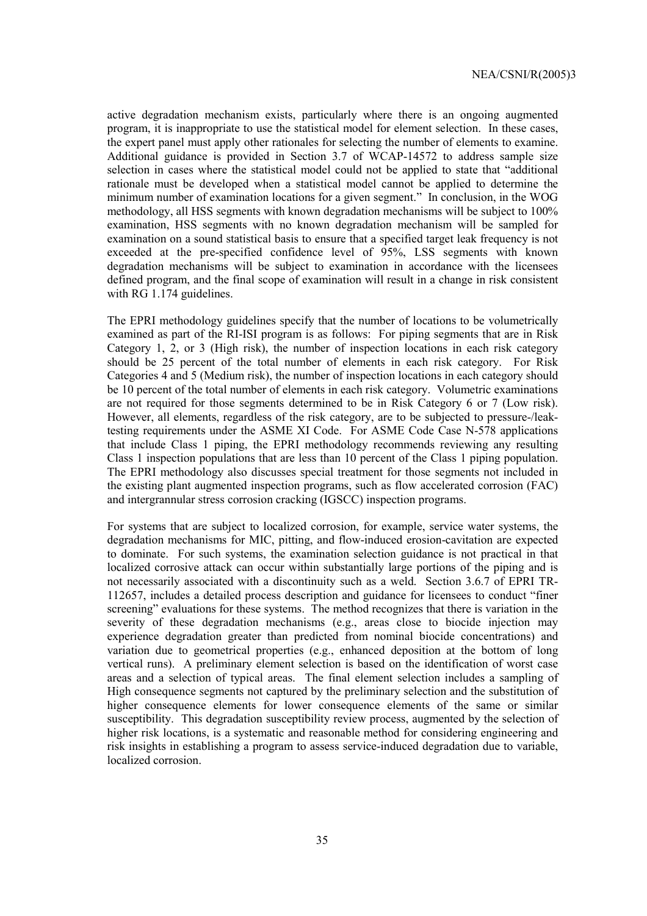active degradation mechanism exists, particularly where there is an ongoing augmented program, it is inappropriate to use the statistical model for element selection. In these cases, the expert panel must apply other rationales for selecting the number of elements to examine. Additional guidance is provided in Section 3.7 of WCAP-14572 to address sample size selection in cases where the statistical model could not be applied to state that "additional rationale must be developed when a statistical model cannot be applied to determine the minimum number of examination locations for a given segment." In conclusion, in the WOG methodology, all HSS segments with known degradation mechanisms will be subject to 100% examination, HSS segments with no known degradation mechanism will be sampled for examination on a sound statistical basis to ensure that a specified target leak frequency is not exceeded at the pre-specified confidence level of 95%, LSS segments with known degradation mechanisms will be subject to examination in accordance with the licensees defined program, and the final scope of examination will result in a change in risk consistent with RG 1.174 guidelines.

The EPRI methodology guidelines specify that the number of locations to be volumetrically examined as part of the RI-ISI program is as follows: For piping segments that are in Risk Category 1, 2, or 3 (High risk), the number of inspection locations in each risk category should be 25 percent of the total number of elements in each risk category. For Risk Categories 4 and 5 (Medium risk), the number of inspection locations in each category should be 10 percent of the total number of elements in each risk category. Volumetric examinations are not required for those segments determined to be in Risk Category 6 or 7 (Low risk). However, all elements, regardless of the risk category, are to be subjected to pressure-/leak-testing requirements under the ASME XI Code. For ASME Code Case N-578 applications that include Class 1 piping, the EPRI methodology recommends reviewing any resulting Class 1 inspection populations that are less than 10 percent of the Class 1 piping population. The EPRI methodology also discusses special treatment for those segments not included in the existing plant augmented inspection programs, such as flow accelerated corrosion (FAC) and intergrannular stress corrosion cracking (IGSCC) inspection programs.

For systems that are subject to localized corrosion, for example, service water systems, the degradation mechanisms for MIC, pitting, and flow-induced erosion-cavitation are expected to dominate. For such systems, the examination selection guidance is not practical in that localized corrosive attack can occur within substantially large portions of the piping and is not necessarily associated with a discontinuity such as a weld. Section 3.6.7 of EPRI TR-112657, includes a detailed process description and guidance for licensees to conduct "finer screening" evaluations for these systems. The method recognizes that there is variation in the severity of these degradation mechanisms (e.g., areas close to biocide injection may experience degradation greater than predicted from nominal biocide concentrations) and variation due to geometrical properties (e.g., enhanced deposition at the bottom of long vertical runs). A preliminary element selection is based on the identification of worst case areas and a selection of typical areas. The final element selection includes a sampling of High consequence segments not captured by the preliminary selection and the substitution of higher consequence elements for lower consequence elements of the same or similar susceptibility. This degradation susceptibility review process, augmented by the selection of higher risk locations, is a systematic and reasonable method for considering engineering and risk insights in establishing a program to assess service-induced degradation due to variable, localized corrosion.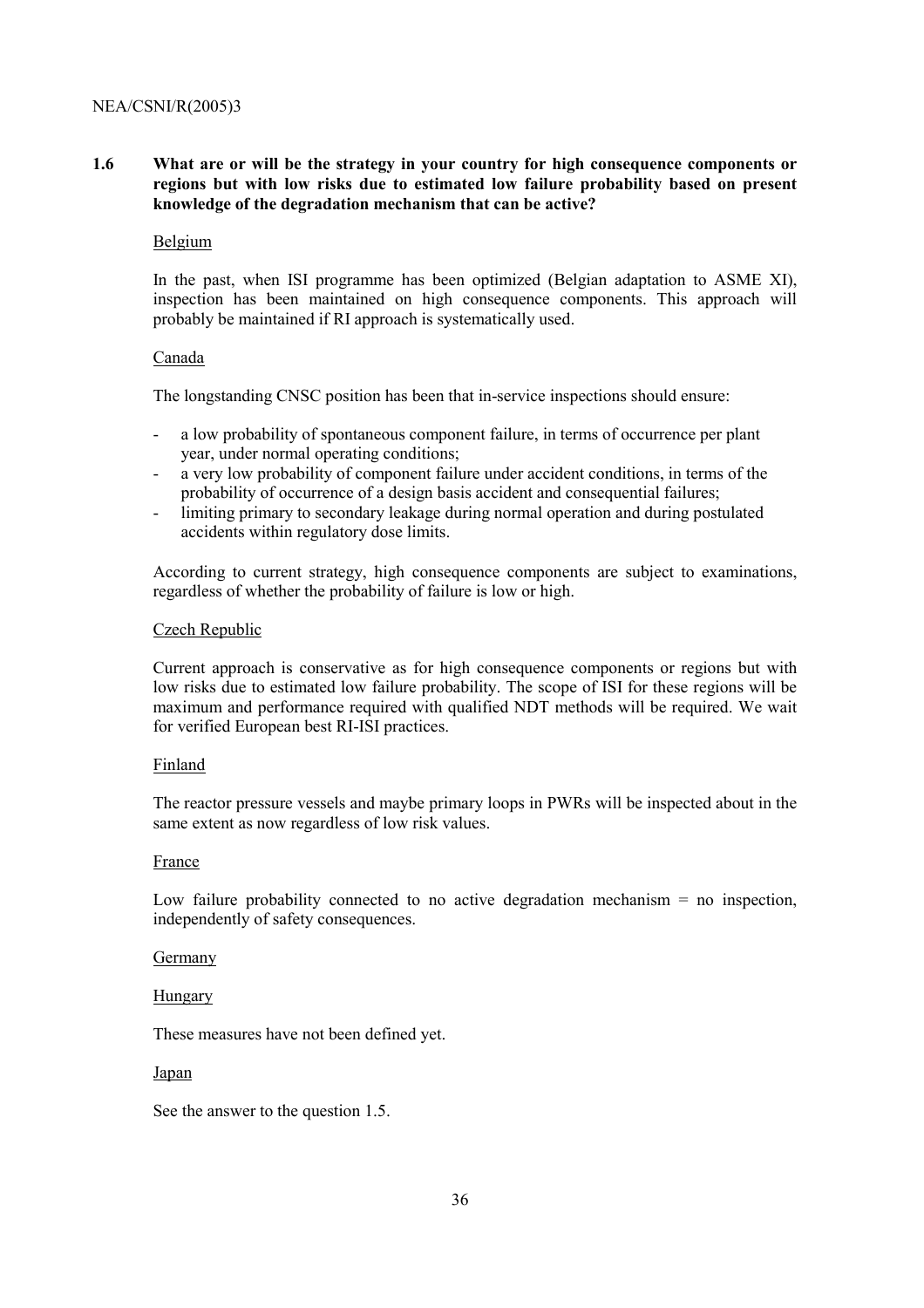**1.6 What are or will be the strategy in your country for high consequence components or regions but with low risks due to estimated low failure probability based on present knowledge of the degradation mechanism that can be active?**

Belgium

In the past, when ISI programme has been optimized (Belgian adaptation to ASME XI), inspection has been maintained on high consequence components. This approach will probably be maintained if RI approach is systematically used.

Canada

The longstanding CNSC position has been that in-service inspections should ensure:

- a low probability of spontaneous component failure, in terms of occurrence per plant year, under normal operating conditions;
- a very low probability of component failure under accident conditions, in terms of the probability of occurrence of a design basis accident and consequential failures;
- limiting primary to secondary leakage during normal operation and during postulated accidents within regulatory dose limits.

According to current strategy, high consequence components are subject to examinations, regardless of whether the probability of failure is low or high.

Czech Republic

Current approach is conservative as for high consequence components or regions but with low risks due to estimated low failure probability. The scope of ISI for these regions will be maximum and performance required with qualified NDT methods will be required. We wait for verified European best RI-ISI practices.

Finland

The reactor pressure vessels and maybe primary loops in PWRs will be inspected about in the same extent as now regardless of low risk values.

France

Low failure probability connected to no active degradation mechanism = no inspection, independently of safety consequences.

Germany

Hungary

These measures have not been defined yet.

Japan

See the answer to the question 1.5.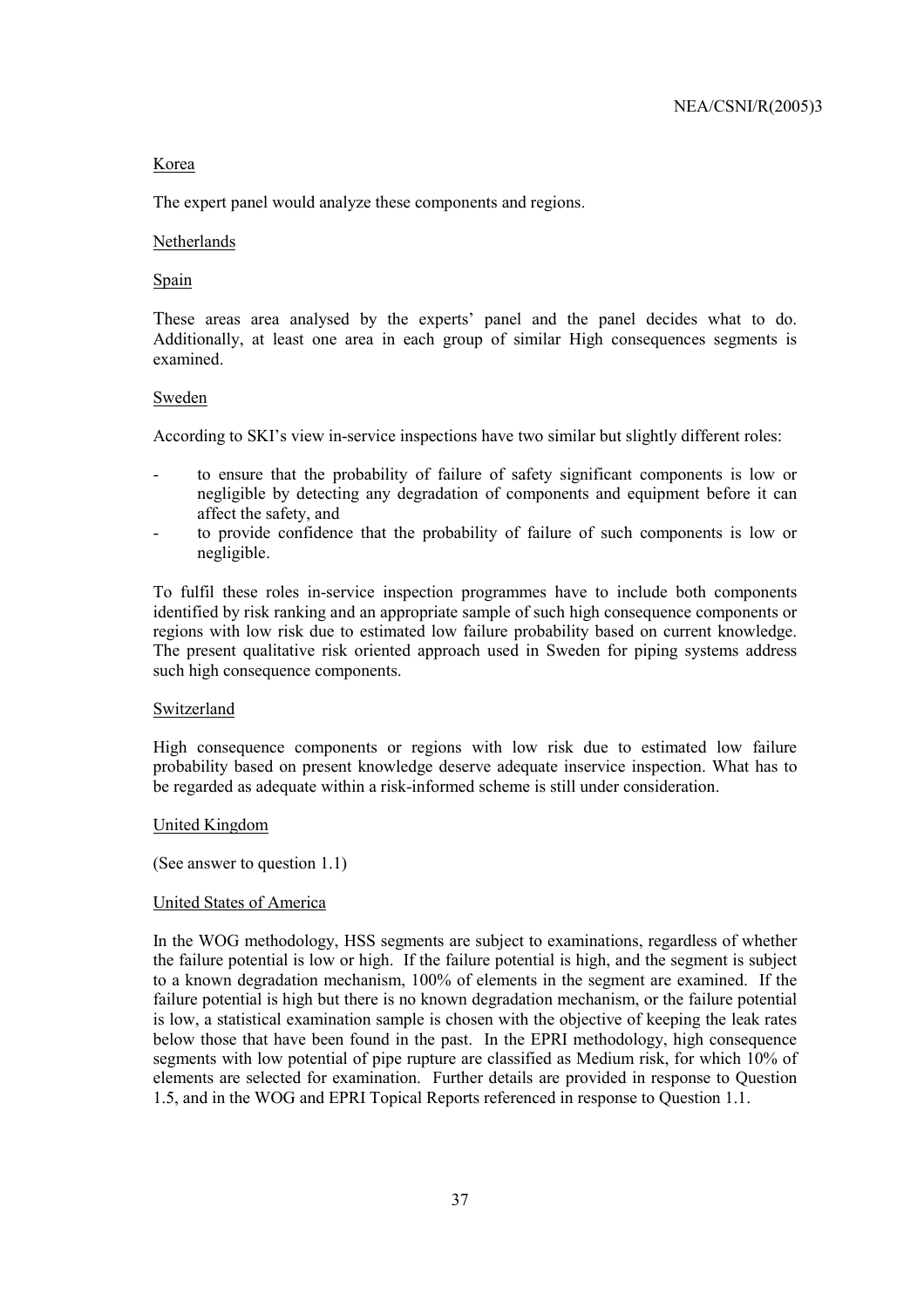Korea

The expert panel would analyze these components and regions.

Netherlands

Spain

These areas area analysed by the experts' panel and the panel decides what to do. Additionally, at least one area in each group of similar High consequences segments is examined.

Sweden

According to SKI's view in-service inspections have two similar but slightly different roles:

- to ensure that the probability of failure of safety significant components is low or negligible by detecting any degradation of components and equipment before it can affect the safety, and
- to provide confidence that the probability of failure of such components is low or negligible.

To fulfil these roles in-service inspection programmes have to include both components identified by risk ranking and an appropriate sample of such high consequence components or regions with low risk due to estimated low failure probability based on current knowledge. The present qualitative risk oriented approach used in Sweden for piping systems address such high consequence components.

Switzerland

High consequence components or regions with low risk due to estimated low failure probability based on present knowledge deserve adequate inservice inspection. What has to be regarded as adequate within a risk-informed scheme is still under consideration.

United Kingdom

(See answer to question 1.1)

United States of America

In the WOG methodology, HSS segments are subject to examinations, regardless of whether the failure potential is low or high. If the failure potential is high, and the segment is subject to a known degradation mechanism, 100% of elements in the segment are examined. If the failure potential is high but there is no known degradation mechanism, or the failure potential is low, a statistical examination sample is chosen with the objective of keeping the leak rates below those that have been found in the past. In the EPRI methodology, high consequence segments with low potential of pipe rupture are classified as Medium risk, for which 10% of elements are selected for examination. Further details are provided in response to Question 1.5, and in the WOG and EPRI Topical Reports referenced in response to Question 1.1.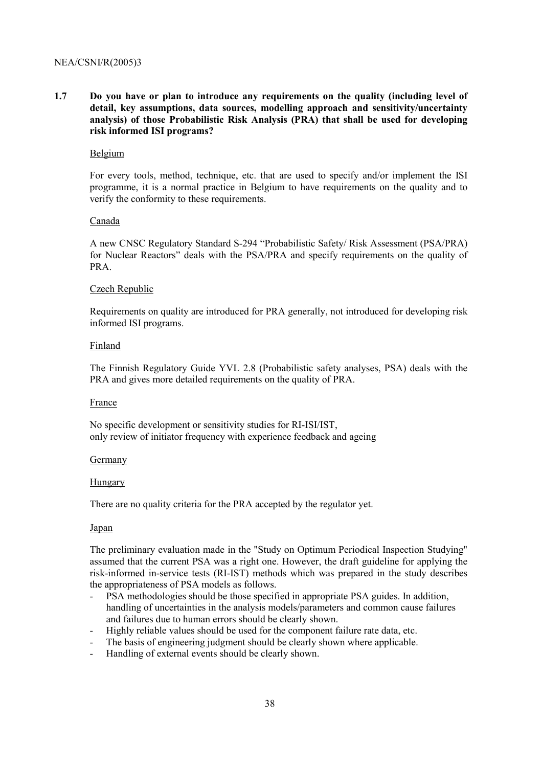**1.7 Do you have or plan to introduce any requirements on the quality (including level of detail, key assumptions, data sources, modelling approach and sensitivity/uncertainty analysis) of those Probabilistic Risk Analysis (PRA) that shall be used for developing risk informed ISI programs?**

Belgium

For every tools, method, technique, etc. that are used to specify and/or implement the ISI programme, it is a normal practice in Belgium to have requirements on the quality and to verify the conformity to these requirements.

Canada

A new CNSC Regulatory Standard S-294 "Probabilistic Safety/ Risk Assessment (PSA/PRA) for Nuclear Reactors" deals with the PSA/PRA and specify requirements on the quality of PRA.

Czech Republic

Requirements on quality are introduced for PRA generally, not introduced for developing risk informed ISI programs.

Finland

The Finnish Regulatory Guide YVL 2.8 (Probabilistic safety analyses, PSA) deals with the PRA and gives more detailed requirements on the quality of PRA.

France

No specific development or sensitivity studies for RI-ISI/IST,
only review of initiator frequency with experience feedback and ageing

Germany

Hungary

There are no quality criteria for the PRA accepted by the regulator yet.

Japan

The preliminary evaluation made in the "Study on Optimum Periodical Inspection Studying" assumed that the current PSA was a right one. However, the draft guideline for applying the risk-informed in-service tests (RI-IST) methods which was prepared in the study describes the appropriateness of PSA models as follows.

- PSA methodologies should be those specified in appropriate PSA guides. In addition, handling of uncertainties in the analysis models/parameters and common cause failures and failures due to human errors should be clearly shown.
- Highly reliable values should be used for the component failure rate data, etc.
- The basis of engineering judgment should be clearly shown where applicable.
- Handling of external events should be clearly shown.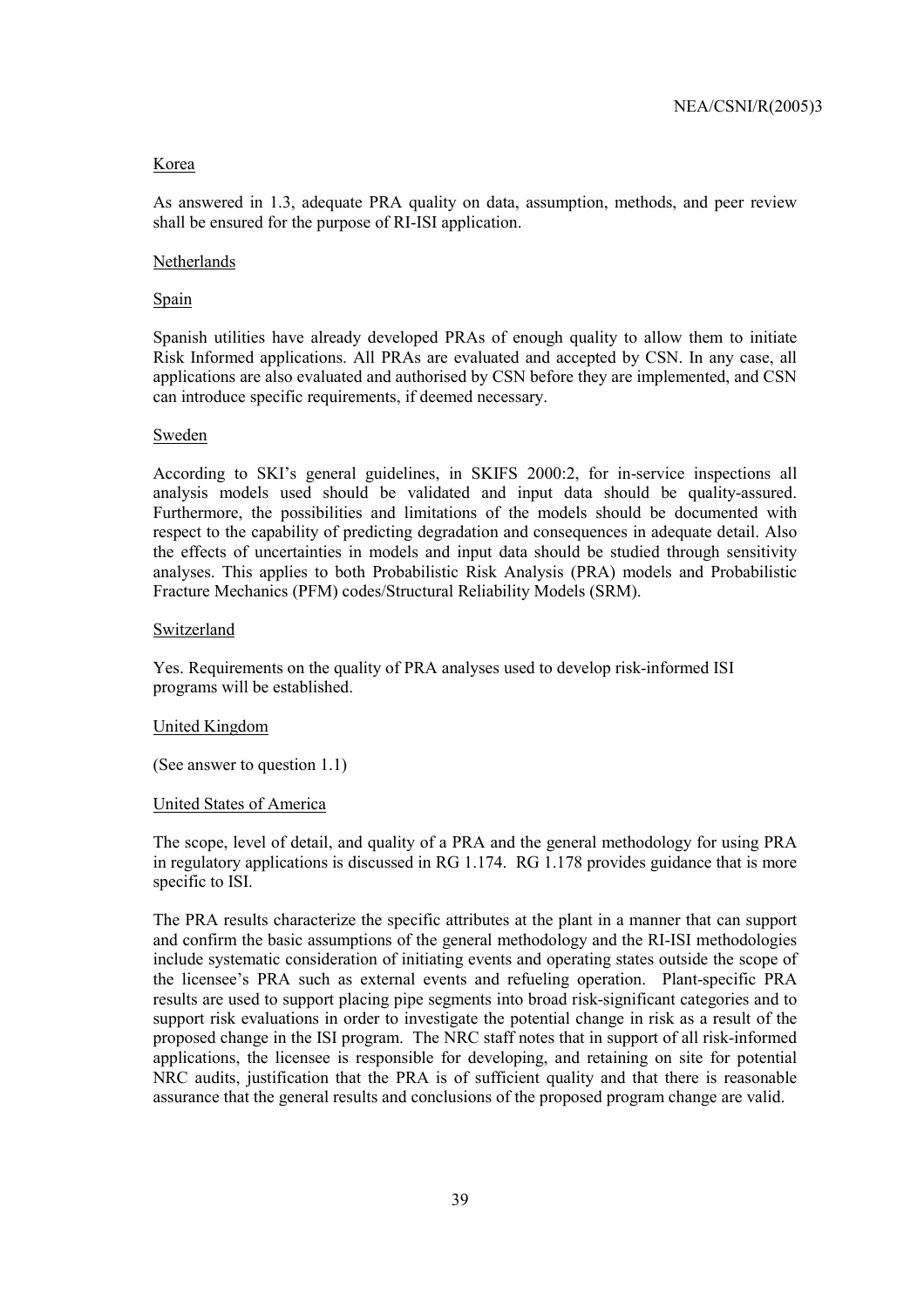Korea

As answered in 1.3, adequate PRA quality on data, assumption, methods, and peer review shall be ensured for the purpose of RI-ISI application.

Netherlands

Spain

Spanish utilities have already developed PRAs of enough quality to allow them to initiate Risk Informed applications. All PRAs are evaluated and accepted by CSN. In any case, all applications are also evaluated and authorised by CSN before they are implemented, and CSN can introduce specific requirements, if deemed necessary.

Sweden

According to SKI's general guidelines, in SKIFS 2000:2, for in-service inspections all analysis models used should be validated and input data should be quality-assured. Furthermore, the possibilities and limitations of the models should be documented with respect to the capability of predicting degradation and consequences in adequate detail. Also the effects of uncertainties in models and input data should be studied through sensitivity analyses. This applies to both Probabilistic Risk Analysis (PRA) models and Probabilistic Fracture Mechanics (PFM) codes/Structural Reliability Models (SRM).

Switzerland

Yes. Requirements on the quality of PRA analyses used to develop risk-informed ISI programs will be established.

United Kingdom

(See answer to question 1.1)

United States of America

The scope, level of detail, and quality of a PRA and the general methodology for using PRA in regulatory applications is discussed in RG 1.174. RG 1.178 provides guidance that is more specific to ISI.

The PRA results characterize the specific attributes at the plant in a manner that can support and confirm the basic assumptions of the general methodology and the RI-ISI methodologies include systematic consideration of initiating events and operating states outside the scope of the licensee's PRA such as external events and refueling operation. Plant-specific PRA results are used to support placing pipe segments into broad risk-significant categories and to support risk evaluations in order to investigate the potential change in risk as a result of the proposed change in the ISI program. The NRC staff notes that in support of all risk-informed applications, the licensee is responsible for developing, and retaining on site for potential NRC audits, justification that the PRA is of sufficient quality and that there is reasonable assurance that the general results and conclusions of the proposed program change are valid.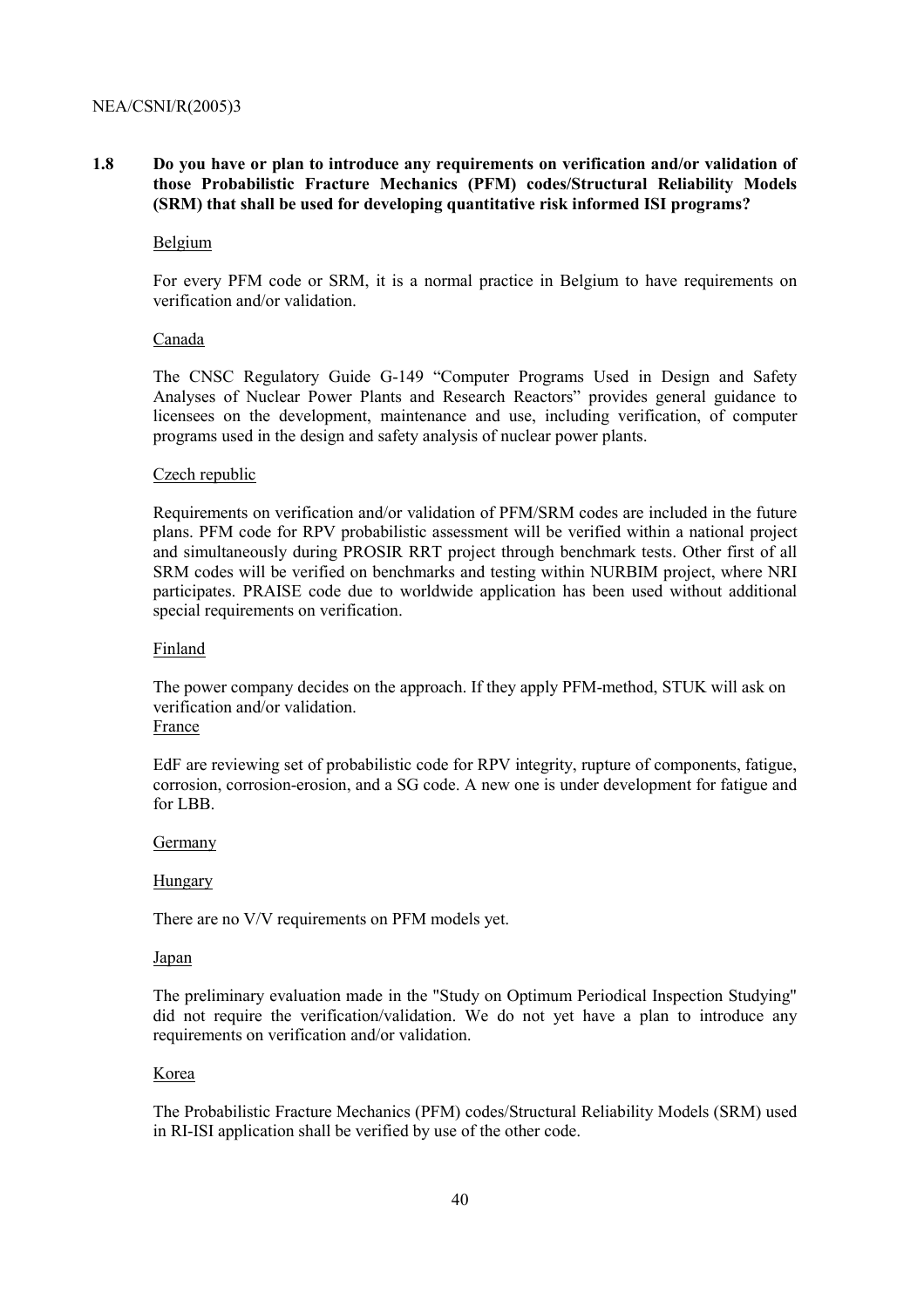### 1.8 Do you have or plan to introduce any requirements on verification and/or validation of those Probabilistic Fracture Mechanics (PFM) codes/Structural Reliability Models (SRM) that shall be used for developing quantitative risk informed ISI programs?

Belgium

For every PFM code or SRM, it is a normal practice in Belgium to have requirements on verification and/or validation.

Canada

The CNSC Regulatory Guide G-149 "Computer Programs Used in Design and Safety Analyses of Nuclear Power Plants and Research Reactors" provides general guidance to licensees on the development, maintenance and use, including verification, of computer programs used in the design and safety analysis of nuclear power plants.

Czech republic

Requirements on verification and/or validation of PFM/SRM codes are included in the future plans. PFM code for RPV probabilistic assessment will be verified within a national project and simultaneously during PROSIR RRT project through benchmark tests. Other first of all SRM codes will be verified on benchmarks and testing within NURBIM project, where NRI participates. PRAISE code due to worldwide application has been used without additional special requirements on verification.

Finland

The power company decides on the approach. If they apply PFM-method, STUK will ask on verification and/or validation.

France

EdF are reviewing set of probabilistic code for RPV integrity, rupture of components, fatigue, corrosion, corrosion-erosion, and a SG code. A new one is under development for fatigue and for LBB.

Germany

Hungary

There are no V/V requirements on PFM models yet.

Japan

The preliminary evaluation made in the "Study on Optimum Periodical Inspection Studying" did not require the verification/validation. We do not yet have a plan to introduce any requirements on verification and/or validation.

Korea

The Probabilistic Fracture Mechanics (PFM) codes/Structural Reliability Models (SRM) used in RI-ISI application shall be verified by use of the other code.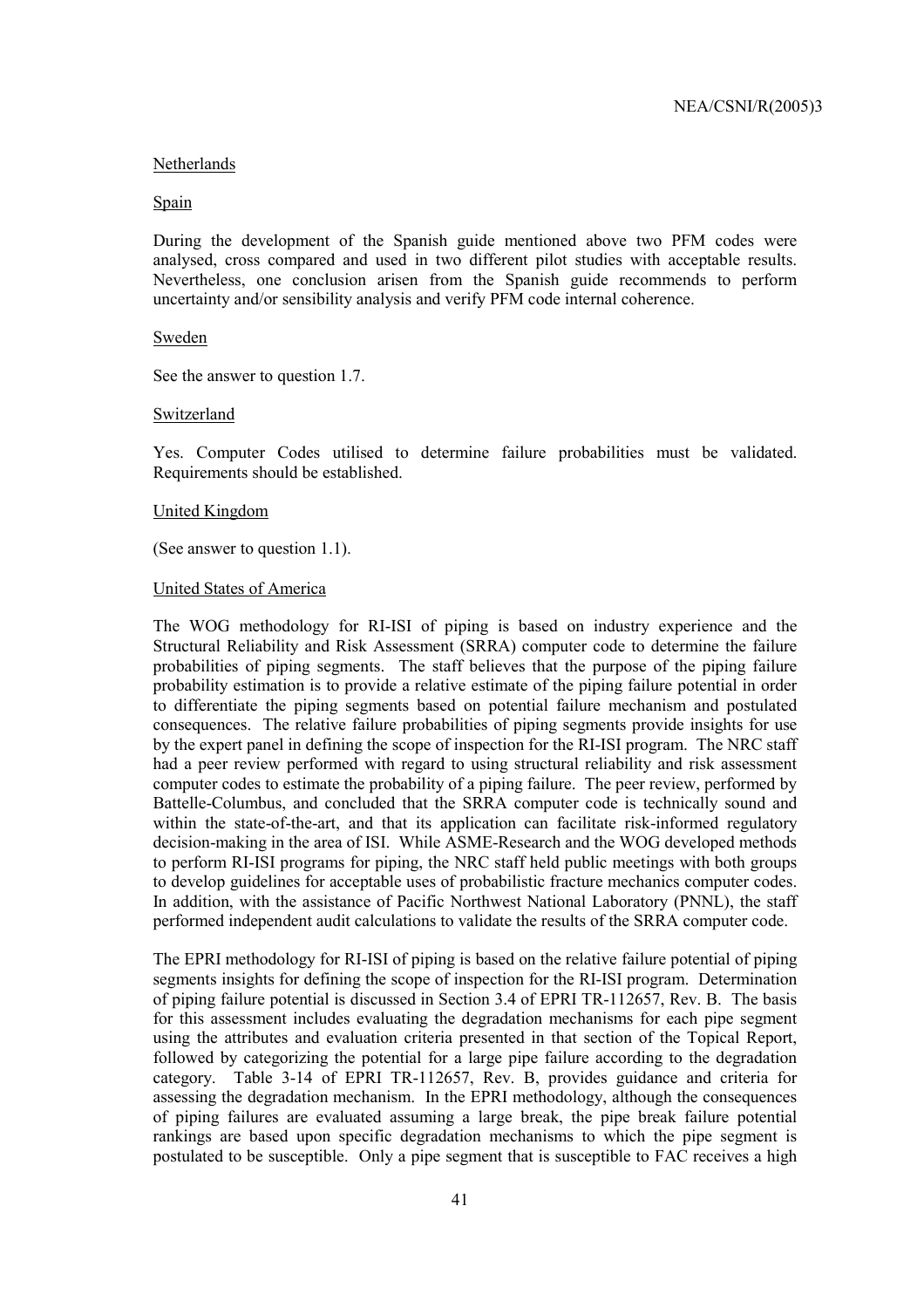Netherlands

Spain

During the development of the Spanish guide mentioned above two PFM codes were analysed, cross compared and used in two different pilot studies with acceptable results. Nevertheless, one conclusion arisen from the Spanish guide recommends to perform uncertainty and/or sensibility analysis and verify PFM code internal coherence.

Sweden

See the answer to question 1.7.

Switzerland

Yes. Computer Codes utilised to determine failure probabilities must be validated. Requirements should be established.

United Kingdom

(See answer to question 1.1).

United States of America

The WOG methodology for RI-ISI of piping is based on industry experience and the Structural Reliability and Risk Assessment (SRRA) computer code to determine the failure probabilities of piping segments. The staff believes that the purpose of the piping failure probability estimation is to provide a relative estimate of the piping failure potential in order to differentiate the piping segments based on potential failure mechanism and postulated consequences. The relative failure probabilities of piping segments provide insights for use by the expert panel in defining the scope of inspection for the RI-ISI program. The NRC staff had a peer review performed with regard to using structural reliability and risk assessment computer codes to estimate the probability of a piping failure. The peer review, performed by Battelle-Columbus, and concluded that the SRRA computer code is technically sound and within the state-of-the-art, and that its application can facilitate risk-informed regulatory decision-making in the area of ISI. While ASME-Research and the WOG developed methods to perform RI-ISI programs for piping, the NRC staff held public meetings with both groups to develop guidelines for acceptable uses of probabilistic fracture mechanics computer codes. In addition, with the assistance of Pacific Northwest National Laboratory (PNNL), the staff performed independent audit calculations to validate the results of the SRRA computer code.

The EPRI methodology for RI-ISI of piping is based on the relative failure potential of piping segments insights for defining the scope of inspection for the RI-ISI program. Determination of piping failure potential is discussed in Section 3.4 of EPRI TR-112657, Rev. B. The basis for this assessment includes evaluating the degradation mechanisms for each pipe segment using the attributes and evaluation criteria presented in that section of the Topical Report, followed by categorizing the potential for a large pipe failure according to the degradation category. Table 3-14 of EPRI TR-112657, Rev. B, provides guidance and criteria for assessing the degradation mechanism. In the EPRI methodology, although the consequences of piping failures are evaluated assuming a large break, the pipe break failure potential rankings are based upon specific degradation mechanisms to which the pipe segment is postulated to be susceptible. Only a pipe segment that is susceptible to FAC receives a high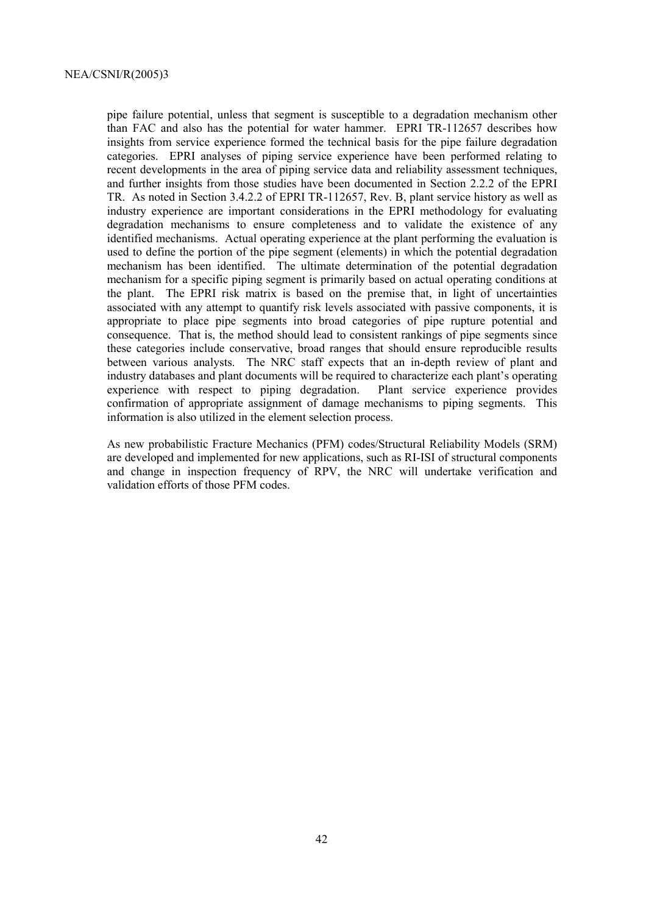pipe failure potential, unless that segment is susceptible to a degradation mechanism other than FAC and also has the potential for water hammer. EPRI TR-112657 describes how insights from service experience formed the technical basis for the pipe failure degradation categories. EPRI analyses of piping service experience have been performed relating to recent developments in the area of piping service data and reliability assessment techniques, and further insights from those studies have been documented in Section 2.2.2 of the EPRI TR. As noted in Section 3.4.2.2 of EPRI TR-112657, Rev. B, plant service history as well as industry experience are important considerations in the EPRI methodology for evaluating degradation mechanisms to ensure completeness and to validate the existence of any identified mechanisms. Actual operating experience at the plant performing the evaluation is used to define the portion of the pipe segment (elements) in which the potential degradation mechanism has been identified. The ultimate determination of the potential degradation mechanism for a specific piping segment is primarily based on actual operating conditions at the plant. The EPRI risk matrix is based on the premise that, in light of uncertainties associated with any attempt to quantify risk levels associated with passive components, it is appropriate to place pipe segments into broad categories of pipe rupture potential and consequence. That is, the method should lead to consistent rankings of pipe segments since these categories include conservative, broad ranges that should ensure reproducible results between various analysts. The NRC staff expects that an in-depth review of plant and industry databases and plant documents will be required to characterize each plant's operating experience with respect to piping degradation. Plant service experience provides confirmation of appropriate assignment of damage mechanisms to piping segments. This information is also utilized in the element selection process.

As new probabilistic Fracture Mechanics (PFM) codes/Structural Reliability Models (SRM) are developed and implemented for new applications, such as RI-ISI of structural components and change in inspection frequency of RPV, the NRC will undertake verification and validation efforts of those PFM codes.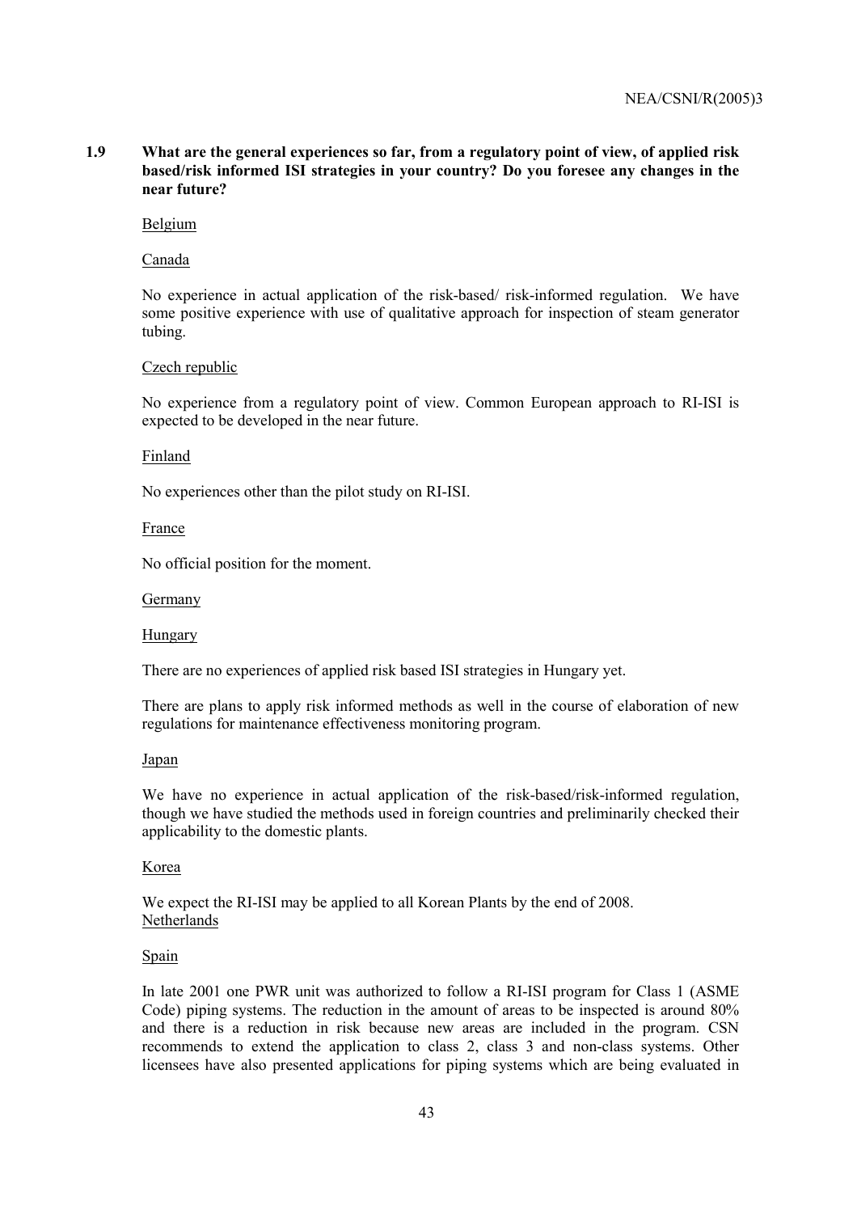**1.9 What are the general experiences so far, from a regulatory point of view, of applied risk based/risk informed ISI strategies in your country? Do you foresee any changes in the near future?**

Belgium

Canada

No experience in actual application of the risk-based/ risk-informed regulation. We have some positive experience with use of qualitative approach for inspection of steam generator tubing.

Czech republic

No experience from a regulatory point of view. Common European approach to RI-ISI is expected to be developed in the near future.

Finland

No experiences other than the pilot study on RI-ISI.

France

No official position for the moment.

Germany

Hungary

There are no experiences of applied risk based ISI strategies in Hungary yet.

There are plans to apply risk informed methods as well in the course of elaboration of new regulations for maintenance effectiveness monitoring program.

Japan

We have no experience in actual application of the risk-based/risk-informed regulation, though we have studied the methods used in foreign countries and preliminarily checked their applicability to the domestic plants.

Korea

We expect the RI-ISI may be applied to all Korean Plants by the end of 2008.

Netherlands

Spain

In late 2001 one PWR unit was authorized to follow a RI-ISI program for Class 1 (ASME Code) piping systems. The reduction in the amount of areas to be inspected is around 80% and there is a reduction in risk because new areas are included in the program. CSN recommends to extend the application to class 2, class 3 and non-class systems. Other licensees have also presented applications for piping systems which are being evaluated in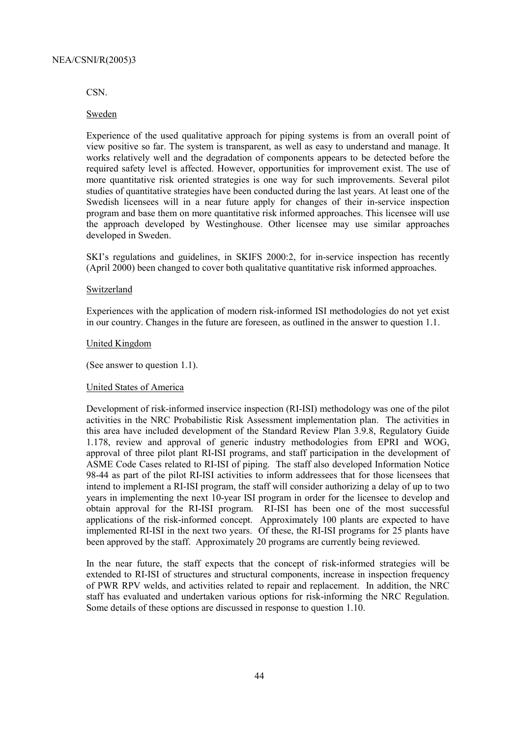CSN.

Sweden

Experience of the used qualitative approach for piping systems is from an overall point of view positive so far. The system is transparent, as well as easy to understand and manage. It works relatively well and the degradation of components appears to be detected before the required safety level is affected. However, opportunities for improvement exist. The use of more quantitative risk oriented strategies is one way for such improvements. Several pilot studies of quantitative strategies have been conducted during the last years. At least one of the Swedish licensees will in a near future apply for changes of their in-service inspection program and base them on more quantitative risk informed approaches. This licensee will use the approach developed by Westinghouse. Other licensee may use similar approaches developed in Sweden.

SKI's regulations and guidelines, in SKIFS 2000:2, for in-service inspection has recently (April 2000) been changed to cover both qualitative quantitative risk informed approaches.

Switzerland

Experiences with the application of modern risk-informed ISI methodologies do not yet exist in our country. Changes in the future are foreseen, as outlined in the answer to question 1.1.

United Kingdom

(See answer to question 1.1).

United States of America

Development of risk-informed inservice inspection (RI-ISI) methodology was one of the pilot activities in the NRC Probabilistic Risk Assessment implementation plan. The activities in this area have included development of the Standard Review Plan 3.9.8, Regulatory Guide 1.178, review and approval of generic industry methodologies from EPRI and WOG, approval of three pilot plant RI-ISI programs, and staff participation in the development of ASME Code Cases related to RI-ISI of piping. The staff also developed Information Notice 98-44 as part of the pilot RI-ISI activities to inform addressees that for those licensees that intend to implement a RI-ISI program, the staff will consider authorizing a delay of up to two years in implementing the next 10-year ISI program in order for the licensee to develop and obtain approval for the RI-ISI program. RI-ISI has been one of the most successful applications of the risk-informed concept. Approximately 100 plants are expected to have implemented RI-ISI in the next two years. Of these, the RI-ISI programs for 25 plants have been approved by the staff. Approximately 20 programs are currently being reviewed.

In the near future, the staff expects that the concept of risk-informed strategies will be extended to RI-ISI of structures and structural components, increase in inspection frequency of PWR RPV welds, and activities related to repair and replacement. In addition, the NRC staff has evaluated and undertaken various options for risk-informing the NRC Regulation. Some details of these options are discussed in response to question 1.10.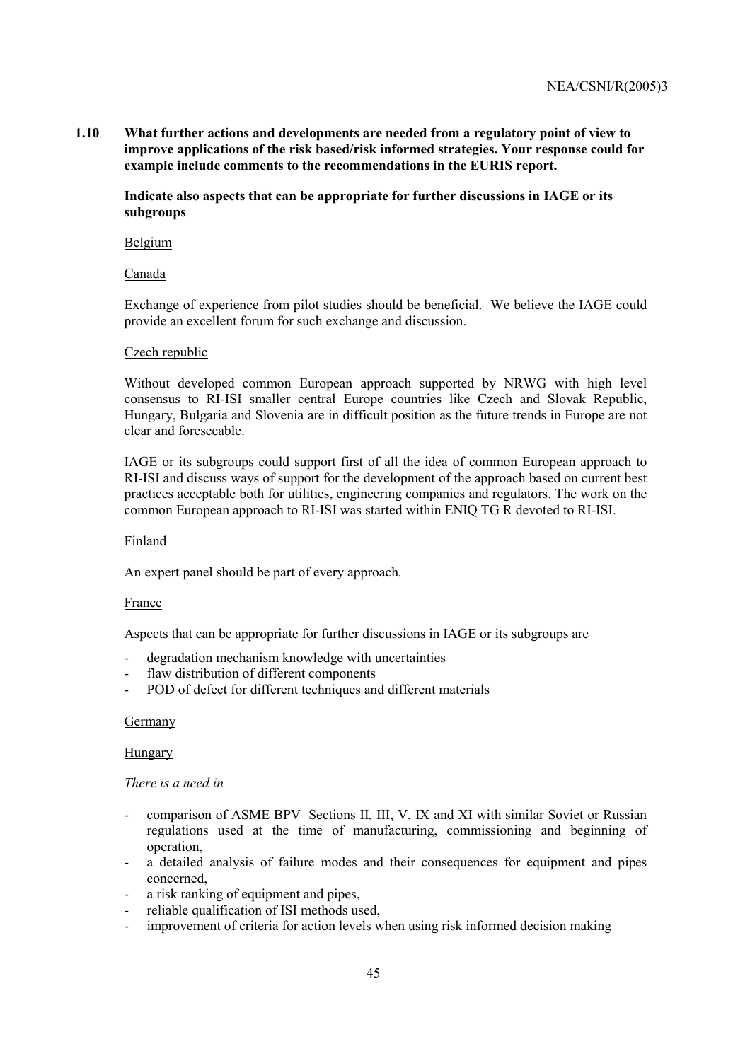**1.10 What further actions and developments are needed from a regulatory point of view to improve applications of the risk based/risk informed strategies. Your response could for example include comments to the recommendations in the EURIS report.**

**Indicate also aspects that can be appropriate for further discussions in IAGE or its subgroups**

Belgium

Canada

Exchange of experience from pilot studies should be beneficial. We believe the IAGE could provide an excellent forum for such exchange and discussion.

Czech republic

Without developed common European approach supported by NRWG with high level consensus to RI-ISI smaller central Europe countries like Czech and Slovak Republic, Hungary, Bulgaria and Slovenia are in difficult position as the future trends in Europe are not clear and foreseeable.

IAGE or its subgroups could support first of all the idea of common European approach to RI-ISI and discuss ways of support for the development of the approach based on current best practices acceptable both for utilities, engineering companies and regulators. The work on the common European approach to RI-ISI was started within ENIQ TG R devoted to RI-ISI.

Finland

An expert panel should be part of every approach.

France

Aspects that can be appropriate for further discussions in IAGE or its subgroups are

- degradation mechanism knowledge with uncertainties
- flaw distribution of different components
- POD of defect for different techniques and different materials

Germany

Hungary

*There is a need in*

- comparison of ASME BPV Sections II, III, V, IX and XI with similar Soviet or Russian regulations used at the time of manufacturing, commissioning and beginning of operation,
- a detailed analysis of failure modes and their consequences for equipment and pipes concerned,
- a risk ranking of equipment and pipes,
- reliable qualification of ISI methods used,
- improvement of criteria for action levels when using risk informed decision making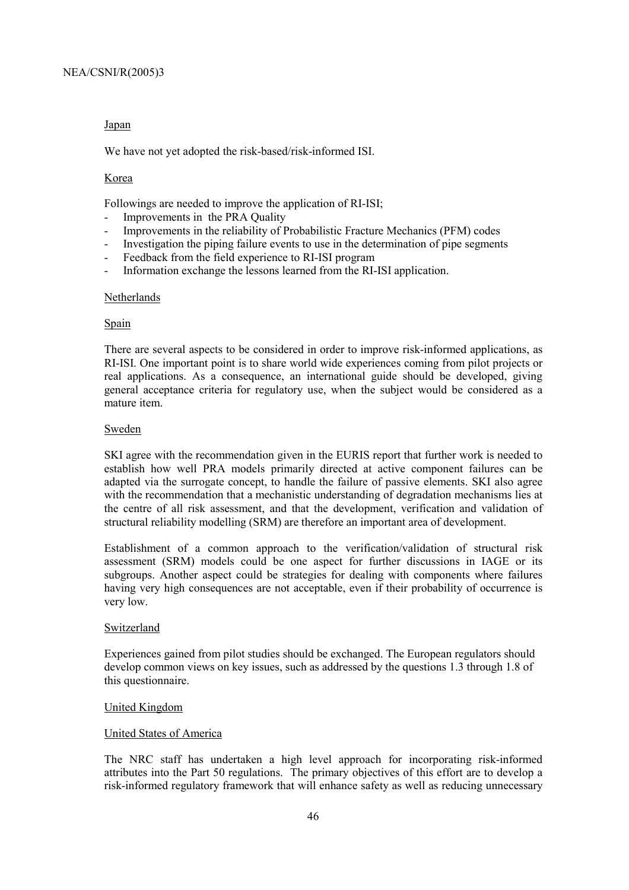Japan

We have not yet adopted the risk-based/risk-informed ISI.

Korea

Followings are needed to improve the application of RI-ISI;

- Improvements in the PRA Quality
- Improvements in the reliability of Probabilistic Fracture Mechanics (PFM) codes
- Investigation the piping failure events to use in the determination of pipe segments
- Feedback from the field experience to RI-ISI program
- Information exchange the lessons learned from the RI-ISI application.

Netherlands

Spain

There are several aspects to be considered in order to improve risk-informed applications, as RI-ISI. One important point is to share world wide experiences coming from pilot projects or real applications. As a consequence, an international guide should be developed, giving general acceptance criteria for regulatory use, when the subject would be considered as a mature item.

Sweden

SKI agree with the recommendation given in the EURIS report that further work is needed to establish how well PRA models primarily directed at active component failures can be adapted via the surrogate concept, to handle the failure of passive elements. SKI also agree with the recommendation that a mechanistic understanding of degradation mechanisms lies at the centre of all risk assessment, and that the development, verification and validation of structural reliability modelling (SRM) are therefore an important area of development.

Establishment of a common approach to the verification/validation of structural risk assessment (SRM) models could be one aspect for further discussions in IAGE or its subgroups. Another aspect could be strategies for dealing with components where failures having very high consequences are not acceptable, even if their probability of occurrence is very low.

Switzerland

Experiences gained from pilot studies should be exchanged. The European regulators should develop common views on key issues, such as addressed by the questions 1.3 through 1.8 of this questionnaire.

United Kingdom

United States of America

The NRC staff has undertaken a high level approach for incorporating risk-informed attributes into the Part 50 regulations. The primary objectives of this effort are to develop a risk-informed regulatory framework that will enhance safety as well as reducing unnecessary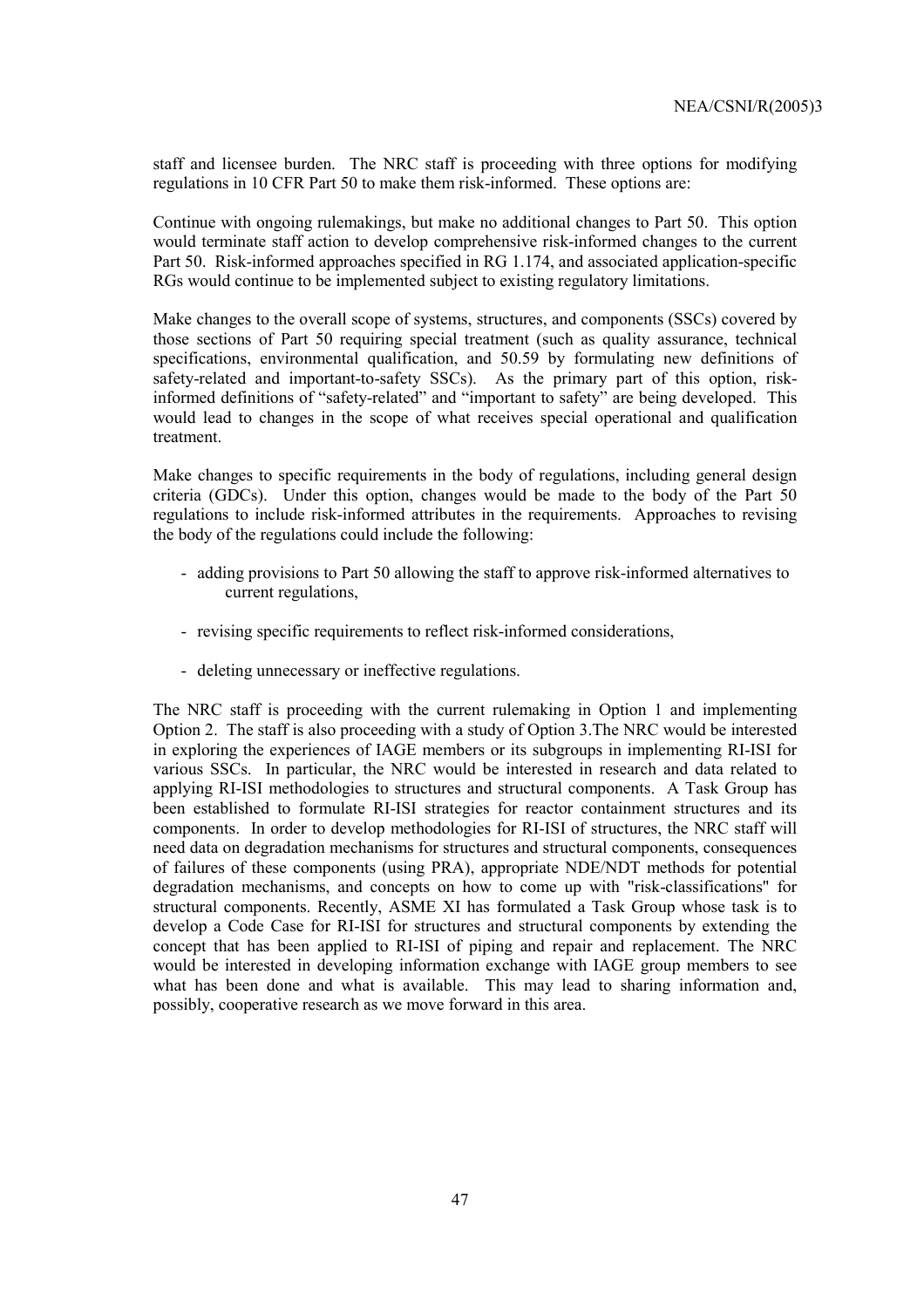staff and licensee burden. The NRC staff is proceeding with three options for modifying regulations in 10 CFR Part 50 to make them risk-informed. These options are:

Continue with ongoing rulemakings, but make no additional changes to Part 50. This option would terminate staff action to develop comprehensive risk-informed changes to the current Part 50. Risk-informed approaches specified in RG 1.174, and associated application-specific RGs would continue to be implemented subject to existing regulatory limitations.

Make changes to the overall scope of systems, structures, and components (SSCs) covered by those sections of Part 50 requiring special treatment (such as quality assurance, technical specifications, environmental qualification, and 50.59 by formulating new definitions of safety-related and important-to-safety SSCs). As the primary part of this option, risk-informed definitions of "safety-related" and "important to safety" are being developed. This would lead to changes in the scope of what receives special operational and qualification treatment.

Make changes to specific requirements in the body of regulations, including general design criteria (GDCs). Under this option, changes would be made to the body of the Part 50 regulations to include risk-informed attributes in the requirements. Approaches to revising the body of the regulations could include the following:

- adding provisions to Part 50 allowing the staff to approve risk-informed alternatives to current regulations,
- revising specific requirements to reflect risk-informed considerations,
- deleting unnecessary or ineffective regulations.

The NRC staff is proceeding with the current rulemaking in Option 1 and implementing Option 2. The staff is also proceeding with a study of Option 3.The NRC would be interested in exploring the experiences of IAGE members or its subgroups in implementing RI-ISI for various SSCs. In particular, the NRC would be interested in research and data related to applying RI-ISI methodologies to structures and structural components. A Task Group has been established to formulate RI-ISI strategies for reactor containment structures and its components. In order to develop methodologies for RI-ISI of structures, the NRC staff will need data on degradation mechanisms for structures and structural components, consequences of failures of these components (using PRA), appropriate NDE/NDT methods for potential degradation mechanisms, and concepts on how to come up with "risk-classifications" for structural components. Recently, ASME XI has formulated a Task Group whose task is to develop a Code Case for RI-ISI for structures and structural components by extending the concept that has been applied to RI-ISI of piping and repair and replacement. The NRC would be interested in developing information exchange with IAGE group members to see what has been done and what is available. This may lead to sharing information and, possibly, cooperative research as we move forward in this area.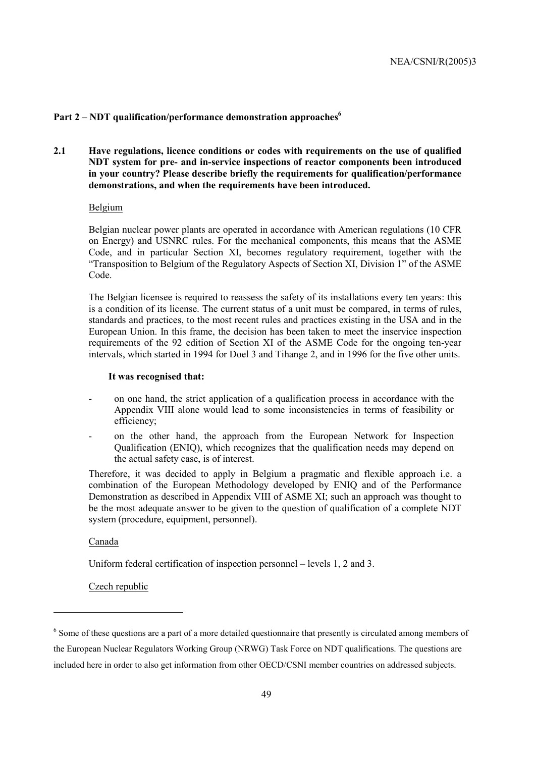## Part 2 – NDT qualification/performance demonstration approaches[6]

**2.1 Have regulations, licence conditions or codes with requirements on the use of qualified NDT system for pre- and in-service inspections of reactor components been introduced in your country? Please describe briefly the requirements for qualification/performance demonstrations, and when the requirements have been introduced.**

Belgium

Belgian nuclear power plants are operated in accordance with American regulations (10 CFR on Energy) and USNRC rules. For the mechanical components, this means that the ASME Code, and in particular Section XI, becomes regulatory requirement, together with the "Transposition to Belgium of the Regulatory Aspects of Section XI, Division 1" of the ASME Code.

The Belgian licensee is required to reassess the safety of its installations every ten years: this is a condition of its license. The current status of a unit must be compared, in terms of rules, standards and practices, to the most recent rules and practices existing in the USA and in the European Union. In this frame, the decision has been taken to meet the inservice inspection requirements of the 92 edition of Section XI of the ASME Code for the ongoing ten-year intervals, which started in 1994 for Doel 3 and Tihange 2, and in 1996 for the five other units.

**It was recognised that:**

- on one hand, the strict application of a qualification process in accordance with the Appendix VIII alone would lead to some inconsistencies in terms of feasibility or efficiency;
- on the other hand, the approach from the European Network for Inspection Qualification (ENIQ), which recognizes that the qualification needs may depend on the actual safety case, is of interest.

Therefore, it was decided to apply in Belgium a pragmatic and flexible approach i.e. a combination of the European Methodology developed by ENIQ and of the Performance Demonstration as described in Appendix VIII of ASME XI; such an approach was thought to be the most adequate answer to be given to the question of qualification of a complete NDT system (procedure, equipment, personnel).

Canada

Uniform federal certification of inspection personnel – levels 1, 2 and 3.

Czech republic

---

[6] Some of these questions are a part of a more detailed questionnaire that presently is circulated among members of the European Nuclear Regulators Working Group (NRWG) Task Force on NDT qualifications. The questions are included here in order to also get information from other OECD/CSNI member countries on addressed subjects.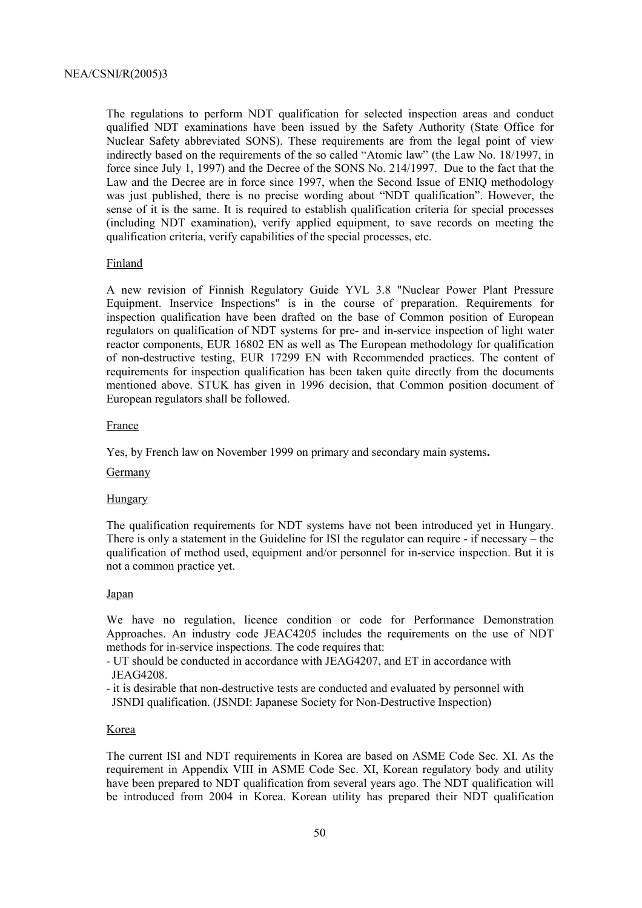The regulations to perform NDT qualification for selected inspection areas and conduct qualified NDT examinations have been issued by the Safety Authority (State Office for Nuclear Safety abbreviated SONS). These requirements are from the legal point of view indirectly based on the requirements of the so called "Atomic law" (the Law No. 18/1997, in force since July 1, 1997) and the Decree of the SONS No. 214/1997. Due to the fact that the Law and the Decree are in force since 1997, when the Second Issue of ENIQ methodology was just published, there is no precise wording about "NDT qualification". However, the sense of it is the same. It is required to establish qualification criteria for special processes (including NDT examination), verify applied equipment, to save records on meeting the qualification criteria, verify capabilities of the special processes, etc.

Finland

A new revision of Finnish Regulatory Guide YVL 3.8 "Nuclear Power Plant Pressure Equipment. Inservice Inspections" is in the course of preparation. Requirements for inspection qualification have been drafted on the base of Common position of European regulators on qualification of NDT systems for pre- and in-service inspection of light water reactor components, EUR 16802 EN as well as The European methodology for qualification of non-destructive testing, EUR 17299 EN with Recommended practices. The content of requirements for inspection qualification has been taken quite directly from the documents mentioned above. STUK has given in 1996 decision, that Common position document of European regulators shall be followed.

France

Yes, by French law on November 1999 on primary and secondary main systems**.**

Germany

Hungary

The qualification requirements for NDT systems have not been introduced yet in Hungary. There is only a statement in the Guideline for ISI the regulator can require - if necessary – the qualification of method used, equipment and/or personnel for in-service inspection. But it is not a common practice yet.

Japan

We have no regulation, licence condition or code for Performance Demonstration Approaches. An industry code JEAC4205 includes the requirements on the use of NDT methods for in-service inspections. The code requires that:

- UT should be conducted in accordance with JEAG4207, and ET in accordance with JEAG4208.
- it is desirable that non-destructive tests are conducted and evaluated by personnel with JSNDI qualification. (JSNDI: Japanese Society for Non-Destructive Inspection)

Korea

The current ISI and NDT requirements in Korea are based on ASME Code Sec. XI. As the requirement in Appendix VIII in ASME Code Sec. XI, Korean regulatory body and utility have been prepared to NDT qualification from several years ago. The NDT qualification will be introduced from 2004 in Korea. Korean utility has prepared their NDT qualification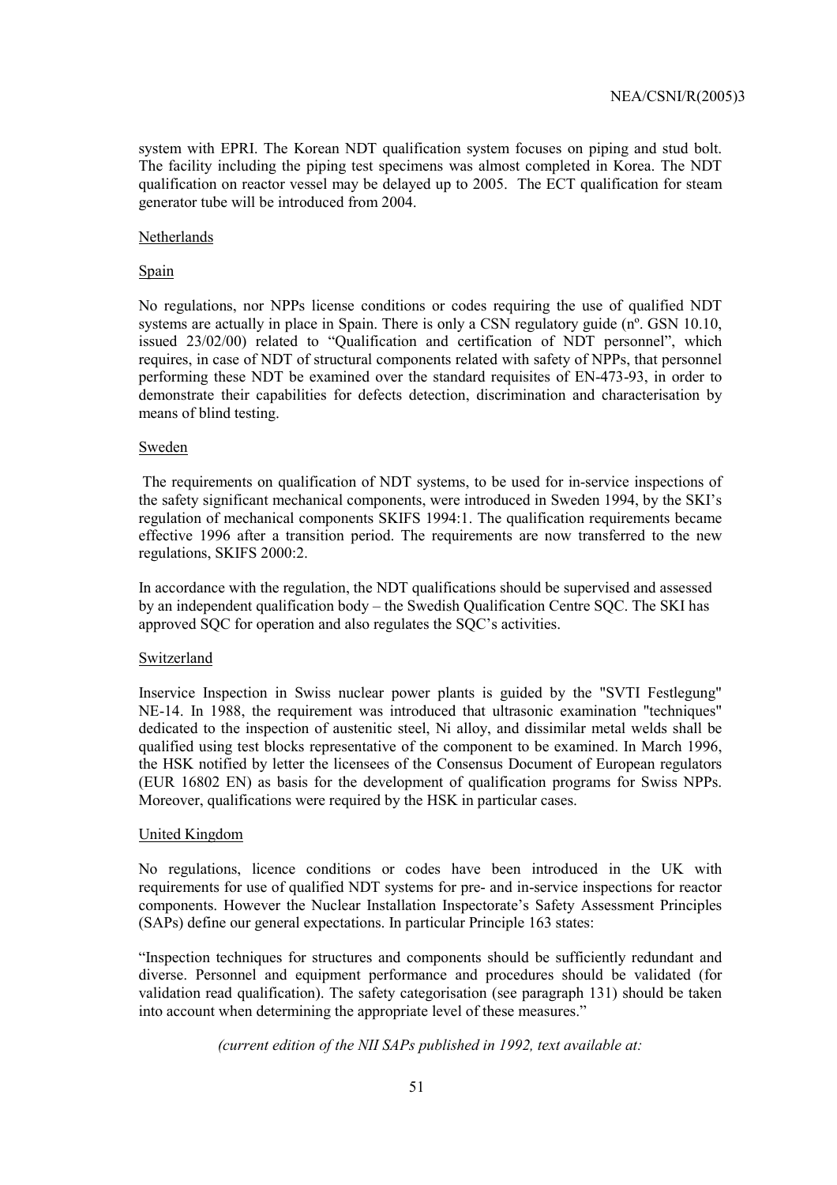system with EPRI. The Korean NDT qualification system focuses on piping and stud bolt. The facility including the piping test specimens was almost completed in Korea. The NDT qualification on reactor vessel may be delayed up to 2005. The ECT qualification for steam generator tube will be introduced from 2004.

<u>Netherlands</u>

<u>Spain</u>

No regulations, nor NPPs license conditions or codes requiring the use of qualified NDT systems are actually in place in Spain. There is only a CSN regulatory guide (nº. GSN 10.10, issued 23/02/00) related to "Qualification and certification of NDT personnel", which requires, in case of NDT of structural components related with safety of NPPs, that personnel performing these NDT be examined over the standard requisites of EN-473-93, in order to demonstrate their capabilities for defects detection, discrimination and characterisation by means of blind testing.

<u>Sweden</u>

The requirements on qualification of NDT systems, to be used for in-service inspections of the safety significant mechanical components, were introduced in Sweden 1994, by the SKI's regulation of mechanical components SKIFS 1994:1. The qualification requirements became effective 1996 after a transition period. The requirements are now transferred to the new regulations, SKIFS 2000:2.

In accordance with the regulation, the NDT qualifications should be supervised and assessed by an independent qualification body – the Swedish Qualification Centre SQC. The SKI has approved SQC for operation and also regulates the SQC's activities.

<u>Switzerland</u>

Inservice Inspection in Swiss nuclear power plants is guided by the "SVTI Festlegung" NE-14. In 1988, the requirement was introduced that ultrasonic examination "techniques" dedicated to the inspection of austenitic steel, Ni alloy, and dissimilar metal welds shall be qualified using test blocks representative of the component to be examined. In March 1996, the HSK notified by letter the licensees of the Consensus Document of European regulators (EUR 16802 EN) as basis for the development of qualification programs for Swiss NPPs. Moreover, qualifications were required by the HSK in particular cases.

<u>United Kingdom</u>

No regulations, licence conditions or codes have been introduced in the UK with requirements for use of qualified NDT systems for pre- and in-service inspections for reactor components. However the Nuclear Installation Inspectorate's Safety Assessment Principles (SAPs) define our general expectations. In particular Principle 163 states:

"Inspection techniques for structures and components should be sufficiently redundant and diverse. Personnel and equipment performance and procedures should be validated (for validation read qualification). The safety categorisation (see paragraph 131) should be taken into account when determining the appropriate level of these measures."

*(current edition of the NII SAPs published in 1992, text available at:*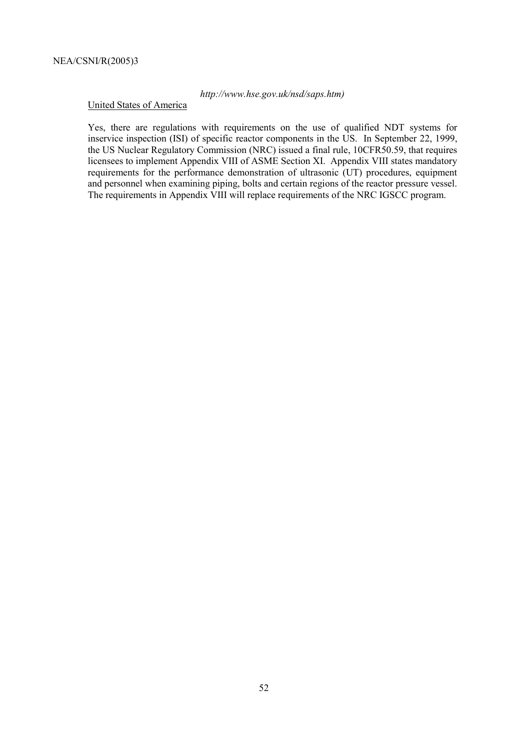*http://www.hse.gov.uk/nsd/saps.htm)*

United States of America

Yes, there are regulations with requirements on the use of qualified NDT systems for inservice inspection (ISI) of specific reactor components in the US. In September 22, 1999, the US Nuclear Regulatory Commission (NRC) issued a final rule, 10CFR50.59, that requires licensees to implement Appendix VIII of ASME Section XI. Appendix VIII states mandatory requirements for the performance demonstration of ultrasonic (UT) procedures, equipment and personnel when examining piping, bolts and certain regions of the reactor pressure vessel. The requirements in Appendix VIII will replace requirements of the NRC IGSCC program.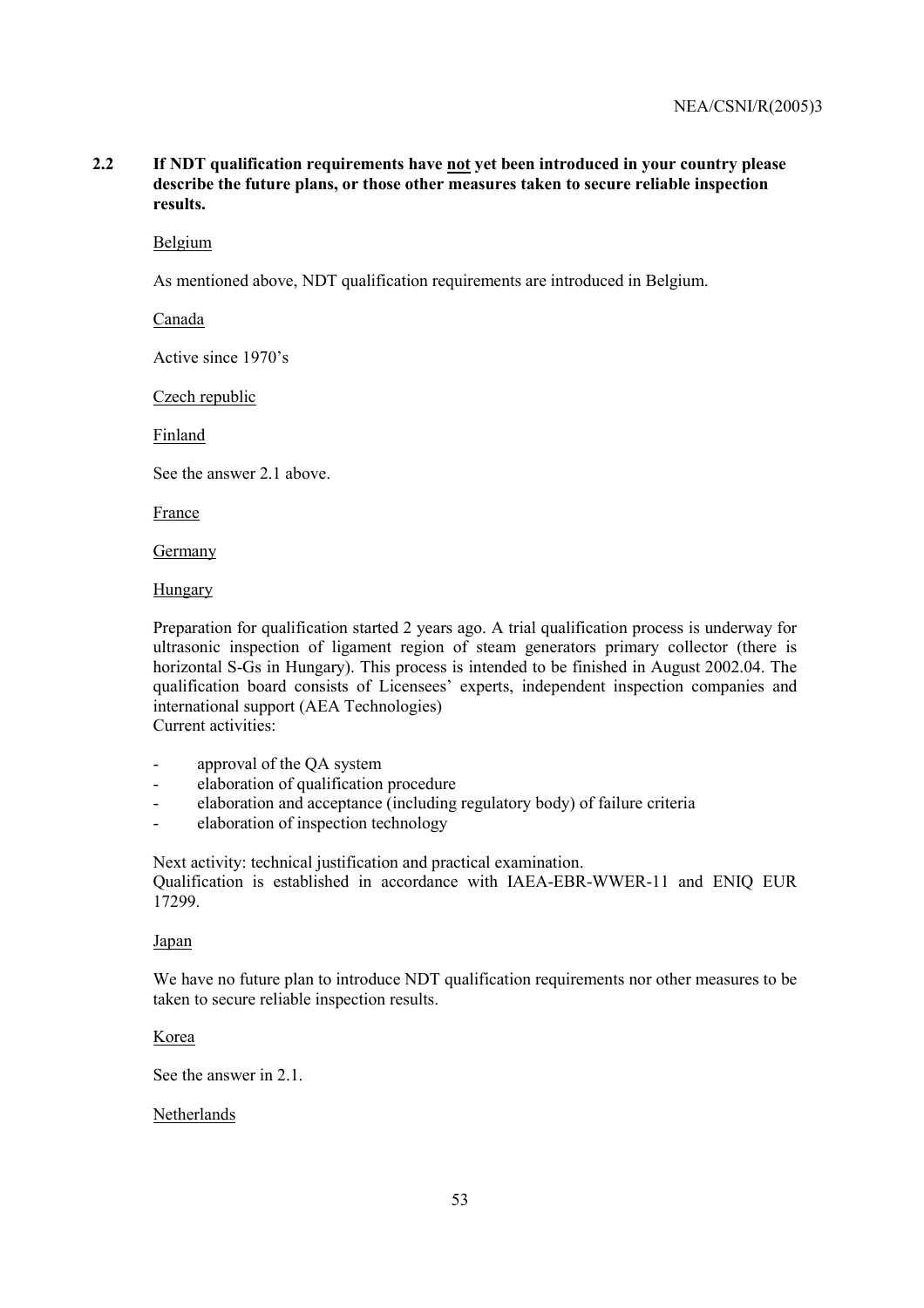**2.2 If NDT qualification requirements have not yet been introduced in your country please describe the future plans, or those other measures taken to secure reliable inspection results.**

Belgium

As mentioned above, NDT qualification requirements are introduced in Belgium.

Canada

Active since 1970's

Czech republic

Finland

See the answer 2.1 above.

France

Germany

Hungary

Preparation for qualification started 2 years ago. A trial qualification process is underway for ultrasonic inspection of ligament region of steam generators primary collector (there is horizontal S-Gs in Hungary). This process is intended to be finished in August 2002.04. The qualification board consists of Licensees' experts, independent inspection companies and international support (AEA Technologies)
Current activities:

- approval of the QA system
- elaboration of qualification procedure
- elaboration and acceptance (including regulatory body) of failure criteria
- elaboration of inspection technology

Next activity: technical justification and practical examination.
Qualification is established in accordance with IAEA-EBR-WWER-11 and ENIQ EUR 17299.

Japan

We have no future plan to introduce NDT qualification requirements nor other measures to be taken to secure reliable inspection results.

Korea

See the answer in 2.1.

Netherlands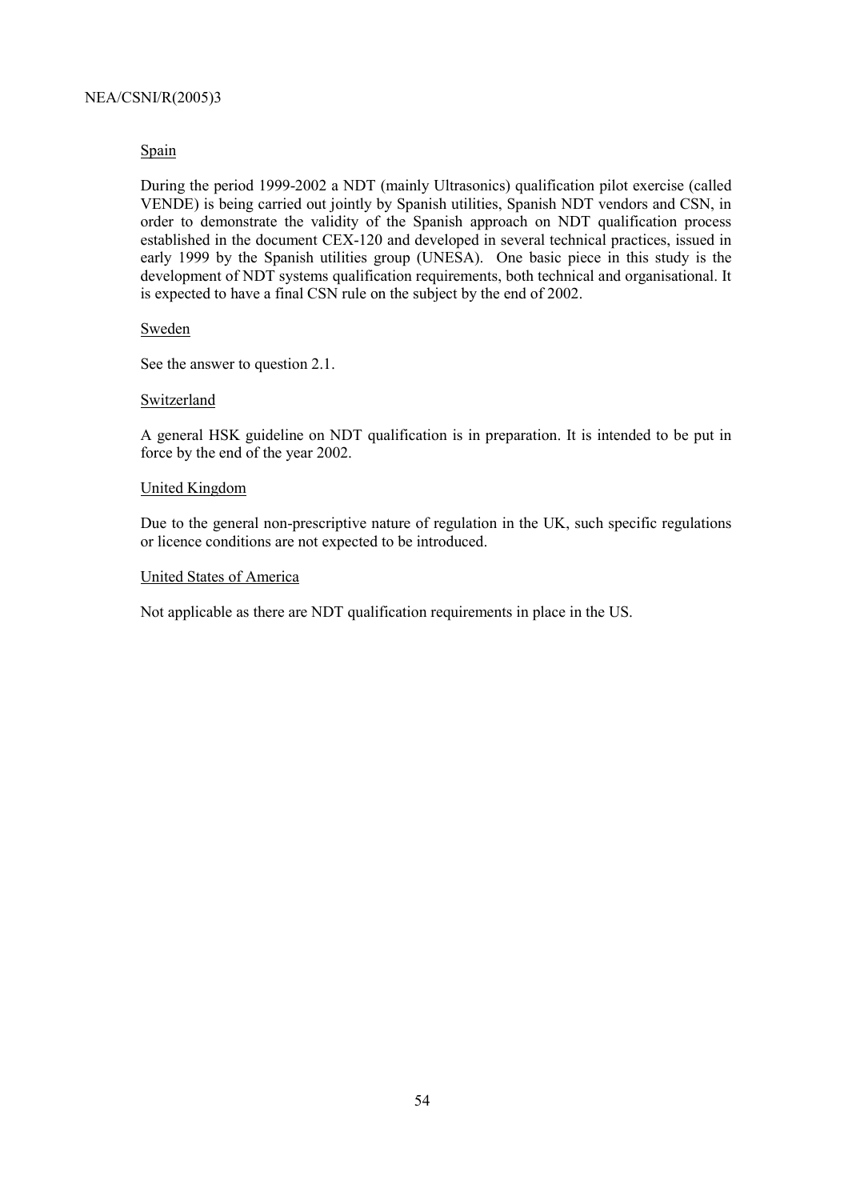<u>Spain</u>

During the period 1999-2002 a NDT (mainly Ultrasonics) qualification pilot exercise (called VENDE) is being carried out jointly by Spanish utilities, Spanish NDT vendors and CSN, in order to demonstrate the validity of the Spanish approach on NDT qualification process established in the document CEX-120 and developed in several technical practices, issued in early 1999 by the Spanish utilities group (UNESA). One basic piece in this study is the development of NDT systems qualification requirements, both technical and organisational. It is expected to have a final CSN rule on the subject by the end of 2002.

<u>Sweden</u>

See the answer to question 2.1.

<u>Switzerland</u>

A general HSK guideline on NDT qualification is in preparation. It is intended to be put in force by the end of the year 2002.

<u>United Kingdom</u>

Due to the general non-prescriptive nature of regulation in the UK, such specific regulations or licence conditions are not expected to be introduced.

<u>United States of America</u>

Not applicable as there are NDT qualification requirements in place in the US.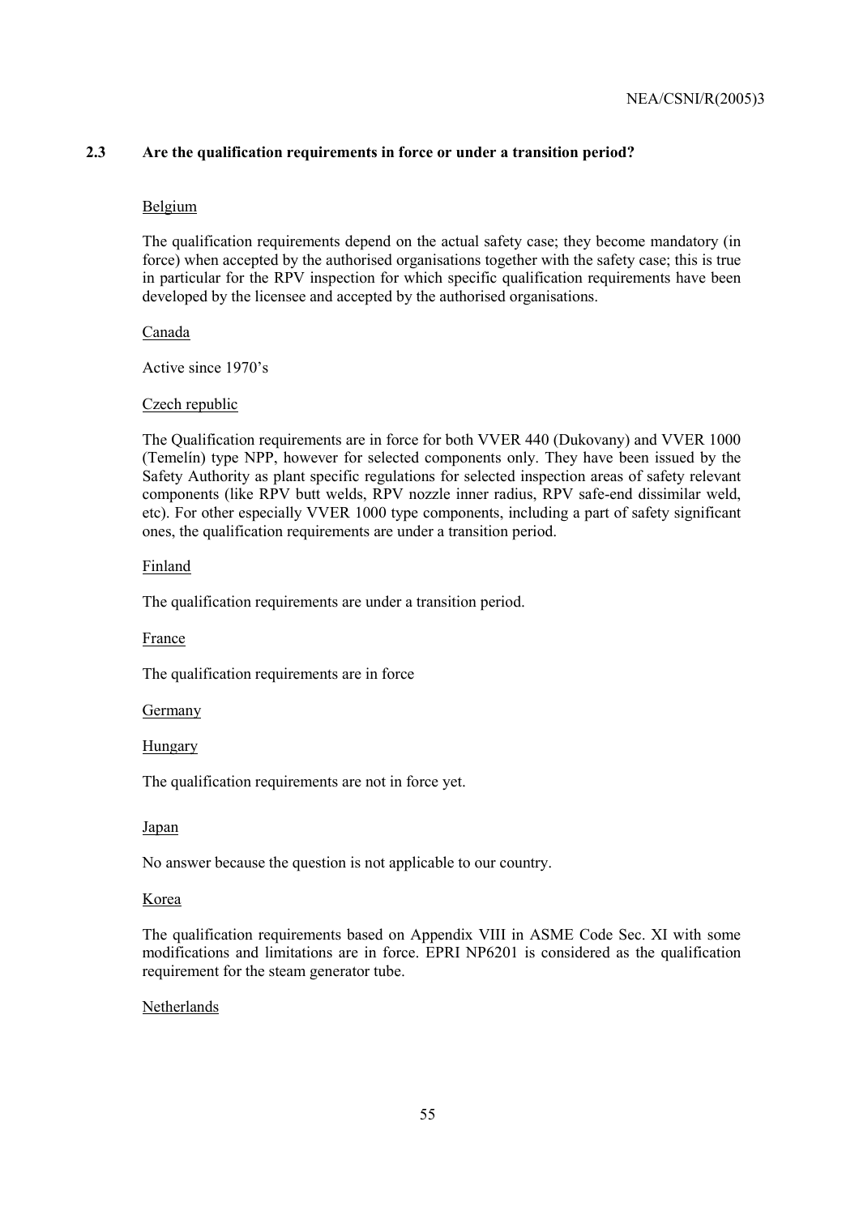## 2.3 Are the qualification requirements in force or under a transition period?

Belgium

The qualification requirements depend on the actual safety case; they become mandatory (in force) when accepted by the authorised organisations together with the safety case; this is true in particular for the RPV inspection for which specific qualification requirements have been developed by the licensee and accepted by the authorised organisations.

Canada

Active since 1970's

Czech republic

The Qualification requirements are in force for both VVER 440 (Dukovany) and VVER 1000 (Temelín) type NPP, however for selected components only. They have been issued by the Safety Authority as plant specific regulations for selected inspection areas of safety relevant components (like RPV butt welds, RPV nozzle inner radius, RPV safe-end dissimilar weld, etc). For other especially VVER 1000 type components, including a part of safety significant ones, the qualification requirements are under a transition period.

Finland

The qualification requirements are under a transition period.

France

The qualification requirements are in force

Germany

Hungary

The qualification requirements are not in force yet.

Japan

No answer because the question is not applicable to our country.

Korea

The qualification requirements based on Appendix VIII in ASME Code Sec. XI with some modifications and limitations are in force. EPRI NP6201 is considered as the qualification requirement for the steam generator tube.

Netherlands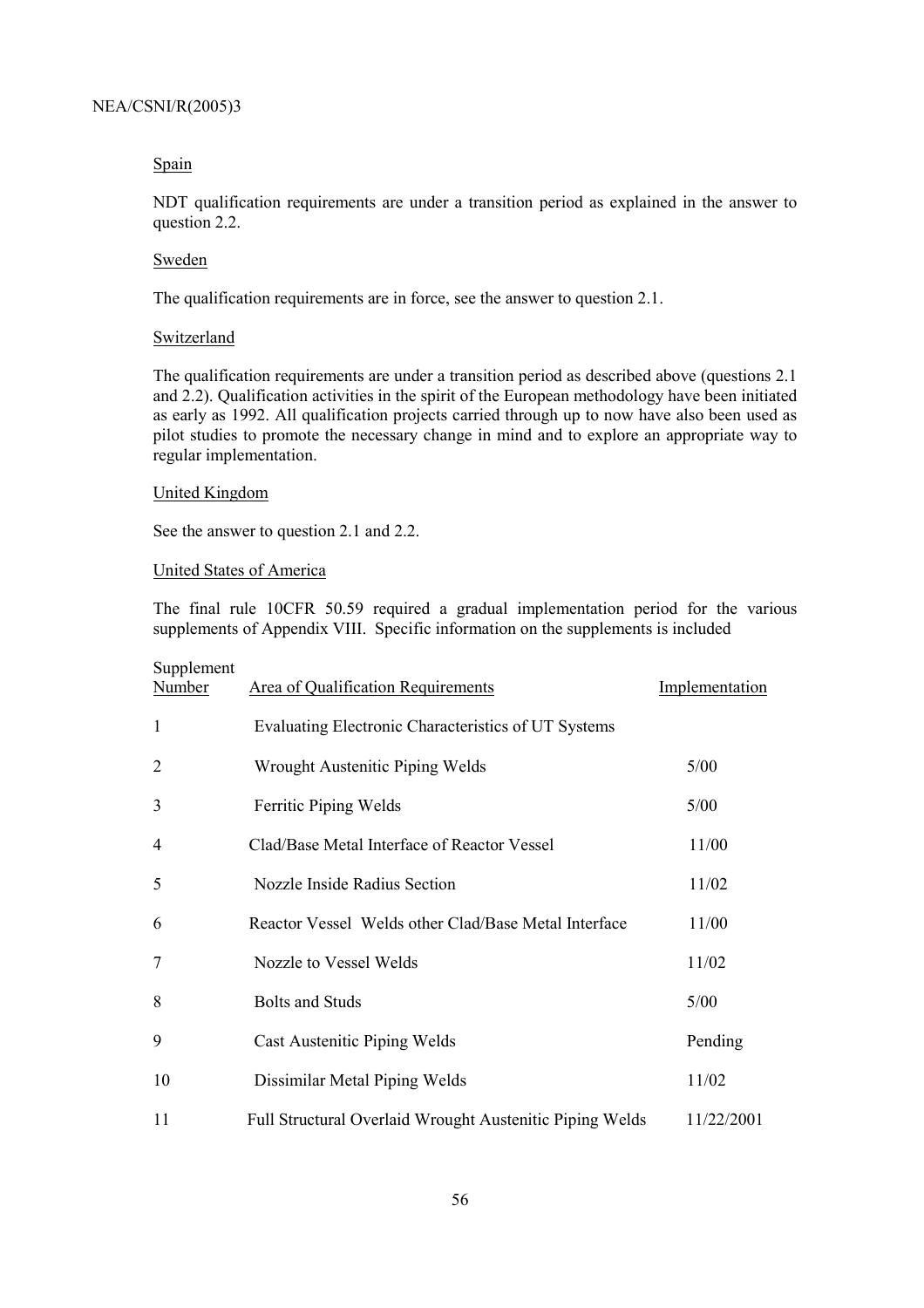Spain

NDT qualification requirements are under a transition period as explained in the answer to question 2.2.

Sweden

The qualification requirements are in force, see the answer to question 2.1.

Switzerland

The qualification requirements are under a transition period as described above (questions 2.1 and 2.2). Qualification activities in the spirit of the European methodology have been initiated as early as 1992. All qualification projects carried through up to now have also been used as pilot studies to promote the necessary change in mind and to explore an appropriate way to regular implementation.

United Kingdom

See the answer to question 2.1 and 2.2.

United States of America

The final rule 10CFR 50.59 required a gradual implementation period for the various supplements of Appendix VIII. Specific information on the supplements is included

| Supplement Number | Area of Qualification Requirements | Implementation |
|---|---|---|
| 1 | Evaluating Electronic Characteristics of UT Systems | |
| 2 | Wrought Austenitic Piping Welds | 5/00 |
| 3 | Ferritic Piping Welds | 5/00 |
| 4 | Clad/Base Metal Interface of Reactor Vessel | 11/00 |
| 5 | Nozzle Inside Radius Section | 11/02 |
| 6 | Reactor Vessel Welds other Clad/Base Metal Interface | 11/00 |
| 7 | Nozzle to Vessel Welds | 11/02 |
| 8 | Bolts and Studs | 5/00 |
| 9 | Cast Austenitic Piping Welds | Pending |
| 10 | Dissimilar Metal Piping Welds | 11/02 |
| 11 | Full Structural Overlaid Wrought Austenitic Piping Welds | 11/22/2001 |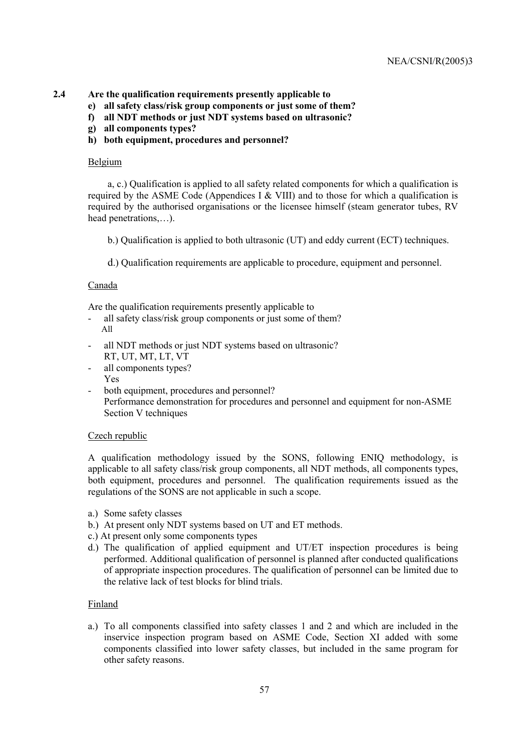**2.4 Are the qualification requirements presently applicable to**

**e) all safety class/risk group components or just some of them?**

**f) all NDT methods or just NDT systems based on ultrasonic?**

**g) all components types?**

**h) both equipment, procedures and personnel?**

Belgium

a, c.) Qualification is applied to all safety related components for which a qualification is required by the ASME Code (Appendices I & VIII) and to those for which a qualification is required by the authorised organisations or the licensee himself (steam generator tubes, RV head penetrations,…).

b.) Qualification is applied to both ultrasonic (UT) and eddy current (ECT) techniques.

d.) Qualification requirements are applicable to procedure, equipment and personnel.

Canada

Are the qualification requirements presently applicable to

- all safety class/risk group components or just some of them?
  All
- all NDT methods or just NDT systems based on ultrasonic?
  RT, UT, MT, LT, VT
- all components types?
  Yes
- both equipment, procedures and personnel?
  Performance demonstration for procedures and personnel and equipment for non-ASME Section V techniques

Czech republic

A qualification methodology issued by the SONS, following ENIQ methodology, is applicable to all safety class/risk group components, all NDT methods, all components types, both equipment, procedures and personnel. The qualification requirements issued as the regulations of the SONS are not applicable in such a scope.

a.) Some safety classes

b.) At present only NDT systems based on UT and ET methods.

c.) At present only some components types

d.) The qualification of applied equipment and UT/ET inspection procedures is being performed. Additional qualification of personnel is planned after conducted qualifications of appropriate inspection procedures. The qualification of personnel can be limited due to the relative lack of test blocks for blind trials.

Finland

a.) To all components classified into safety classes 1 and 2 and which are included in the inservice inspection program based on ASME Code, Section XI added with some components classified into lower safety classes, but included in the same program for other safety reasons.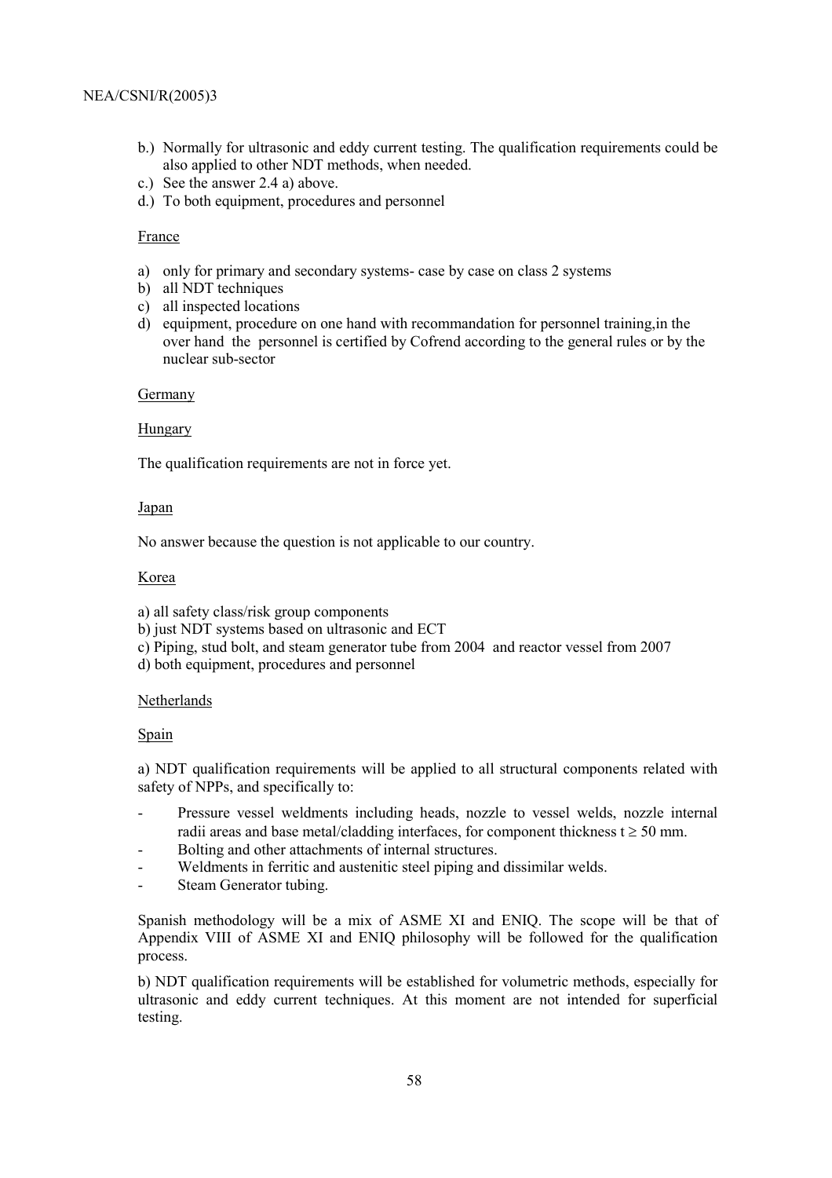b.) Normally for ultrasonic and eddy current testing. The qualification requirements could be also applied to other NDT methods, when needed.
c.) See the answer 2.4 a) above.
d.) To both equipment, procedures and personnel

France

a) only for primary and secondary systems- case by case on class 2 systems
b) all NDT techniques
c) all inspected locations
d) equipment, procedure on one hand with recommandation for personnel training,in the over hand the personnel is certified by Cofrend according to the general rules or by the nuclear sub-sector

Germany

Hungary

The qualification requirements are not in force yet.

Japan

No answer because the question is not applicable to our country.

Korea

a) all safety class/risk group components
b) just NDT systems based on ultrasonic and ECT
c) Piping, stud bolt, and steam generator tube from 2004 and reactor vessel from 2007
d) both equipment, procedures and personnel

Netherlands

Spain

a) NDT qualification requirements will be applied to all structural components related with safety of NPPs, and specifically to:

- Pressure vessel weldments including heads, nozzle to vessel welds, nozzle internal radii areas and base metal/cladding interfaces, for component thickness $t \geq 50$ mm.
- Bolting and other attachments of internal structures.
- Weldments in ferritic and austenitic steel piping and dissimilar welds.
- Steam Generator tubing.

Spanish methodology will be a mix of ASME XI and ENIQ. The scope will be that of Appendix VIII of ASME XI and ENIQ philosophy will be followed for the qualification process.

b) NDT qualification requirements will be established for volumetric methods, especially for ultrasonic and eddy current techniques. At this moment are not intended for superficial testing.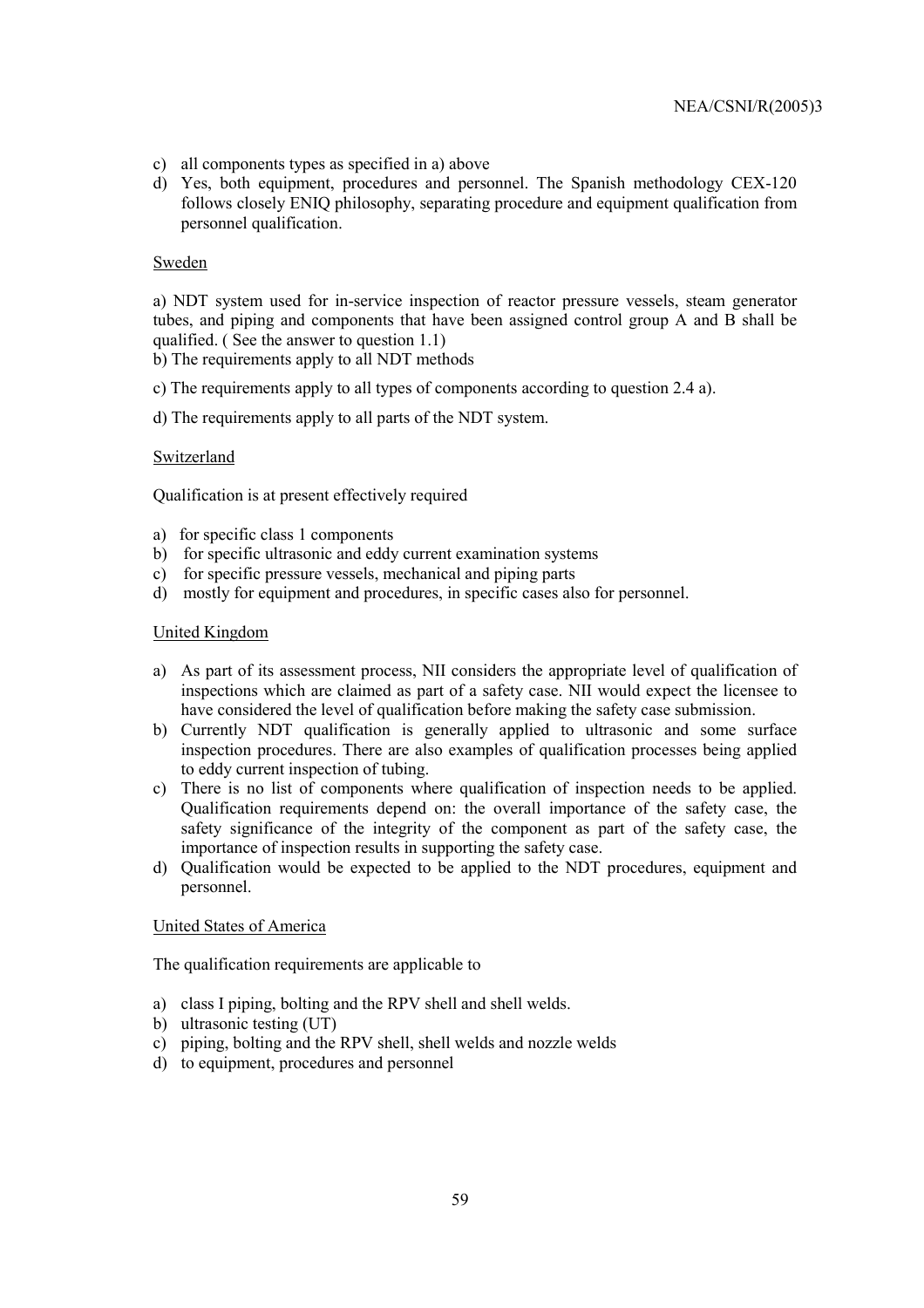c) all components types as specified in a) above
d) Yes, both equipment, procedures and personnel. The Spanish methodology CEX-120 follows closely ENIQ philosophy, separating procedure and equipment qualification from personnel qualification.

Sweden

a) NDT system used for in-service inspection of reactor pressure vessels, steam generator tubes, and piping and components that have been assigned control group A and B shall be qualified. ( See the answer to question 1.1)
b) The requirements apply to all NDT methods

c) The requirements apply to all types of components according to question 2.4 a).

d) The requirements apply to all parts of the NDT system.

Switzerland

Qualification is at present effectively required

a) for specific class 1 components
b) for specific ultrasonic and eddy current examination systems
c) for specific pressure vessels, mechanical and piping parts
d) mostly for equipment and procedures, in specific cases also for personnel.

United Kingdom

a) As part of its assessment process, NII considers the appropriate level of qualification of inspections which are claimed as part of a safety case. NII would expect the licensee to have considered the level of qualification before making the safety case submission.
b) Currently NDT qualification is generally applied to ultrasonic and some surface inspection procedures. There are also examples of qualification processes being applied to eddy current inspection of tubing.
c) There is no list of components where qualification of inspection needs to be applied. Qualification requirements depend on: the overall importance of the safety case, the safety significance of the integrity of the component as part of the safety case, the importance of inspection results in supporting the safety case.
d) Qualification would be expected to be applied to the NDT procedures, equipment and personnel.

United States of America

The qualification requirements are applicable to

a) class I piping, bolting and the RPV shell and shell welds.
b) ultrasonic testing (UT)
c) piping, bolting and the RPV shell, shell welds and nozzle welds
d) to equipment, procedures and personnel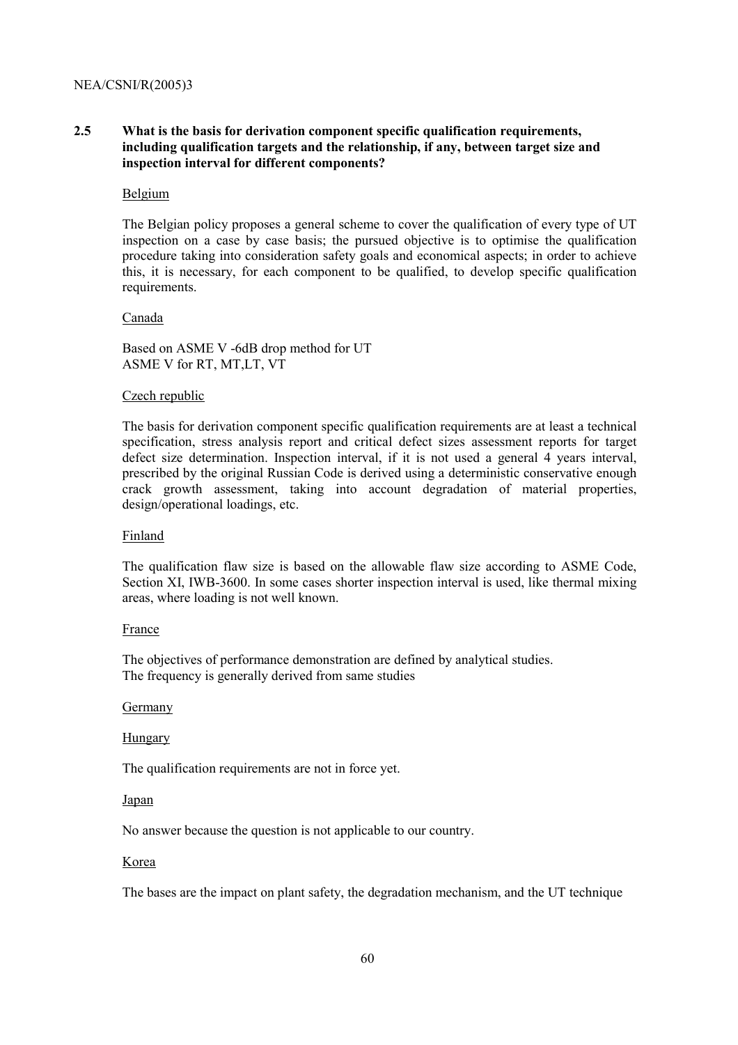## 2.5 What is the basis for derivation component specific qualification requirements, including qualification targets and the relationship, if any, between target size and inspection interval for different components?

Belgium

The Belgian policy proposes a general scheme to cover the qualification of every type of UT inspection on a case by case basis; the pursued objective is to optimise the qualification procedure taking into consideration safety goals and economical aspects; in order to achieve this, it is necessary, for each component to be qualified, to develop specific qualification requirements.

Canada

Based on ASME V -6dB drop method for UT
ASME V for RT, MT,LT, VT

Czech republic

The basis for derivation component specific qualification requirements are at least a technical specification, stress analysis report and critical defect sizes assessment reports for target defect size determination. Inspection interval, if it is not used a general 4 years interval, prescribed by the original Russian Code is derived using a deterministic conservative enough crack growth assessment, taking into account degradation of material properties, design/operational loadings, etc.

Finland

The qualification flaw size is based on the allowable flaw size according to ASME Code, Section XI, IWB-3600. In some cases shorter inspection interval is used, like thermal mixing areas, where loading is not well known.

France

The objectives of performance demonstration are defined by analytical studies.
The frequency is generally derived from same studies

Germany

Hungary

The qualification requirements are not in force yet.

Japan

No answer because the question is not applicable to our country.

Korea

The bases are the impact on plant safety, the degradation mechanism, and the UT technique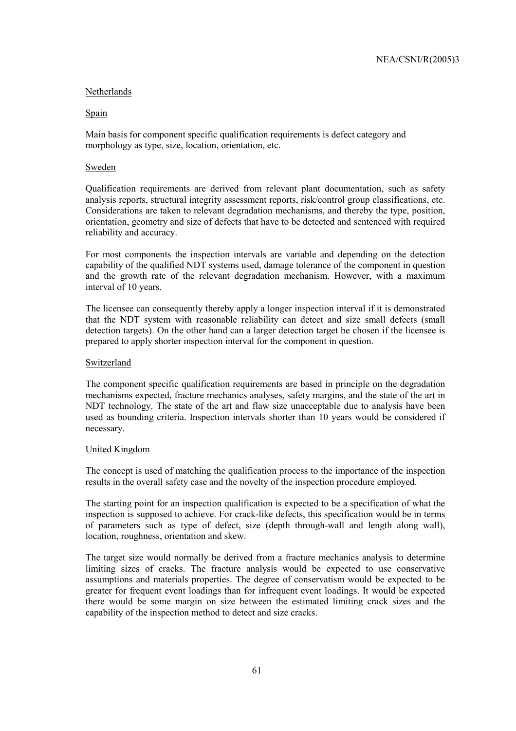Netherlands

Spain

Main basis for component specific qualification requirements is defect category and morphology as type, size, location, orientation, etc.

Sweden

Qualification requirements are derived from relevant plant documentation, such as safety analysis reports, structural integrity assessment reports, risk/control group classifications, etc. Considerations are taken to relevant degradation mechanisms, and thereby the type, position, orientation, geometry and size of defects that have to be detected and sentenced with required reliability and accuracy.

For most components the inspection intervals are variable and depending on the detection capability of the qualified NDT systems used, damage tolerance of the component in question and the growth rate of the relevant degradation mechanism. However, with a maximum interval of 10 years.

The licensee can consequently thereby apply a longer inspection interval if it is demonstrated that the NDT system with reasonable reliability can detect and size small defects (small detection targets). On the other hand can a larger detection target be chosen if the licensee is prepared to apply shorter inspection interval for the component in question.

Switzerland

The component specific qualification requirements are based in principle on the degradation mechanisms expected, fracture mechanics analyses, safety margins, and the state of the art in NDT technology. The state of the art and flaw size unacceptable due to analysis have been used as bounding criteria. Inspection intervals shorter than 10 years would be considered if necessary.

United Kingdom

The concept is used of matching the qualification process to the importance of the inspection results in the overall safety case and the novelty of the inspection procedure employed.

The starting point for an inspection qualification is expected to be a specification of what the inspection is supposed to achieve. For crack-like defects, this specification would be in terms of parameters such as type of defect, size (depth through-wall and length along wall), location, roughness, orientation and skew.

The target size would normally be derived from a fracture mechanics analysis to determine limiting sizes of cracks. The fracture analysis would be expected to use conservative assumptions and materials properties. The degree of conservatism would be expected to be greater for frequent event loadings than for infrequent event loadings. It would be expected there would be some margin on size between the estimated limiting crack sizes and the capability of the inspection method to detect and size cracks.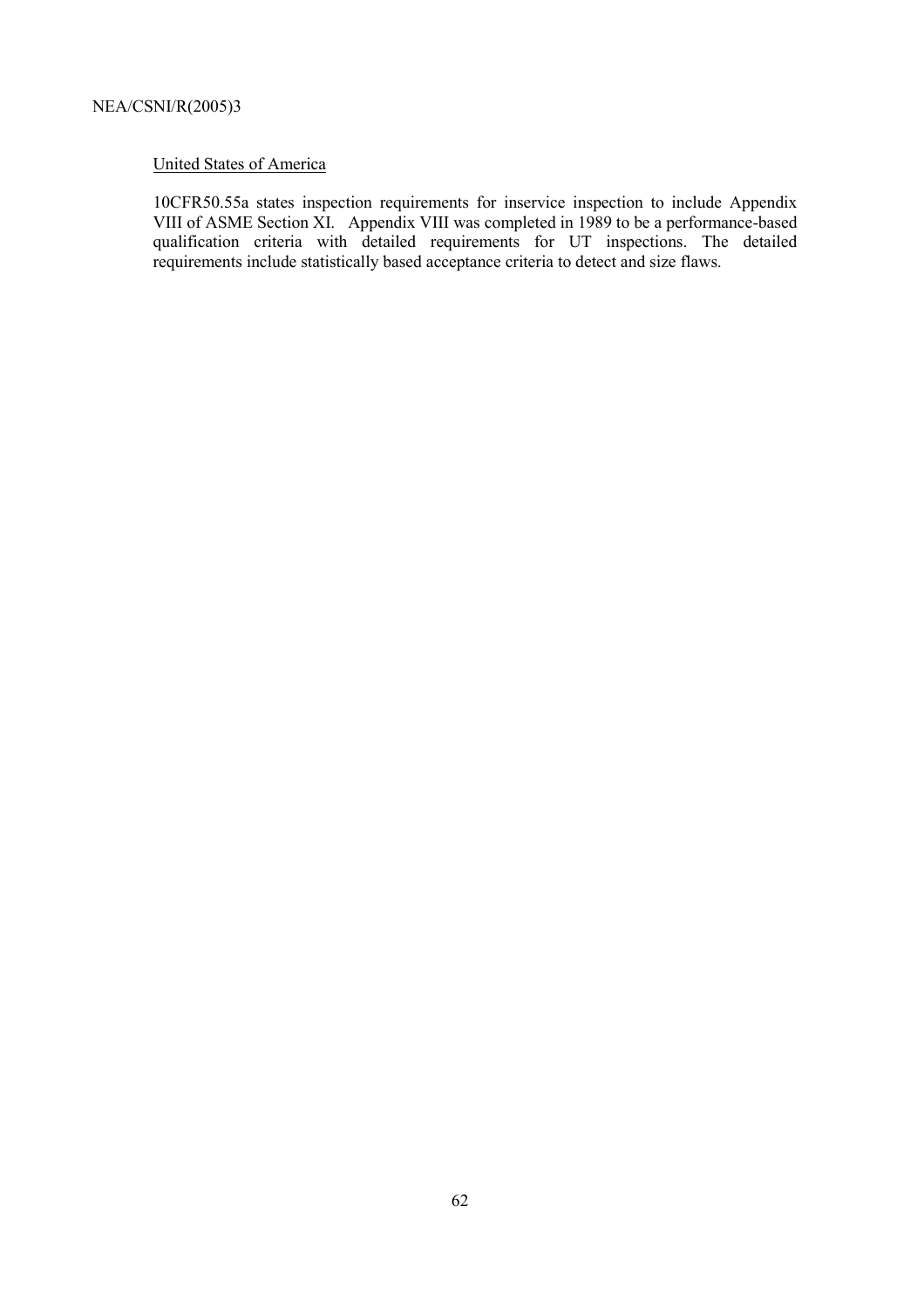United States of America

10CFR50.55a states inspection requirements for inservice inspection to include Appendix VIII of ASME Section XI. Appendix VIII was completed in 1989 to be a performance-based qualification criteria with detailed requirements for UT inspections. The detailed requirements include statistically based acceptance criteria to detect and size flaws.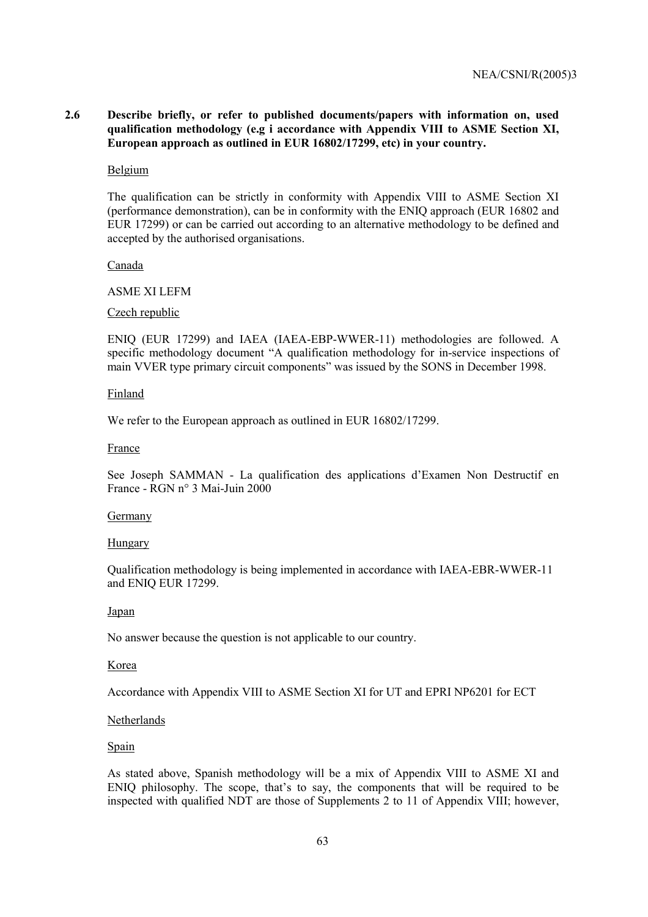**2.6 Describe briefly, or refer to published documents/papers with information on, used qualification methodology (e.g i accordance with Appendix VIII to ASME Section XI, European approach as outlined in EUR 16802/17299, etc) in your country.**

Belgium

The qualification can be strictly in conformity with Appendix VIII to ASME Section XI (performance demonstration), can be in conformity with the ENIQ approach (EUR 16802 and EUR 17299) or can be carried out according to an alternative methodology to be defined and accepted by the authorised organisations.

Canada

ASME XI LEFM

Czech republic

ENIQ (EUR 17299) and IAEA (IAEA-EBP-WWER-11) methodologies are followed. A specific methodology document "A qualification methodology for in-service inspections of main VVER type primary circuit components" was issued by the SONS in December 1998.

Finland

We refer to the European approach as outlined in EUR 16802/17299.

France

See Joseph SAMMAN - La qualification des applications d'Examen Non Destructif en France - RGN n° 3 Mai-Juin 2000

Germany

Hungary

Qualification methodology is being implemented in accordance with IAEA-EBR-WWER-11 and ENIQ EUR 17299.

Japan

No answer because the question is not applicable to our country.

Korea

Accordance with Appendix VIII to ASME Section XI for UT and EPRI NP6201 for ECT

Netherlands

Spain

As stated above, Spanish methodology will be a mix of Appendix VIII to ASME XI and ENIQ philosophy. The scope, that's to say, the components that will be required to be inspected with qualified NDT are those of Supplements 2 to 11 of Appendix VIII; however,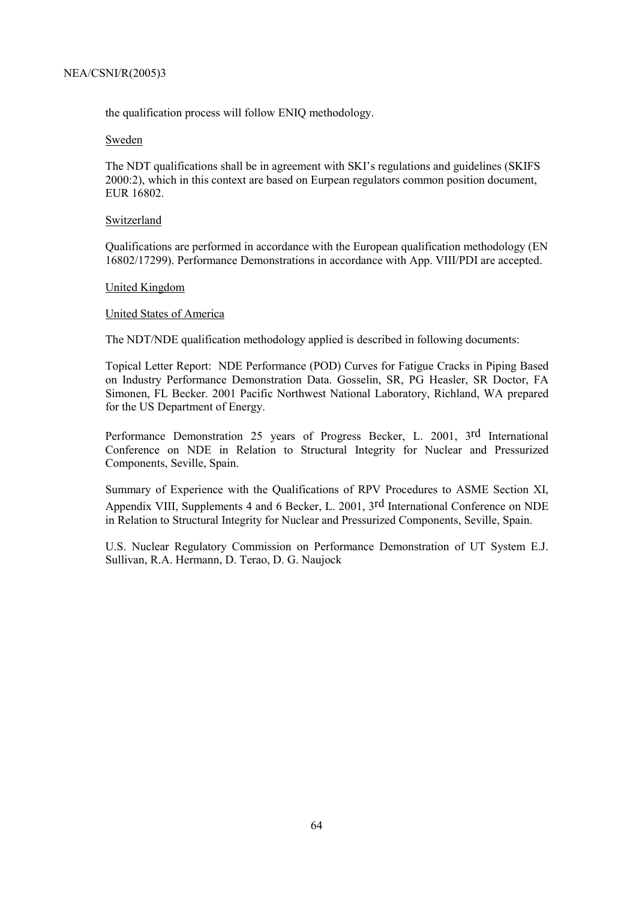the qualification process will follow ENIQ methodology.

Sweden

The NDT qualifications shall be in agreement with SKI's regulations and guidelines (SKIFS 2000:2), which in this context are based on Eurpean regulators common position document, EUR 16802.

Switzerland

Qualifications are performed in accordance with the European qualification methodology (EN 16802/17299). Performance Demonstrations in accordance with App. VIII/PDI are accepted.

United Kingdom

United States of America

The NDT/NDE qualification methodology applied is described in following documents:

Topical Letter Report: NDE Performance (POD) Curves for Fatigue Cracks in Piping Based on Industry Performance Demonstration Data. Gosselin, SR, PG Heasler, SR Doctor, FA Simonen, FL Becker. 2001 Pacific Northwest National Laboratory, Richland, WA prepared for the US Department of Energy.

Performance Demonstration 25 years of Progress Becker, L. 2001, 3rd International Conference on NDE in Relation to Structural Integrity for Nuclear and Pressurized Components, Seville, Spain.

Summary of Experience with the Qualifications of RPV Procedures to ASME Section XI, Appendix VIII, Supplements 4 and 6 Becker, L. 2001, 3rd International Conference on NDE in Relation to Structural Integrity for Nuclear and Pressurized Components, Seville, Spain.

U.S. Nuclear Regulatory Commission on Performance Demonstration of UT System E.J. Sullivan, R.A. Hermann, D. Terao, D. G. Naujock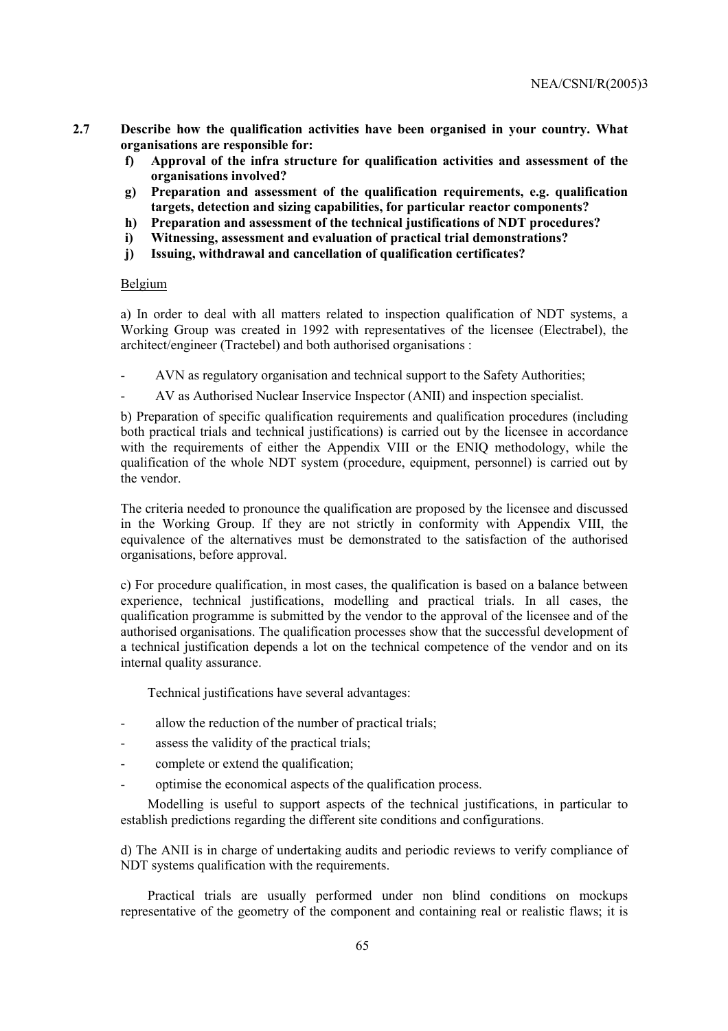**2.7 Describe how the qualification activities have been organised in your country. What organisations are responsible for:**

**f) Approval of the infra structure for qualification activities and assessment of the organisations involved?**

**g) Preparation and assessment of the qualification requirements, e.g. qualification targets, detection and sizing capabilities, for particular reactor components?**

**h) Preparation and assessment of the technical justifications of NDT procedures?**

**i) Witnessing, assessment and evaluation of practical trial demonstrations?**

**j) Issuing, withdrawal and cancellation of qualification certificates?**

Belgium

a) In order to deal with all matters related to inspection qualification of NDT systems, a Working Group was created in 1992 with representatives of the licensee (Electrabel), the architect/engineer (Tractebel) and both authorised organisations :

- AVN as regulatory organisation and technical support to the Safety Authorities;
- AV as Authorised Nuclear Inservice Inspector (ANII) and inspection specialist.

b) Preparation of specific qualification requirements and qualification procedures (including both practical trials and technical justifications) is carried out by the licensee in accordance with the requirements of either the Appendix VIII or the ENIQ methodology, while the qualification of the whole NDT system (procedure, equipment, personnel) is carried out by the vendor.

The criteria needed to pronounce the qualification are proposed by the licensee and discussed in the Working Group. If they are not strictly in conformity with Appendix VIII, the equivalence of the alternatives must be demonstrated to the satisfaction of the authorised organisations, before approval.

c) For procedure qualification, in most cases, the qualification is based on a balance between experience, technical justifications, modelling and practical trials. In all cases, the qualification programme is submitted by the vendor to the approval of the licensee and of the authorised organisations. The qualification processes show that the successful development of a technical justification depends a lot on the technical competence of the vendor and on its internal quality assurance.

Technical justifications have several advantages:

- allow the reduction of the number of practical trials;
- assess the validity of the practical trials;
- complete or extend the qualification;
- optimise the economical aspects of the qualification process.

Modelling is useful to support aspects of the technical justifications, in particular to establish predictions regarding the different site conditions and configurations.

d) The ANII is in charge of undertaking audits and periodic reviews to verify compliance of NDT systems qualification with the requirements.

Practical trials are usually performed under non blind conditions on mockups representative of the geometry of the component and containing real or realistic flaws; it is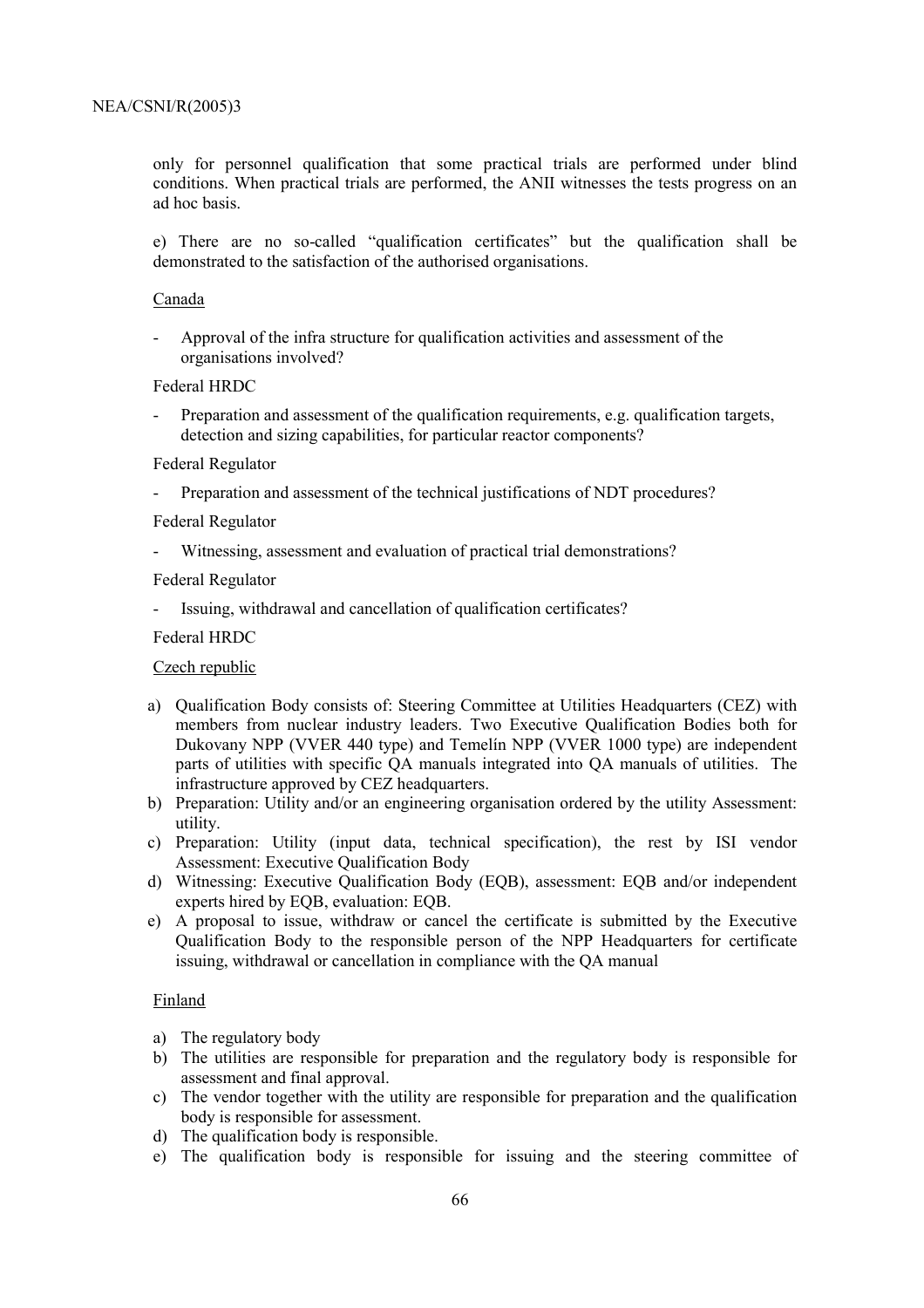only for personnel qualification that some practical trials are performed under blind conditions. When practical trials are performed, the ANII witnesses the tests progress on an ad hoc basis.

e) There are no so-called "qualification certificates" but the qualification shall be demonstrated to the satisfaction of the authorised organisations.

Canada

- Approval of the infra structure for qualification activities and assessment of the organisations involved?

Federal HRDC

- Preparation and assessment of the qualification requirements, e.g. qualification targets, detection and sizing capabilities, for particular reactor components?

Federal Regulator

- Preparation and assessment of the technical justifications of NDT procedures?

Federal Regulator

- Witnessing, assessment and evaluation of practical trial demonstrations?

Federal Regulator

- Issuing, withdrawal and cancellation of qualification certificates?

Federal HRDC

Czech republic

a) Qualification Body consists of: Steering Committee at Utilities Headquarters (CEZ) with members from nuclear industry leaders. Two Executive Qualification Bodies both for Dukovany NPP (VVER 440 type) and Temelín NPP (VVER 1000 type) are independent parts of utilities with specific QA manuals integrated into QA manuals of utilities. The infrastructure approved by CEZ headquarters.
b) Preparation: Utility and/or an engineering organisation ordered by the utility Assessment: utility.
c) Preparation: Utility (input data, technical specification), the rest by ISI vendor Assessment: Executive Qualification Body
d) Witnessing: Executive Qualification Body (EQB), assessment: EQB and/or independent experts hired by EQB, evaluation: EQB.
e) A proposal to issue, withdraw or cancel the certificate is submitted by the Executive Qualification Body to the responsible person of the NPP Headquarters for certificate issuing, withdrawal or cancellation in compliance with the QA manual

Finland

a) The regulatory body
b) The utilities are responsible for preparation and the regulatory body is responsible for assessment and final approval.
c) The vendor together with the utility are responsible for preparation and the qualification body is responsible for assessment.
d) The qualification body is responsible.
e) The qualification body is responsible for issuing and the steering committee of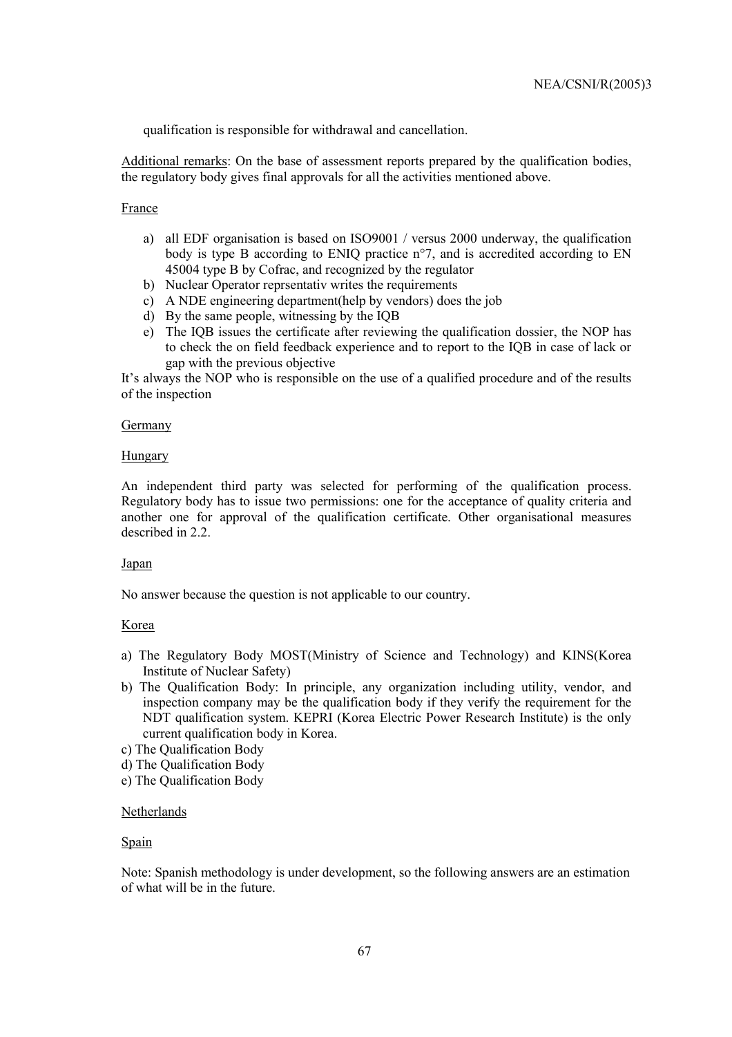qualification is responsible for withdrawal and cancellation.

Additional remarks: On the base of assessment reports prepared by the qualification bodies, the regulatory body gives final approvals for all the activities mentioned above.

France

a) all EDF organisation is based on ISO9001 / versus 2000 underway, the qualification body is type B according to ENIQ practice n°7, and is accredited according to EN 45004 type B by Cofrac, and recognized by the regulator
b) Nuclear Operator reprsentativ writes the requirements
c) A NDE engineering department(help by vendors) does the job
d) By the same people, witnessing by the IQB
e) The IQB issues the certificate after reviewing the qualification dossier, the NOP has to check the on field feedback experience and to report to the IQB in case of lack or gap with the previous objective

It's always the NOP who is responsible on the use of a qualified procedure and of the results of the inspection

Germany

Hungary

An independent third party was selected for performing of the qualification process. Regulatory body has to issue two permissions: one for the acceptance of quality criteria and another one for approval of the qualification certificate. Other organisational measures described in 2.2.

Japan

No answer because the question is not applicable to our country.

Korea

a) The Regulatory Body MOST(Ministry of Science and Technology) and KINS(Korea Institute of Nuclear Safety)
b) The Qualification Body: In principle, any organization including utility, vendor, and inspection company may be the qualification body if they verify the requirement for the NDT qualification system. KEPRI (Korea Electric Power Research Institute) is the only current qualification body in Korea.
c) The Qualification Body
d) The Qualification Body
e) The Qualification Body

Netherlands

Spain

Note: Spanish methodology is under development, so the following answers are an estimation of what will be in the future.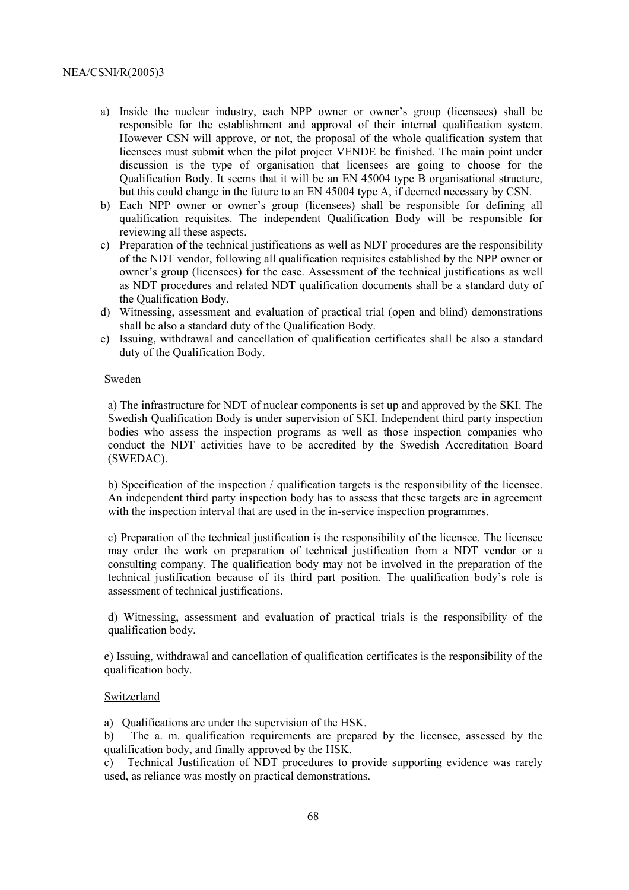a) Inside the nuclear industry, each NPP owner or owner's group (licensees) shall be responsible for the establishment and approval of their internal qualification system. However CSN will approve, or not, the proposal of the whole qualification system that licensees must submit when the pilot project VENDE be finished. The main point under discussion is the type of organisation that licensees are going to choose for the Qualification Body. It seems that it will be an EN 45004 type B organisational structure, but this could change in the future to an EN 45004 type A, if deemed necessary by CSN.
b) Each NPP owner or owner's group (licensees) shall be responsible for defining all qualification requisites. The independent Qualification Body will be responsible for reviewing all these aspects.
c) Preparation of the technical justifications as well as NDT procedures are the responsibility of the NDT vendor, following all qualification requisites established by the NPP owner or owner's group (licensees) for the case. Assessment of the technical justifications as well as NDT procedures and related NDT qualification documents shall be a standard duty of the Qualification Body.
d) Witnessing, assessment and evaluation of practical trial (open and blind) demonstrations shall be also a standard duty of the Qualification Body.
e) Issuing, withdrawal and cancellation of qualification certificates shall be also a standard duty of the Qualification Body.

Sweden

a) The infrastructure for NDT of nuclear components is set up and approved by the SKI. The Swedish Qualification Body is under supervision of SKI. Independent third party inspection bodies who assess the inspection programs as well as those inspection companies who conduct the NDT activities have to be accredited by the Swedish Accreditation Board (SWEDAC).

b) Specification of the inspection / qualification targets is the responsibility of the licensee. An independent third party inspection body has to assess that these targets are in agreement with the inspection interval that are used in the in-service inspection programmes.

c) Preparation of the technical justification is the responsibility of the licensee. The licensee may order the work on preparation of technical justification from a NDT vendor or a consulting company. The qualification body may not be involved in the preparation of the technical justification because of its third part position. The qualification body's role is assessment of technical justifications.

d) Witnessing, assessment and evaluation of practical trials is the responsibility of the qualification body.

e) Issuing, withdrawal and cancellation of qualification certificates is the responsibility of the qualification body.

Switzerland

a) Qualifications are under the supervision of the HSK.
b) The a. m. qualification requirements are prepared by the licensee, assessed by the qualification body, and finally approved by the HSK.
c) Technical Justification of NDT procedures to provide supporting evidence was rarely used, as reliance was mostly on practical demonstrations.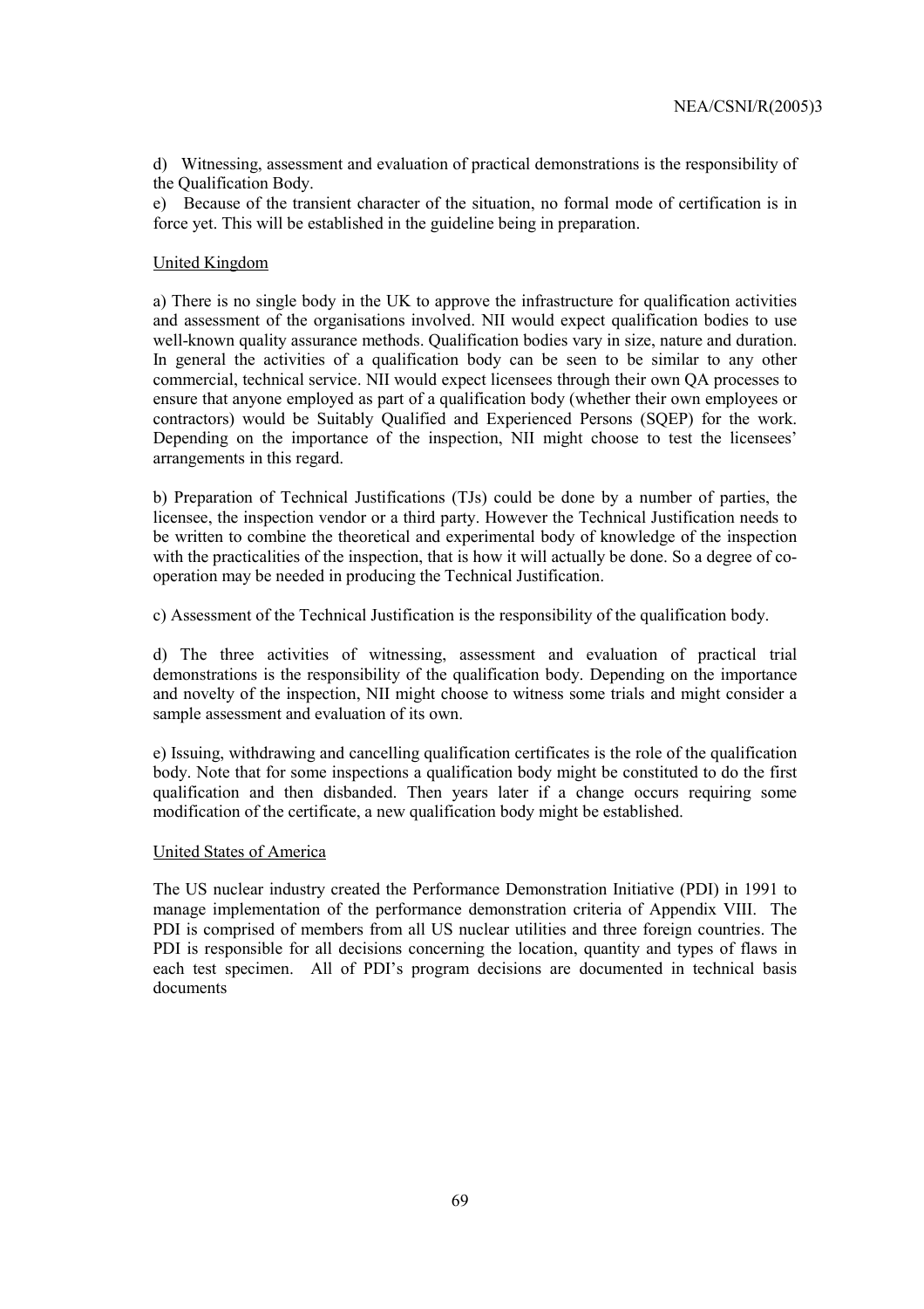d) Witnessing, assessment and evaluation of practical demonstrations is the responsibility of the Qualification Body.

e) Because of the transient character of the situation, no formal mode of certification is in force yet. This will be established in the guideline being in preparation.

United Kingdom

a) There is no single body in the UK to approve the infrastructure for qualification activities and assessment of the organisations involved. NII would expect qualification bodies to use well-known quality assurance methods. Qualification bodies vary in size, nature and duration. In general the activities of a qualification body can be seen to be similar to any other commercial, technical service. NII would expect licensees through their own QA processes to ensure that anyone employed as part of a qualification body (whether their own employees or contractors) would be Suitably Qualified and Experienced Persons (SQEP) for the work. Depending on the importance of the inspection, NII might choose to test the licensees' arrangements in this regard.

b) Preparation of Technical Justifications (TJs) could be done by a number of parties, the licensee, the inspection vendor or a third party. However the Technical Justification needs to be written to combine the theoretical and experimental body of knowledge of the inspection with the practicalities of the inspection, that is how it will actually be done. So a degree of co-operation may be needed in producing the Technical Justification.

c) Assessment of the Technical Justification is the responsibility of the qualification body.

d) The three activities of witnessing, assessment and evaluation of practical trial demonstrations is the responsibility of the qualification body. Depending on the importance and novelty of the inspection, NII might choose to witness some trials and might consider a sample assessment and evaluation of its own.

e) Issuing, withdrawing and cancelling qualification certificates is the role of the qualification body. Note that for some inspections a qualification body might be constituted to do the first qualification and then disbanded. Then years later if a change occurs requiring some modification of the certificate, a new qualification body might be established.

United States of America

The US nuclear industry created the Performance Demonstration Initiative (PDI) in 1991 to manage implementation of the performance demonstration criteria of Appendix VIII. The PDI is comprised of members from all US nuclear utilities and three foreign countries. The PDI is responsible for all decisions concerning the location, quantity and types of flaws in each test specimen. All of PDI's program decisions are documented in technical basis documents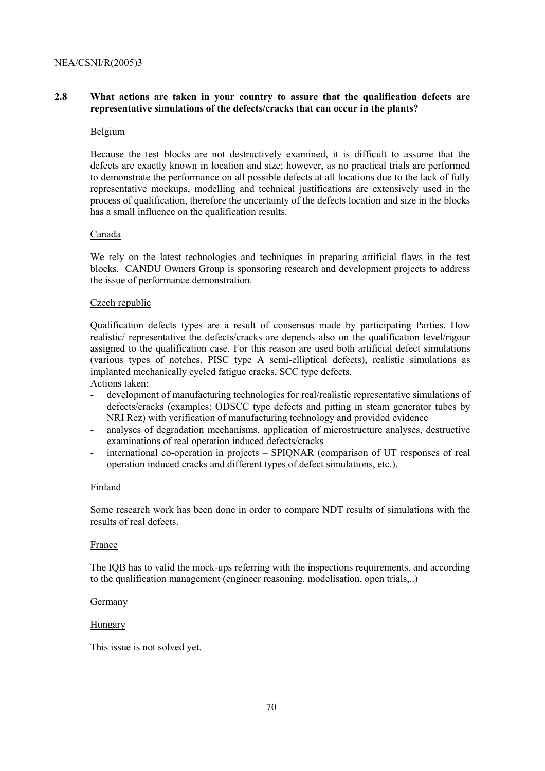### 2.8 What actions are taken in your country to assure that the qualification defects are representative simulations of the defects/cracks that can occur in the plants?

Belgium

Because the test blocks are not destructively examined, it is difficult to assume that the defects are exactly known in location and size; however, as no practical trials are performed to demonstrate the performance on all possible defects at all locations due to the lack of fully representative mockups, modelling and technical justifications are extensively used in the process of qualification, therefore the uncertainty of the defects location and size in the blocks has a small influence on the qualification results.

Canada

We rely on the latest technologies and techniques in preparing artificial flaws in the test blocks. CANDU Owners Group is sponsoring research and development projects to address the issue of performance demonstration.

Czech republic

Qualification defects types are a result of consensus made by participating Parties. How realistic/ representative the defects/cracks are depends also on the qualification level/rigour assigned to the qualification case. For this reason are used both artificial defect simulations (various types of notches, PISC type A semi-elliptical defects), realistic simulations as implanted mechanically cycled fatigue cracks, SCC type defects.
Actions taken:

- development of manufacturing technologies for real/realistic representative simulations of defects/cracks (examples: ODSCC type defects and pitting in steam generator tubes by NRI Rez) with verification of manufacturing technology and provided evidence
- analyses of degradation mechanisms, application of microstructure analyses, destructive examinations of real operation induced defects/cracks
- international co-operation in projects – SPIQNAR (comparison of UT responses of real operation induced cracks and different types of defect simulations, etc.).

Finland

Some research work has been done in order to compare NDT results of simulations with the results of real defects.

France

The IQB has to valid the mock-ups referring with the inspections requirements, and according to the qualification management (engineer reasoning, modelisation, open trials,..)

Germany

Hungary

This issue is not solved yet.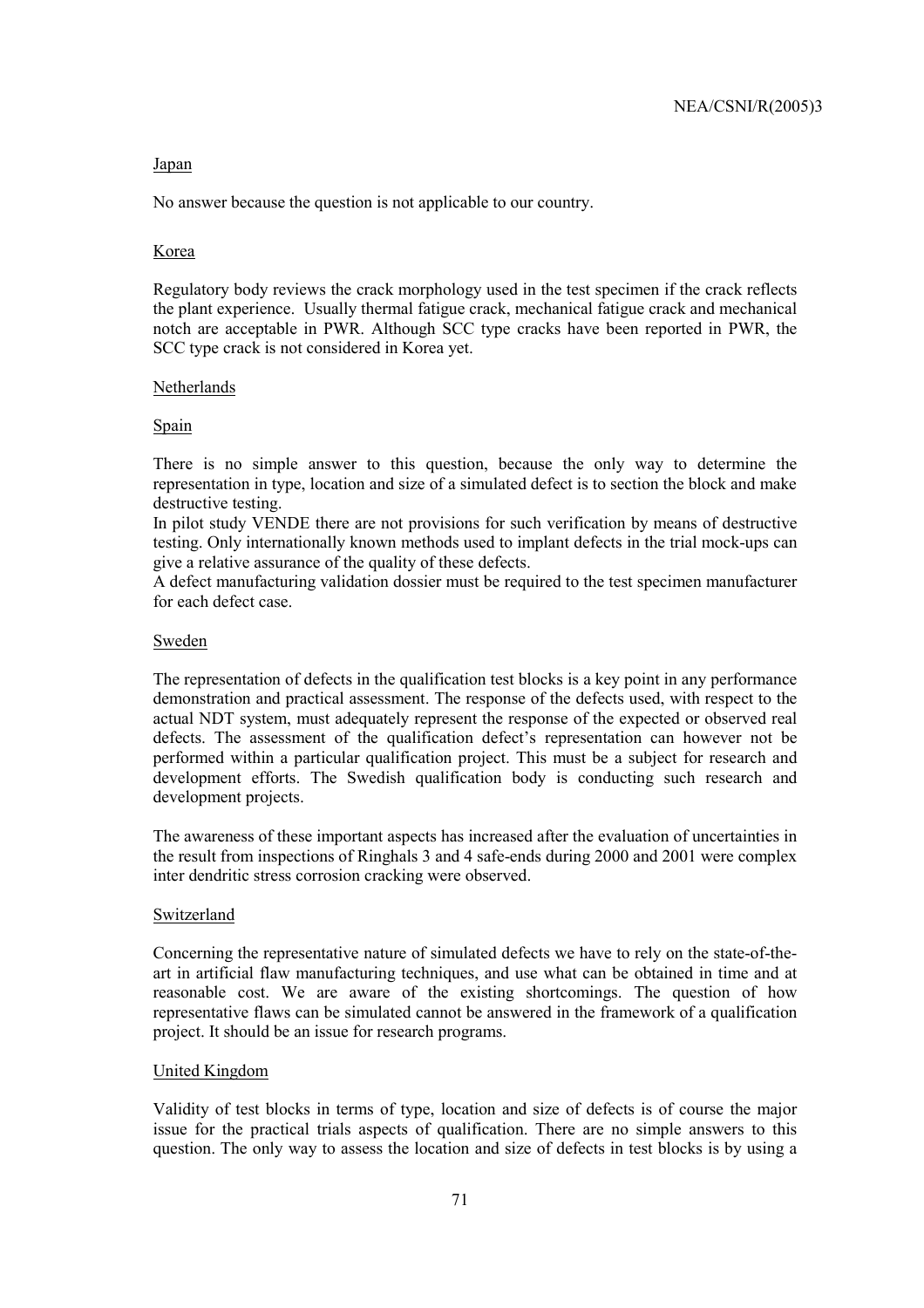Japan

No answer because the question is not applicable to our country.

Korea

Regulatory body reviews the crack morphology used in the test specimen if the crack reflects the plant experience. Usually thermal fatigue crack, mechanical fatigue crack and mechanical notch are acceptable in PWR. Although SCC type cracks have been reported in PWR, the SCC type crack is not considered in Korea yet.

Netherlands

Spain

There is no simple answer to this question, because the only way to determine the representation in type, location and size of a simulated defect is to section the block and make destructive testing.

In pilot study VENDE there are not provisions for such verification by means of destructive testing. Only internationally known methods used to implant defects in the trial mock-ups can give a relative assurance of the quality of these defects.

A defect manufacturing validation dossier must be required to the test specimen manufacturer for each defect case.

Sweden

The representation of defects in the qualification test blocks is a key point in any performance demonstration and practical assessment. The response of the defects used, with respect to the actual NDT system, must adequately represent the response of the expected or observed real defects. The assessment of the qualification defect's representation can however not be performed within a particular qualification project. This must be a subject for research and development efforts. The Swedish qualification body is conducting such research and development projects.

The awareness of these important aspects has increased after the evaluation of uncertainties in the result from inspections of Ringhals 3 and 4 safe-ends during 2000 and 2001 were complex inter dendritic stress corrosion cracking were observed.

Switzerland

Concerning the representative nature of simulated defects we have to rely on the state-of-the-art in artificial flaw manufacturing techniques, and use what can be obtained in time and at reasonable cost. We are aware of the existing shortcomings. The question of how representative flaws can be simulated cannot be answered in the framework of a qualification project. It should be an issue for research programs.

United Kingdom

Validity of test blocks in terms of type, location and size of defects is of course the major issue for the practical trials aspects of qualification. There are no simple answers to this question. The only way to assess the location and size of defects in test blocks is by using a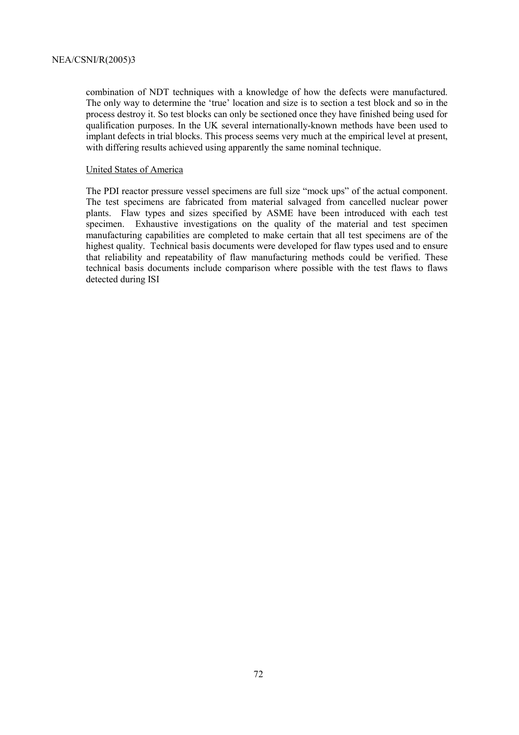combination of NDT techniques with a knowledge of how the defects were manufactured. The only way to determine the 'true' location and size is to section a test block and so in the process destroy it. So test blocks can only be sectioned once they have finished being used for qualification purposes. In the UK several internationally-known methods have been used to implant defects in trial blocks. This process seems very much at the empirical level at present, with differing results achieved using apparently the same nominal technique.

United States of America

The PDI reactor pressure vessel specimens are full size "mock ups" of the actual component. The test specimens are fabricated from material salvaged from cancelled nuclear power plants. Flaw types and sizes specified by ASME have been introduced with each test specimen. Exhaustive investigations on the quality of the material and test specimen manufacturing capabilities are completed to make certain that all test specimens are of the highest quality. Technical basis documents were developed for flaw types used and to ensure that reliability and repeatability of flaw manufacturing methods could be verified. These technical basis documents include comparison where possible with the test flaws to flaws detected during ISI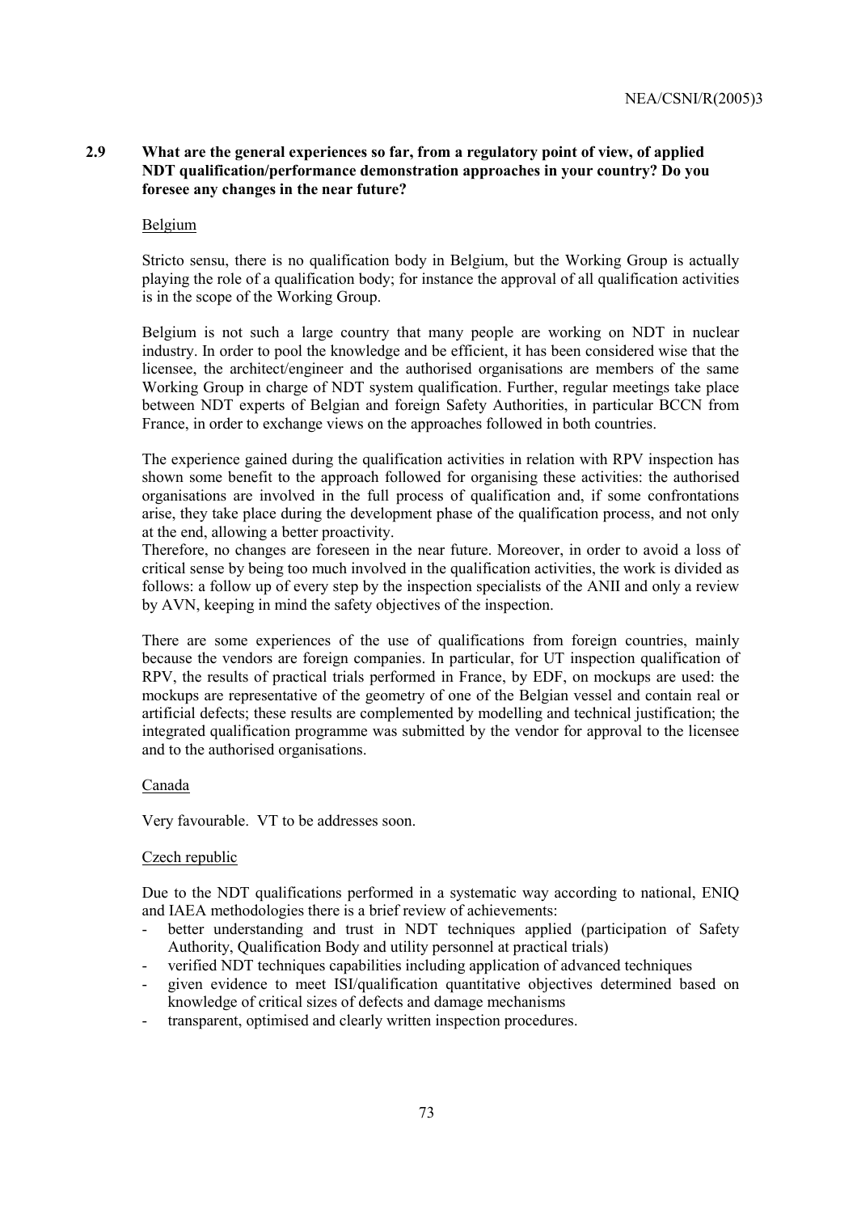### 2.9 What are the general experiences so far, from a regulatory point of view, of applied NDT qualification/performance demonstration approaches in your country? Do you foresee any changes in the near future?

Belgium

Stricto sensu, there is no qualification body in Belgium, but the Working Group is actually playing the role of a qualification body; for instance the approval of all qualification activities is in the scope of the Working Group.

Belgium is not such a large country that many people are working on NDT in nuclear industry. In order to pool the knowledge and be efficient, it has been considered wise that the licensee, the architect/engineer and the authorised organisations are members of the same Working Group in charge of NDT system qualification. Further, regular meetings take place between NDT experts of Belgian and foreign Safety Authorities, in particular BCCN from France, in order to exchange views on the approaches followed in both countries.

The experience gained during the qualification activities in relation with RPV inspection has shown some benefit to the approach followed for organising these activities: the authorised organisations are involved in the full process of qualification and, if some confrontations arise, they take place during the development phase of the qualification process, and not only at the end, allowing a better proactivity.

Therefore, no changes are foreseen in the near future. Moreover, in order to avoid a loss of critical sense by being too much involved in the qualification activities, the work is divided as follows: a follow up of every step by the inspection specialists of the ANII and only a review by AVN, keeping in mind the safety objectives of the inspection.

There are some experiences of the use of qualifications from foreign countries, mainly because the vendors are foreign companies. In particular, for UT inspection qualification of RPV, the results of practical trials performed in France, by EDF, on mockups are used: the mockups are representative of the geometry of one of the Belgian vessel and contain real or artificial defects; these results are complemented by modelling and technical justification; the integrated qualification programme was submitted by the vendor for approval to the licensee and to the authorised organisations.

Canada

Very favourable. VT to be addresses soon.

Czech republic

Due to the NDT qualifications performed in a systematic way according to national, ENIQ and IAEA methodologies there is a brief review of achievements:

- better understanding and trust in NDT techniques applied (participation of Safety Authority, Qualification Body and utility personnel at practical trials)
- verified NDT techniques capabilities including application of advanced techniques
- given evidence to meet ISI/qualification quantitative objectives determined based on knowledge of critical sizes of defects and damage mechanisms
- transparent, optimised and clearly written inspection procedures.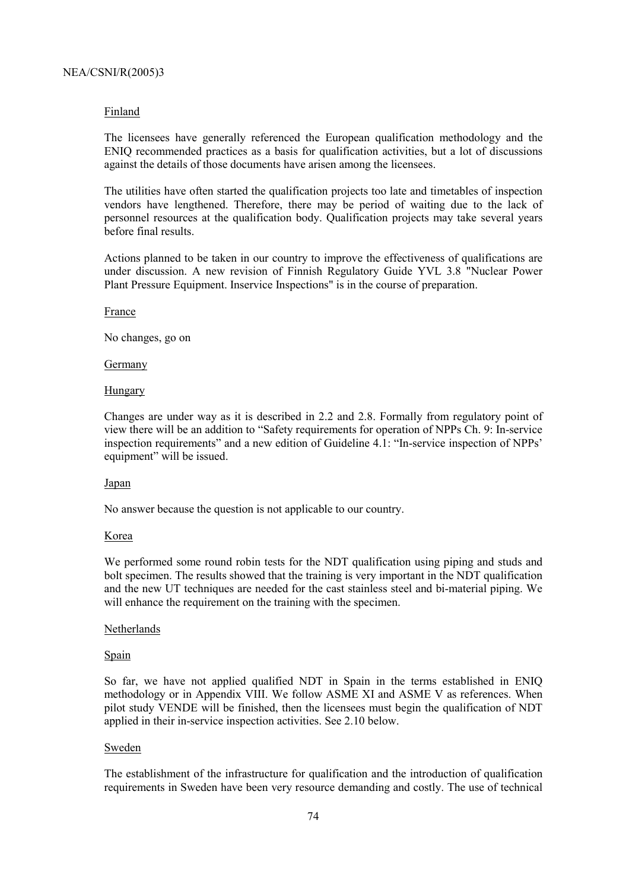Finland

The licensees have generally referenced the European qualification methodology and the ENIQ recommended practices as a basis for qualification activities, but a lot of discussions against the details of those documents have arisen among the licensees.

The utilities have often started the qualification projects too late and timetables of inspection vendors have lengthened. Therefore, there may be period of waiting due to the lack of personnel resources at the qualification body. Qualification projects may take several years before final results.

Actions planned to be taken in our country to improve the effectiveness of qualifications are under discussion. A new revision of Finnish Regulatory Guide YVL 3.8 "Nuclear Power Plant Pressure Equipment. Inservice Inspections" is in the course of preparation.

France

No changes, go on

Germany

Hungary

Changes are under way as it is described in 2.2 and 2.8. Formally from regulatory point of view there will be an addition to "Safety requirements for operation of NPPs Ch. 9: In-service inspection requirements" and a new edition of Guideline 4.1: "In-service inspection of NPPs' equipment" will be issued.

Japan

No answer because the question is not applicable to our country.

Korea

We performed some round robin tests for the NDT qualification using piping and studs and bolt specimen. The results showed that the training is very important in the NDT qualification and the new UT techniques are needed for the cast stainless steel and bi-material piping. We will enhance the requirement on the training with the specimen.

Netherlands

Spain

So far, we have not applied qualified NDT in Spain in the terms established in ENIQ methodology or in Appendix VIII. We follow ASME XI and ASME V as references. When pilot study VENDE will be finished, then the licensees must begin the qualification of NDT applied in their in-service inspection activities. See 2.10 below.

Sweden

The establishment of the infrastructure for qualification and the introduction of qualification requirements in Sweden have been very resource demanding and costly. The use of technical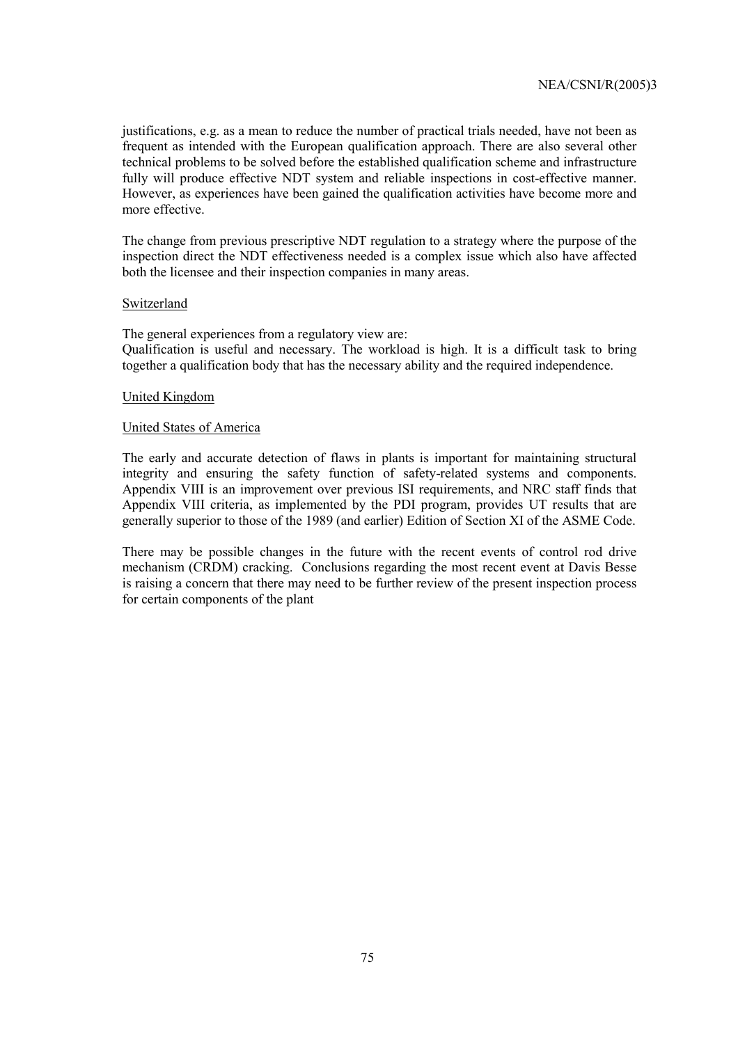justifications, e.g. as a mean to reduce the number of practical trials needed, have not been as frequent as intended with the European qualification approach. There are also several other technical problems to be solved before the established qualification scheme and infrastructure fully will produce effective NDT system and reliable inspections in cost-effective manner. However, as experiences have been gained the qualification activities have become more and more effective.

The change from previous prescriptive NDT regulation to a strategy where the purpose of the inspection direct the NDT effectiveness needed is a complex issue which also have affected both the licensee and their inspection companies in many areas.

Switzerland

The general experiences from a regulatory view are:
Qualification is useful and necessary. The workload is high. It is a difficult task to bring together a qualification body that has the necessary ability and the required independence.

United Kingdom

United States of America

The early and accurate detection of flaws in plants is important for maintaining structural integrity and ensuring the safety function of safety-related systems and components. Appendix VIII is an improvement over previous ISI requirements, and NRC staff finds that Appendix VIII criteria, as implemented by the PDI program, provides UT results that are generally superior to those of the 1989 (and earlier) Edition of Section XI of the ASME Code.

There may be possible changes in the future with the recent events of control rod drive mechanism (CRDM) cracking. Conclusions regarding the most recent event at Davis Besse is raising a concern that there may need to be further review of the present inspection process for certain components of the plant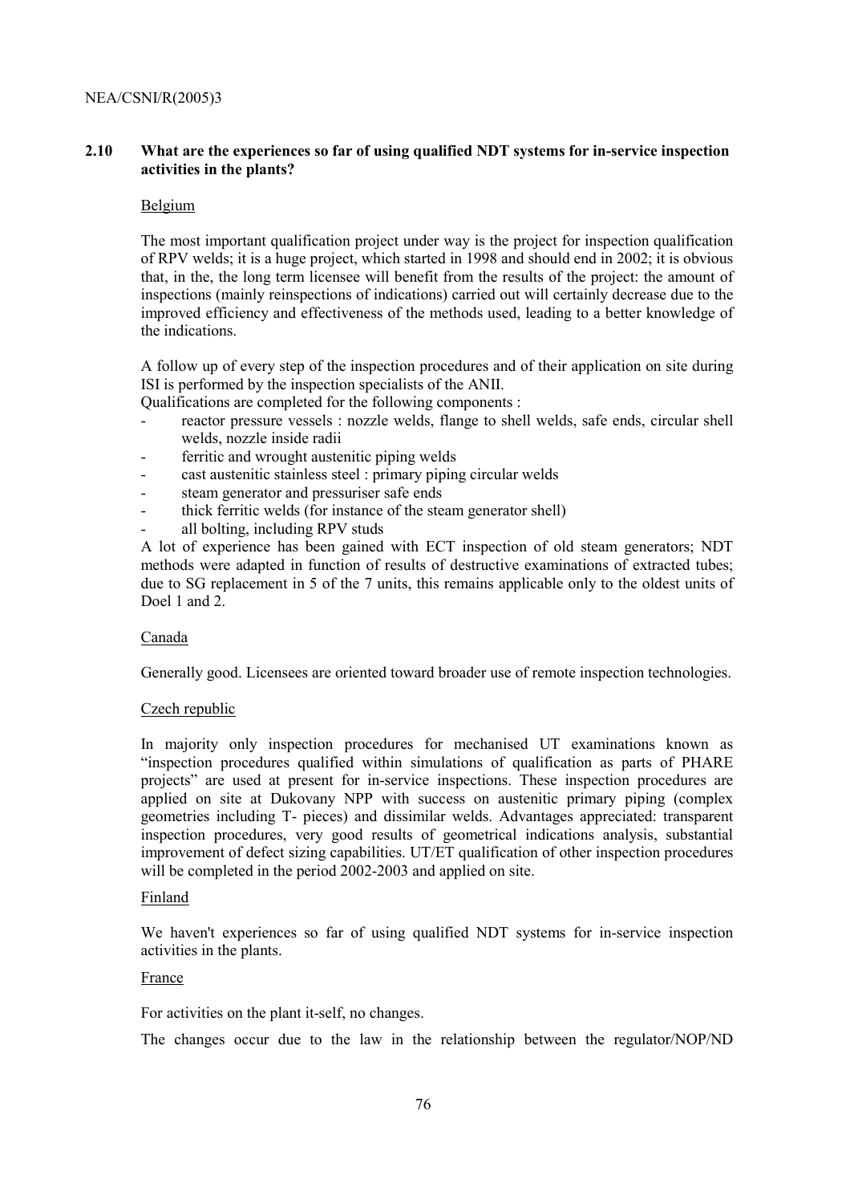## 2.10 What are the experiences so far of using qualified NDT systems for in-service inspection activities in the plants?

Belgium

The most important qualification project under way is the project for inspection qualification of RPV welds; it is a huge project, which started in 1998 and should end in 2002; it is obvious that, in the, the long term licensee will benefit from the results of the project: the amount of inspections (mainly reinspections of indications) carried out will certainly decrease due to the improved efficiency and effectiveness of the methods used, leading to a better knowledge of the indications.

A follow up of every step of the inspection procedures and of their application on site during ISI is performed by the inspection specialists of the ANII.

Qualifications are completed for the following components :

- reactor pressure vessels : nozzle welds, flange to shell welds, safe ends, circular shell welds, nozzle inside radii
- ferritic and wrought austenitic piping welds
- cast austenitic stainless steel : primary piping circular welds
- steam generator and pressuriser safe ends
- thick ferritic welds (for instance of the steam generator shell)
- all bolting, including RPV studs

A lot of experience has been gained with ECT inspection of old steam generators; NDT methods were adapted in function of results of destructive examinations of extracted tubes; due to SG replacement in 5 of the 7 units, this remains applicable only to the oldest units of Doel 1 and 2.

Canada

Generally good. Licensees are oriented toward broader use of remote inspection technologies.

Czech republic

In majority only inspection procedures for mechanised UT examinations known as "inspection procedures qualified within simulations of qualification as parts of PHARE projects" are used at present for in-service inspections. These inspection procedures are applied on site at Dukovany NPP with success on austenitic primary piping (complex geometries including T- pieces) and dissimilar welds. Advantages appreciated: transparent inspection procedures, very good results of geometrical indications analysis, substantial improvement of defect sizing capabilities. UT/ET qualification of other inspection procedures will be completed in the period 2002-2003 and applied on site.

Finland

We haven't experiences so far of using qualified NDT systems for in-service inspection activities in the plants.

France

For activities on the plant it-self, no changes.

The changes occur due to the law in the relationship between the regulator/NOP/ND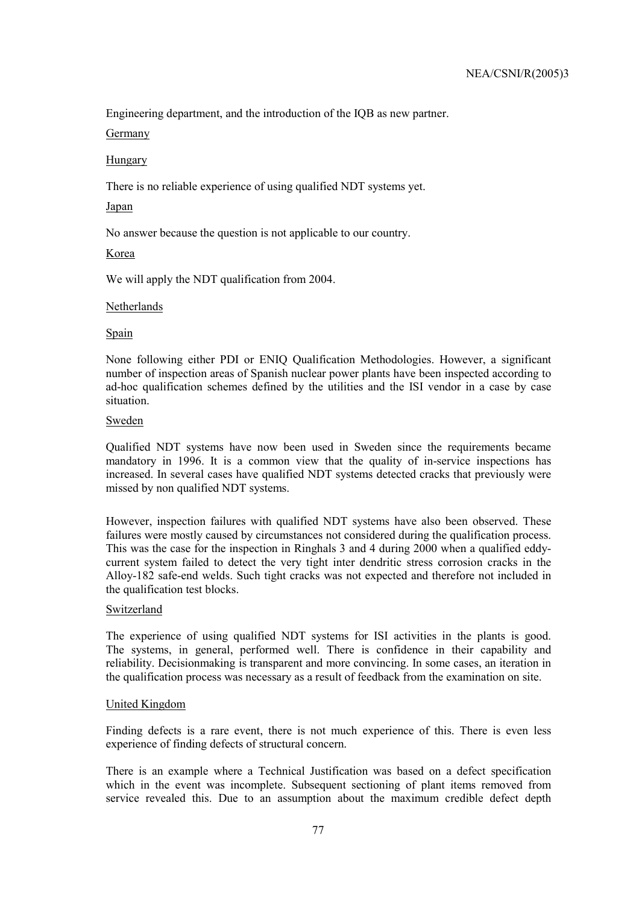Engineering department, and the introduction of the IQB as new partner.

Germany

Hungary

There is no reliable experience of using qualified NDT systems yet.

Japan

No answer because the question is not applicable to our country.

Korea

We will apply the NDT qualification from 2004.

Netherlands

Spain

None following either PDI or ENIQ Qualification Methodologies. However, a significant number of inspection areas of Spanish nuclear power plants have been inspected according to ad-hoc qualification schemes defined by the utilities and the ISI vendor in a case by case situation.

Sweden

Qualified NDT systems have now been used in Sweden since the requirements became mandatory in 1996. It is a common view that the quality of in-service inspections has increased. In several cases have qualified NDT systems detected cracks that previously were missed by non qualified NDT systems.

However, inspection failures with qualified NDT systems have also been observed. These failures were mostly caused by circumstances not considered during the qualification process. This was the case for the inspection in Ringhals 3 and 4 during 2000 when a qualified eddy-current system failed to detect the very tight inter dendritic stress corrosion cracks in the Alloy-182 safe-end welds. Such tight cracks was not expected and therefore not included in the qualification test blocks.

Switzerland

The experience of using qualified NDT systems for ISI activities in the plants is good. The systems, in general, performed well. There is confidence in their capability and reliability. Decisionmaking is transparent and more convincing. In some cases, an iteration in the qualification process was necessary as a result of feedback from the examination on site.

United Kingdom

Finding defects is a rare event, there is not much experience of this. There is even less experience of finding defects of structural concern.

There is an example where a Technical Justification was based on a defect specification which in the event was incomplete. Subsequent sectioning of plant items removed from service revealed this. Due to an assumption about the maximum credible defect depth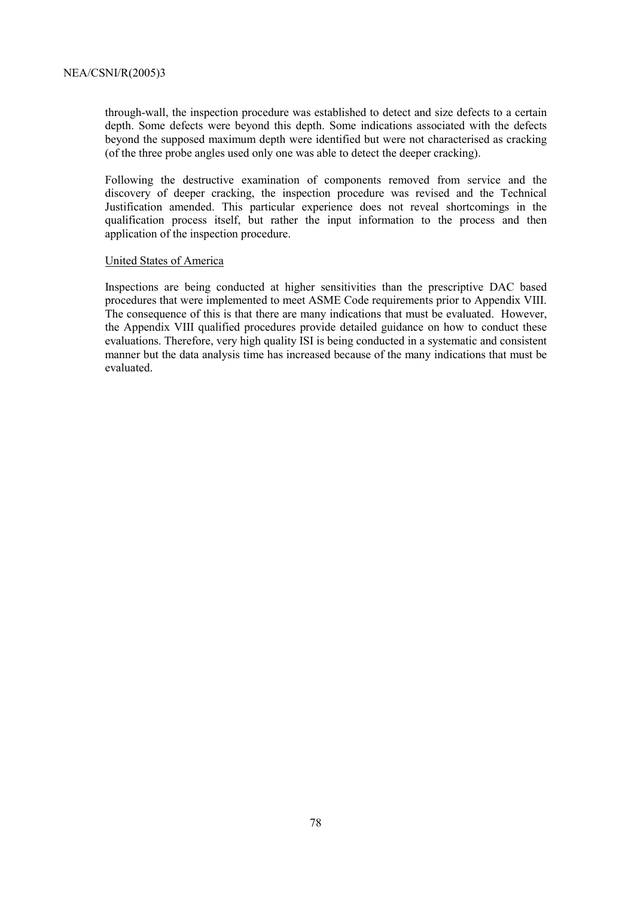through-wall, the inspection procedure was established to detect and size defects to a certain depth. Some defects were beyond this depth. Some indications associated with the defects beyond the supposed maximum depth were identified but were not characterised as cracking (of the three probe angles used only one was able to detect the deeper cracking).

Following the destructive examination of components removed from service and the discovery of deeper cracking, the inspection procedure was revised and the Technical Justification amended. This particular experience does not reveal shortcomings in the qualification process itself, but rather the input information to the process and then application of the inspection procedure.

<u>United States of America</u>

Inspections are being conducted at higher sensitivities than the prescriptive DAC based procedures that were implemented to meet ASME Code requirements prior to Appendix VIII. The consequence of this is that there are many indications that must be evaluated. However, the Appendix VIII qualified procedures provide detailed guidance on how to conduct these evaluations. Therefore, very high quality ISI is being conducted in a systematic and consistent manner but the data analysis time has increased because of the many indications that must be evaluated.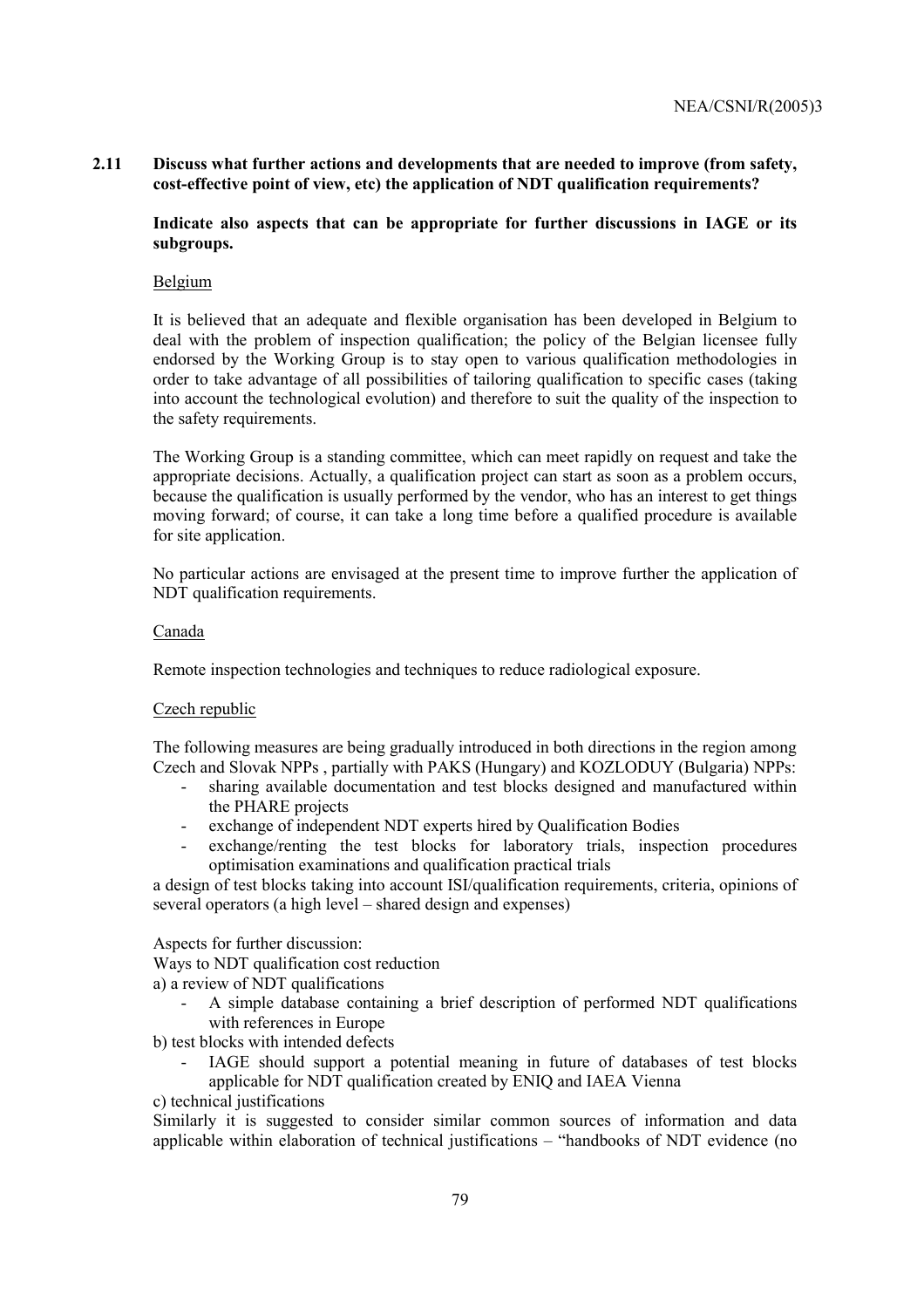### 2.11 Discuss what further actions and developments that are needed to improve (from safety, cost-effective point of view, etc) the application of NDT qualification requirements?

**Indicate also aspects that can be appropriate for further discussions in IAGE or its subgroups.**

Belgium

It is believed that an adequate and flexible organisation has been developed in Belgium to deal with the problem of inspection qualification; the policy of the Belgian licensee fully endorsed by the Working Group is to stay open to various qualification methodologies in order to take advantage of all possibilities of tailoring qualification to specific cases (taking into account the technological evolution) and therefore to suit the quality of the inspection to the safety requirements.

The Working Group is a standing committee, which can meet rapidly on request and take the appropriate decisions. Actually, a qualification project can start as soon as a problem occurs, because the qualification is usually performed by the vendor, who has an interest to get things moving forward; of course, it can take a long time before a qualified procedure is available for site application.

No particular actions are envisaged at the present time to improve further the application of NDT qualification requirements.

Canada

Remote inspection technologies and techniques to reduce radiological exposure.

Czech republic

The following measures are being gradually introduced in both directions in the region among Czech and Slovak NPPs , partially with PAKS (Hungary) and KOZLODUY (Bulgaria) NPPs:

- sharing available documentation and test blocks designed and manufactured within the PHARE projects
- exchange of independent NDT experts hired by Qualification Bodies
- exchange/renting the test blocks for laboratory trials, inspection procedures optimisation examinations and qualification practical trials

a design of test blocks taking into account ISI/qualification requirements, criteria, opinions of several operators (a high level – shared design and expenses)

Aspects for further discussion:

Ways to NDT qualification cost reduction

a) a review of NDT qualifications

- A simple database containing a brief description of performed NDT qualifications with references in Europe

b) test blocks with intended defects

- IAGE should support a potential meaning in future of databases of test blocks applicable for NDT qualification created by ENIQ and IAEA Vienna

c) technical justifications

Similarly it is suggested to consider similar common sources of information and data applicable within elaboration of technical justifications – "handbooks of NDT evidence (no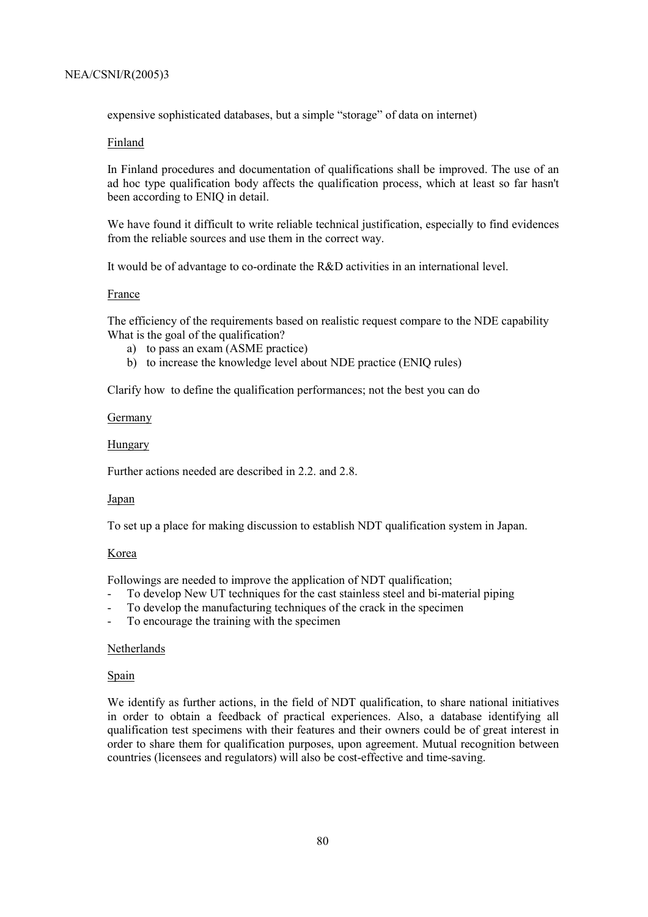expensive sophisticated databases, but a simple "storage" of data on internet)

<u>Finland</u>

In Finland procedures and documentation of qualifications shall be improved. The use of an ad hoc type qualification body affects the qualification process, which at least so far hasn't been according to ENIQ in detail.

We have found it difficult to write reliable technical justification, especially to find evidences from the reliable sources and use them in the correct way.

It would be of advantage to co-ordinate the R&D activities in an international level.

<u>France</u>

The efficiency of the requirements based on realistic request compare to the NDE capability
What is the goal of the qualification?

a) to pass an exam (ASME practice)
b) to increase the knowledge level about NDE practice (ENIQ rules)

Clarify how to define the qualification performances; not the best you can do

<u>Germany</u>

<u>Hungary</u>

Further actions needed are described in 2.2. and 2.8.

<u>Japan</u>

To set up a place for making discussion to establish NDT qualification system in Japan.

<u>Korea</u>

Followings are needed to improve the application of NDT qualification;

- To develop New UT techniques for the cast stainless steel and bi-material piping
- To develop the manufacturing techniques of the crack in the specimen
- To encourage the training with the specimen

<u>Netherlands</u>

<u>Spain</u>

We identify as further actions, in the field of NDT qualification, to share national initiatives in order to obtain a feedback of practical experiences. Also, a database identifying all qualification test specimens with their features and their owners could be of great interest in order to share them for qualification purposes, upon agreement. Mutual recognition between countries (licensees and regulators) will also be cost-effective and time-saving.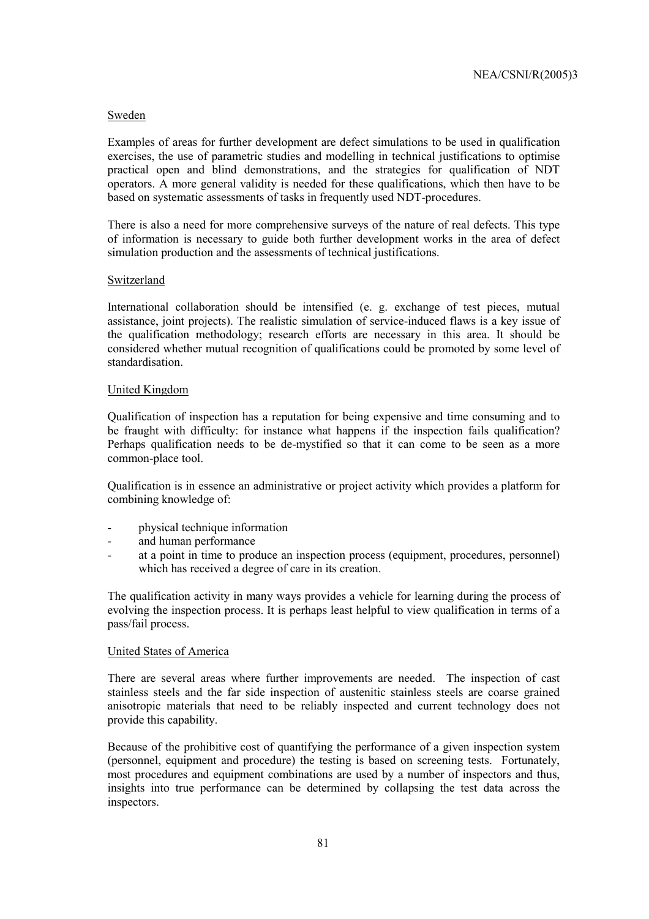Sweden

Examples of areas for further development are defect simulations to be used in qualification exercises, the use of parametric studies and modelling in technical justifications to optimise practical open and blind demonstrations, and the strategies for qualification of NDT operators. A more general validity is needed for these qualifications, which then have to be based on systematic assessments of tasks in frequently used NDT-procedures.

There is also a need for more comprehensive surveys of the nature of real defects. This type of information is necessary to guide both further development works in the area of defect simulation production and the assessments of technical justifications.

Switzerland

International collaboration should be intensified (e. g. exchange of test pieces, mutual assistance, joint projects). The realistic simulation of service-induced flaws is a key issue of the qualification methodology; research efforts are necessary in this area. It should be considered whether mutual recognition of qualifications could be promoted by some level of standardisation.

United Kingdom

Qualification of inspection has a reputation for being expensive and time consuming and to be fraught with difficulty: for instance what happens if the inspection fails qualification? Perhaps qualification needs to be de-mystified so that it can come to be seen as a more common-place tool.

Qualification is in essence an administrative or project activity which provides a platform for combining knowledge of:

- physical technique information
- and human performance
- at a point in time to produce an inspection process (equipment, procedures, personnel) which has received a degree of care in its creation.

The qualification activity in many ways provides a vehicle for learning during the process of evolving the inspection process. It is perhaps least helpful to view qualification in terms of a pass/fail process.

United States of America

There are several areas where further improvements are needed. The inspection of cast stainless steels and the far side inspection of austenitic stainless steels are coarse grained anisotropic materials that need to be reliably inspected and current technology does not provide this capability.

Because of the prohibitive cost of quantifying the performance of a given inspection system (personnel, equipment and procedure) the testing is based on screening tests. Fortunately, most procedures and equipment combinations are used by a number of inspectors and thus, insights into true performance can be determined by collapsing the test data across the inspectors.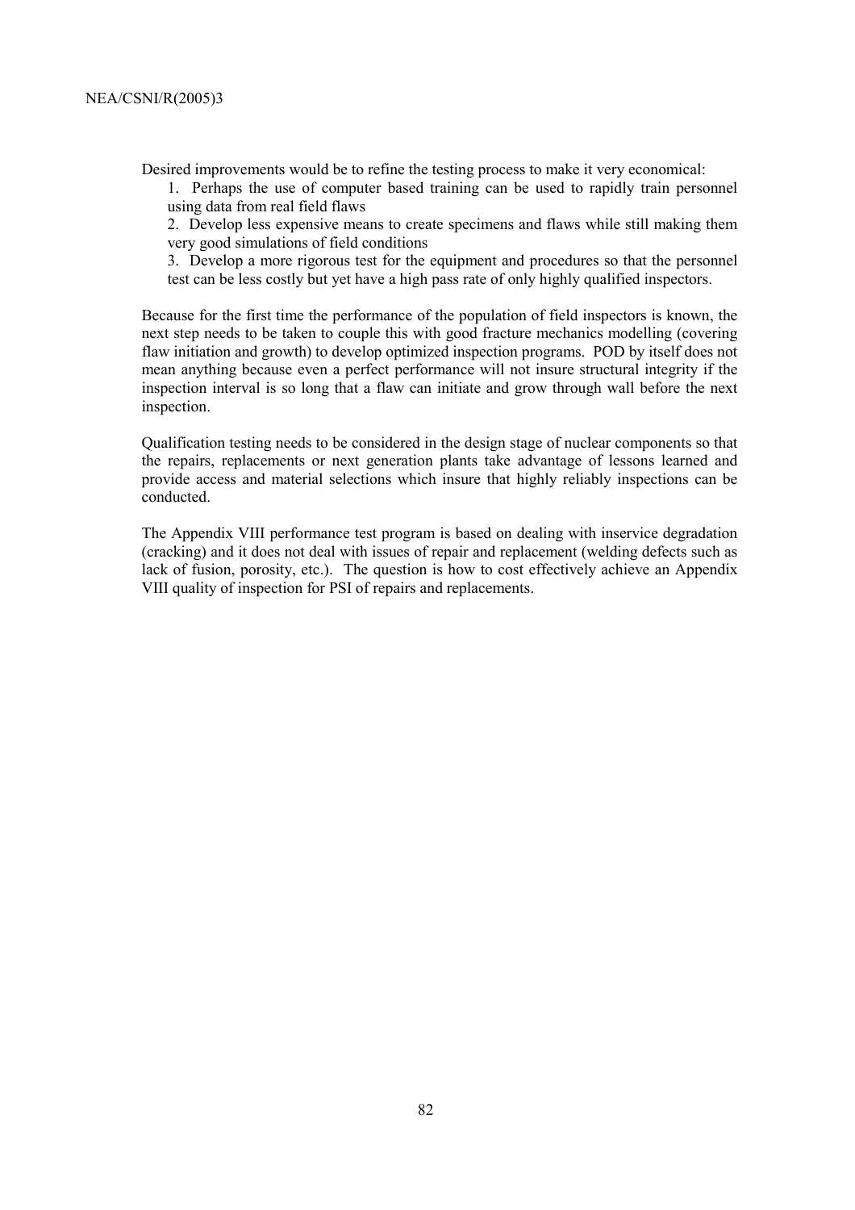Desired improvements would be to refine the testing process to make it very economical:

1. Perhaps the use of computer based training can be used to rapidly train personnel using data from real field flaws
2. Develop less expensive means to create specimens and flaws while still making them very good simulations of field conditions
3. Develop a more rigorous test for the equipment and procedures so that the personnel test can be less costly but yet have a high pass rate of only highly qualified inspectors.

Because for the first time the performance of the population of field inspectors is known, the next step needs to be taken to couple this with good fracture mechanics modelling (covering flaw initiation and growth) to develop optimized inspection programs. POD by itself does not mean anything because even a perfect performance will not insure structural integrity if the inspection interval is so long that a flaw can initiate and grow through wall before the next inspection.

Qualification testing needs to be considered in the design stage of nuclear components so that the repairs, replacements or next generation plants take advantage of lessons learned and provide access and material selections which insure that highly reliably inspections can be conducted.

The Appendix VIII performance test program is based on dealing with inservice degradation (cracking) and it does not deal with issues of repair and replacement (welding defects such as lack of fusion, porosity, etc.). The question is how to cost effectively achieve an Appendix VIII quality of inspection for PSI of repairs and replacements.